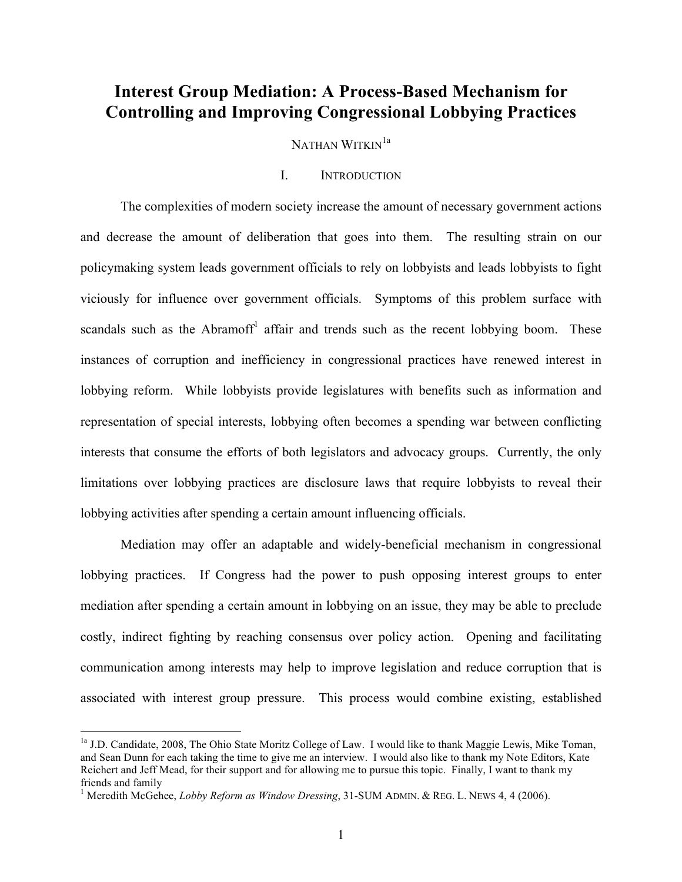# Interest Group Mediation: A Process-Based Mechanism for Controlling and Improving Congressional Lobbying Practices

NATHAN WITKIN[1a]

## I. INTRODUCTION

The complexities of modern society increase the amount of necessary government actions and decrease the amount of deliberation that goes into them. The resulting strain on our policymaking system leads government officials to rely on lobbyists and leads lobbyists to fight viciously for influence over government officials. Symptoms of this problem surface with scandals such as the Abramoff[1] affair and trends such as the recent lobbying boom. These instances of corruption and inefficiency in congressional practices have renewed interest in lobbying reform. While lobbyists provide legislatures with benefits such as information and representation of special interests, lobbying often becomes a spending war between conflicting interests that consume the efforts of both legislators and advocacy groups. Currently, the only limitations over lobbying practices are disclosure laws that require lobbyists to reveal their lobbying activities after spending a certain amount influencing officials.

Mediation may offer an adaptable and widely-beneficial mechanism in congressional lobbying practices. If Congress had the power to push opposing interest groups to enter mediation after spending a certain amount in lobbying on an issue, they may be able to preclude costly, indirect fighting by reaching consensus over policy action. Opening and facilitating communication among interests may help to improve legislation and reduce corruption that is associated with interest group pressure. This process would combine existing, established

---

[1a] J.D. Candidate, 2008, The Ohio State Moritz College of Law. I would like to thank Maggie Lewis, Mike Toman, and Sean Dunn for each taking the time to give me an interview. I would also like to thank my Note Editors, Kate Reichert and Jeff Mead, for their support and for allowing me to pursue this topic. Finally, I want to thank my friends and family

[1] Meredith McGehee, *Lobby Reform as Window Dressing*, 31-SUM ADMIN. & REG. L. NEWS 4, 4 (2006).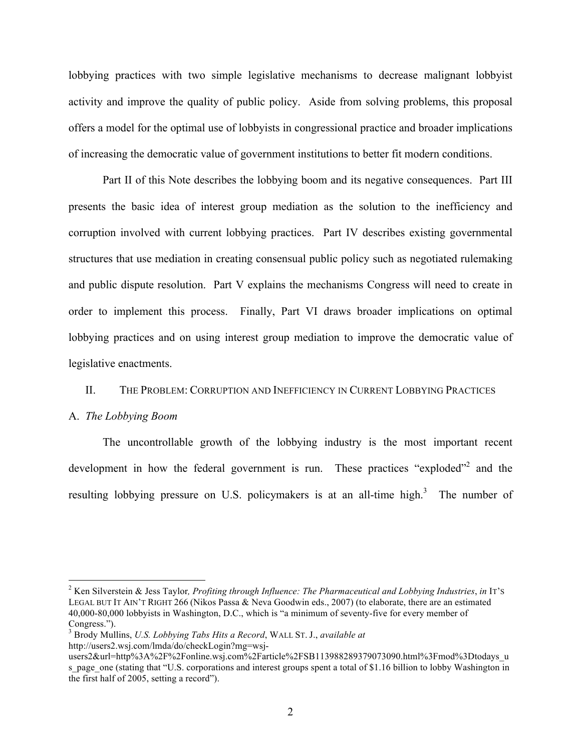lobbying practices with two simple legislative mechanisms to decrease malignant lobbyist activity and improve the quality of public policy. Aside from solving problems, this proposal offers a model for the optimal use of lobbyists in congressional practice and broader implications of increasing the democratic value of government institutions to better fit modern conditions.

Part II of this Note describes the lobbying boom and its negative consequences. Part III presents the basic idea of interest group mediation as the solution to the inefficiency and corruption involved with current lobbying practices. Part IV describes existing governmental structures that use mediation in creating consensual public policy such as negotiated rulemaking and public dispute resolution. Part V explains the mechanisms Congress will need to create in order to implement this process. Finally, Part VI draws broader implications on optimal lobbying practices and on using interest group mediation to improve the democratic value of legislative enactments.

## II. THE PROBLEM: CORRUPTION AND INEFFICIENCY IN CURRENT LOBBYING PRACTICES

### A. *The Lobbying Boom*

The uncontrollable growth of the lobbying industry is the most important recent development in how the federal government is run. These practices "exploded"[2] and the resulting lobbying pressure on U.S. policymakers is at an all-time high.[3] The number of

---

[2] Ken Silverstein & Jess Taylor*, Profiting through Influence: The Pharmaceutical and Lobbying Industries*, *in* IT'S LEGAL BUT IT AIN'T RIGHT 266 (Nikos Passa & Neva Goodwin eds., 2007) (to elaborate, there are an estimated 40,000-80,000 lobbyists in Washington, D.C., which is "a minimum of seventy-five for every member of Congress.").

[3] Brody Mullins, *U.S. Lobbying Tabs Hits a Record*, WALL ST. J., *available at* http://users2.wsj.com/lmda/do/checkLogin?mg=wsj-users2&url=http%3A%2F%2Fonline.wsj.com%2Farticle%2FSB113988289379073090.html%3Fmod%3Dtodays_us_page_one (stating that "U.S. corporations and interest groups spent a total of $1.16 billion to lobby Washington in the first half of 2005, setting a record").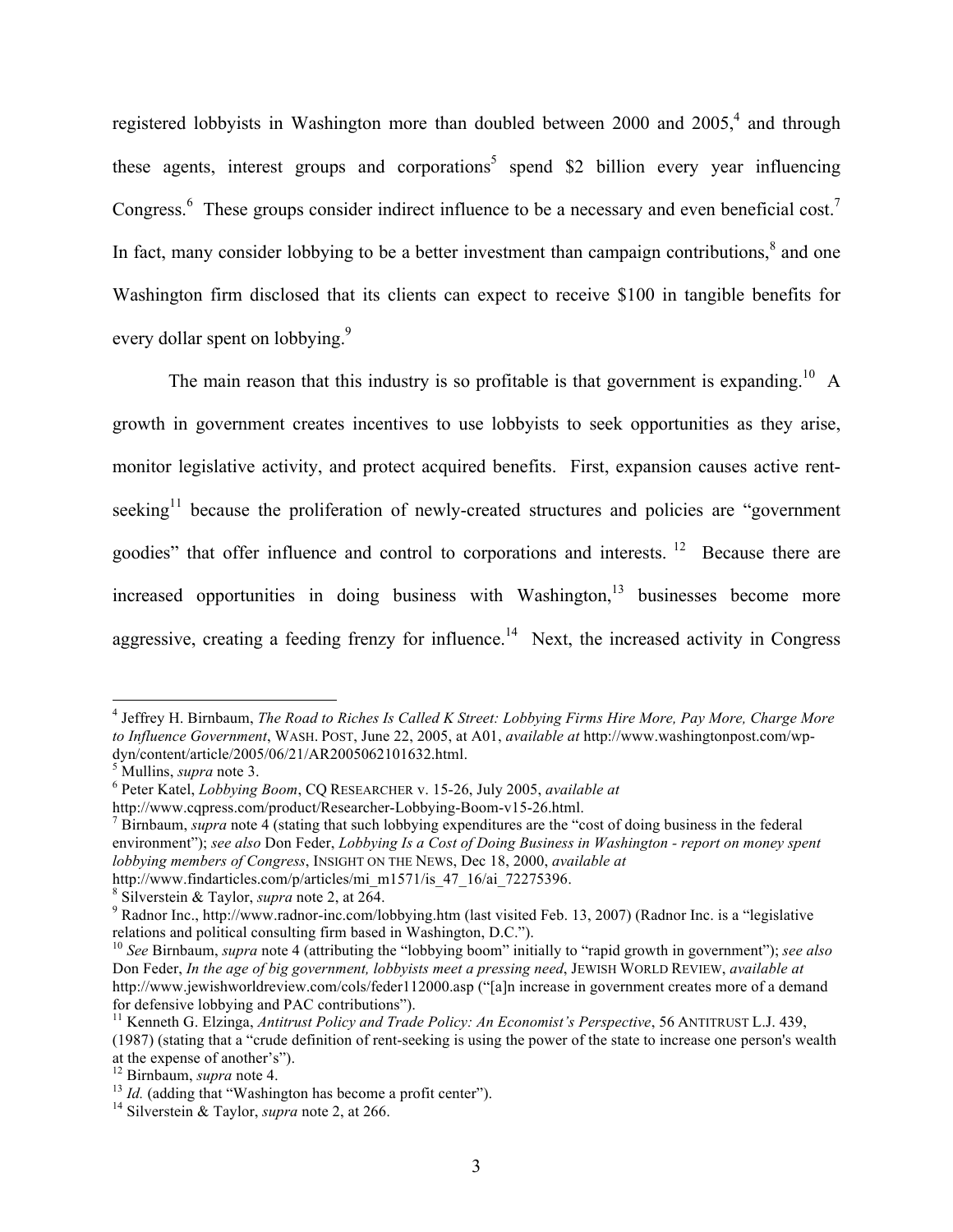registered lobbyists in Washington more than doubled between 2000 and 2005,[4] and through these agents, interest groups and corporations[5] spend $2 billion every year influencing Congress.[6] These groups consider indirect influence to be a necessary and even beneficial cost.[7] In fact, many consider lobbying to be a better investment than campaign contributions,[8] and one Washington firm disclosed that its clients can expect to receive $100 in tangible benefits for every dollar spent on lobbying.[9]

The main reason that this industry is so profitable is that government is expanding.[10] A growth in government creates incentives to use lobbyists to seek opportunities as they arise, monitor legislative activity, and protect acquired benefits. First, expansion causes active rent-seeking[11] because the proliferation of newly-created structures and policies are "government goodies" that offer influence and control to corporations and interests.[12] Because there are increased opportunities in doing business with Washington,[13] businesses become more aggressive, creating a feeding frenzy for influence.[14] Next, the increased activity in Congress

---

[4] Jeffrey H. Birnbaum, *The Road to Riches Is Called K Street: Lobbying Firms Hire More, Pay More, Charge More to Influence Government*, WASH. POST, June 22, 2005, at A01, *available at* http://www.washingtonpost.com/wp-dyn/content/article/2005/06/21/AR2005062101632.html.

[5] Mullins, *supra* note 3.

[6] Peter Katel, *Lobbying Boom*, CQ RESEARCHER v. 15-26, July 2005, *available at* http://www.cqpress.com/product/Researcher-Lobbying-Boom-v15-26.html.

[7] Birnbaum, *supra* note 4 (stating that such lobbying expenditures are the "cost of doing business in the federal environment"); *see also* Don Feder, *Lobbying Is a Cost of Doing Business in Washington - report on money spent lobbying members of Congress*, INSIGHT ON THE NEWS, Dec 18, 2000, *available at* http://www.findarticles.com/p/articles/mi_m1571/is_47_16/ai_72275396.

[8] Silverstein & Taylor, *supra* note 2, at 264.

[9] Radnor Inc., http://www.radnor-inc.com/lobbying.htm (last visited Feb. 13, 2007) (Radnor Inc. is a "legislative relations and political consulting firm based in Washington, D.C.").

[10] *See* Birnbaum, *supra* note 4 (attributing the "lobbying boom" initially to "rapid growth in government"); *see also* Don Feder, *In the age of big government, lobbyists meet a pressing need*, JEWISH WORLD REVIEW, *available at* http://www.jewishworldreview.com/cols/feder112000.asp ("[a]n increase in government creates more of a demand for defensive lobbying and PAC contributions").

[11] Kenneth G. Elzinga, *Antitrust Policy and Trade Policy: An Economist's Perspective*, 56 ANTITRUST L.J. 439, (1987) (stating that a "crude definition of rent-seeking is using the power of the state to increase one person's wealth at the expense of another's").

[12] Birnbaum, *supra* note 4.

[13] *Id.* (adding that "Washington has become a profit center").

[14] Silverstein & Taylor, *supra* note 2, at 266.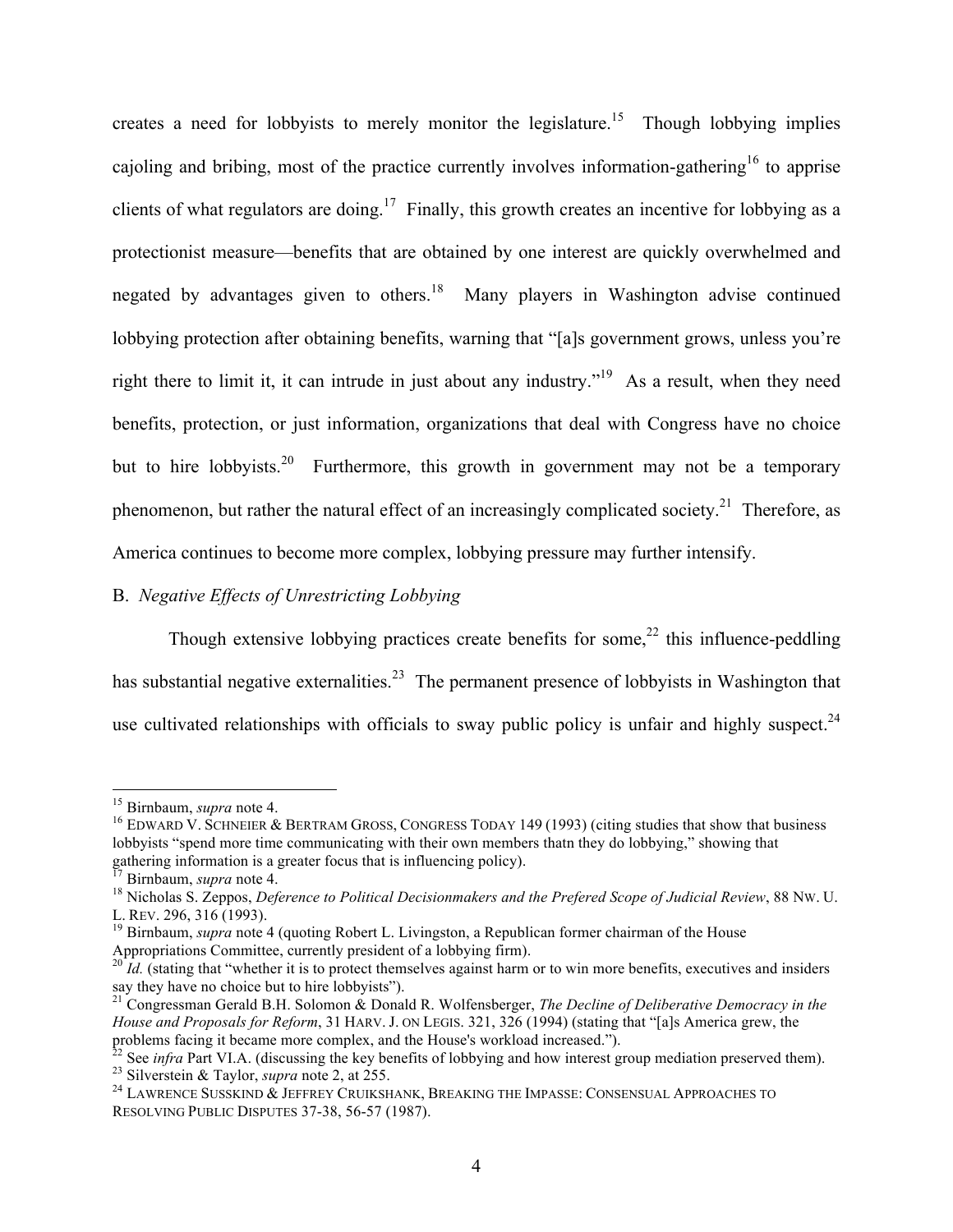creates a need for lobbyists to merely monitor the legislature.[15] Though lobbying implies cajoling and bribing, most of the practice currently involves information-gathering[16] to apprise clients of what regulators are doing.[17] Finally, this growth creates an incentive for lobbying as a protectionist measure—benefits that are obtained by one interest are quickly overwhelmed and negated by advantages given to others.[18] Many players in Washington advise continued lobbying protection after obtaining benefits, warning that "[a]s government grows, unless you're right there to limit it, it can intrude in just about any industry."[19] As a result, when they need benefits, protection, or just information, organizations that deal with Congress have no choice but to hire lobbyists.[20] Furthermore, this growth in government may not be a temporary phenomenon, but rather the natural effect of an increasingly complicated society.[21] Therefore, as America continues to become more complex, lobbying pressure may further intensify.

B. *Negative Effects of Unrestricting Lobbying*

Though extensive lobbying practices create benefits for some,[22] this influence-peddling has substantial negative externalities.[23] The permanent presence of lobbyists in Washington that use cultivated relationships with officials to sway public policy is unfair and highly suspect.[24]

---

[15] Birnbaum, *supra* note 4.

[16] EDWARD V. SCHNEIER & BERTRAM GROSS, CONGRESS TODAY 149 (1993) (citing studies that show that business lobbyists "spend more time communicating with their own members thatn they do lobbying," showing that gathering information is a greater focus that is influencing policy).

[17] Birnbaum, *supra* note 4.

[18] Nicholas S. Zeppos, *Deference to Political Decisionmakers and the Prefered Scope of Judicial Review*, 88 NW. U. L. REV. 296, 316 (1993).

[19] Birnbaum, *supra* note 4 (quoting Robert L. Livingston, a Republican former chairman of the House Appropriations Committee, currently president of a lobbying firm).

[20] *Id.* (stating that "whether it is to protect themselves against harm or to win more benefits, executives and insiders say they have no choice but to hire lobbyists").

[21] Congressman Gerald B.H. Solomon & Donald R. Wolfensberger, *The Decline of Deliberative Democracy in the House and Proposals for Reform*, 31 HARV. J. ON LEGIS. 321, 326 (1994) (stating that "[a]s America grew, the problems facing it became more complex, and the House's workload increased.").

[22] See *infra* Part VI.A. (discussing the key benefits of lobbying and how interest group mediation preserved them).

[23] Silverstein & Taylor, *supra* note 2, at 255.

[24] LAWRENCE SUSSKIND & JEFFREY CRUIKSHANK, BREAKING THE IMPASSE: CONSENSUAL APPROACHES TO RESOLVING PUBLIC DISPUTES 37-38, 56-57 (1987).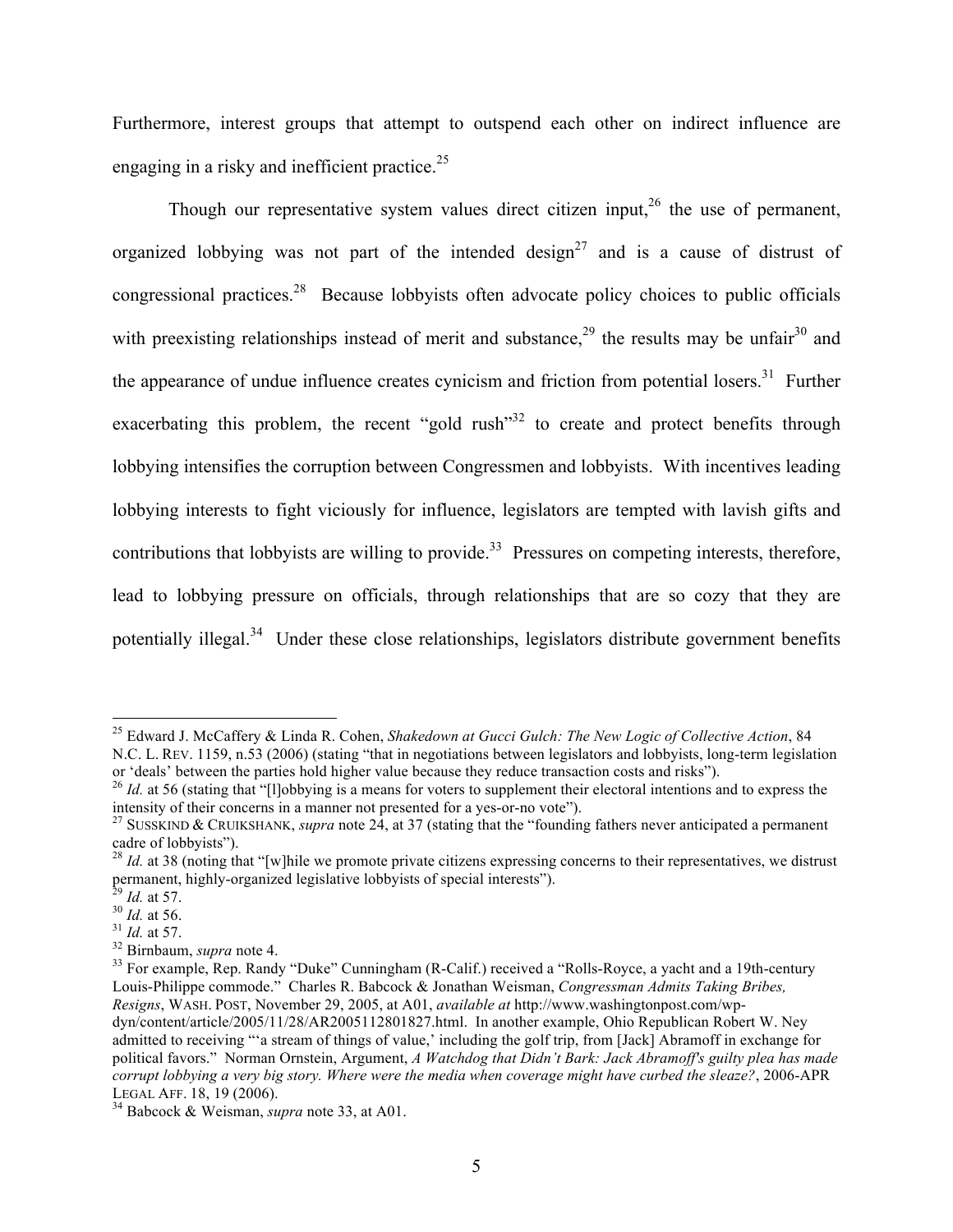Furthermore, interest groups that attempt to outspend each other on indirect influence are engaging in a risky and inefficient practice.[25]

Though our representative system values direct citizen input,[26] the use of permanent, organized lobbying was not part of the intended design[27] and is a cause of distrust of congressional practices.[28] Because lobbyists often advocate policy choices to public officials with preexisting relationships instead of merit and substance,[29] the results may be unfair[30] and the appearance of undue influence creates cynicism and friction from potential losers.[31] Further exacerbating this problem, the recent "gold rush"[32] to create and protect benefits through lobbying intensifies the corruption between Congressmen and lobbyists. With incentives leading lobbying interests to fight viciously for influence, legislators are tempted with lavish gifts and contributions that lobbyists are willing to provide.[33] Pressures on competing interests, therefore, lead to lobbying pressure on officials, through relationships that are so cozy that they are potentially illegal.[34] Under these close relationships, legislators distribute government benefits

---

[25] Edward J. McCaffery & Linda R. Cohen, *Shakedown at Gucci Gulch: The New Logic of Collective Action*, 84 N.C. L. REV. 1159, n.53 (2006) (stating "that in negotiations between legislators and lobbyists, long-term legislation or 'deals' between the parties hold higher value because they reduce transaction costs and risks").

[26] *Id.* at 56 (stating that "[l]obbying is a means for voters to supplement their electoral intentions and to express the intensity of their concerns in a manner not presented for a yes-or-no vote").

[27] SUSSKIND & CRUIKSHANK, *supra* note 24, at 37 (stating that the "founding fathers never anticipated a permanent cadre of lobbyists").

[28] *Id.* at 38 (noting that "[w]hile we promote private citizens expressing concerns to their representatives, we distrust permanent, highly-organized legislative lobbyists of special interests").

[29] *Id.* at 57.

[30] *Id.* at 56.

[31] *Id.* at 57.

[32] Birnbaum, *supra* note 4.

[33] For example, Rep. Randy "Duke" Cunningham (R-Calif.) received a "Rolls-Royce, a yacht and a 19th-century Louis-Philippe commode." Charles R. Babcock & Jonathan Weisman, *Congressman Admits Taking Bribes, Resigns*, WASH. POST, November 29, 2005, at A01, *available at* http://www.washingtonpost.com/wp-dyn/content/article/2005/11/28/AR2005112801827.html. In another example, Ohio Republican Robert W. Ney admitted to receiving "'a stream of things of value,' including the golf trip, from [Jack] Abramoff in exchange for political favors." Norman Ornstein, Argument, *A Watchdog that Didn't Bark: Jack Abramoff's guilty plea has made corrupt lobbying a very big story. Where were the media when coverage might have curbed the sleaze?*, 2006-APR LEGAL AFF. 18, 19 (2006).

[34] Babcock & Weisman, *supra* note 33, at A01.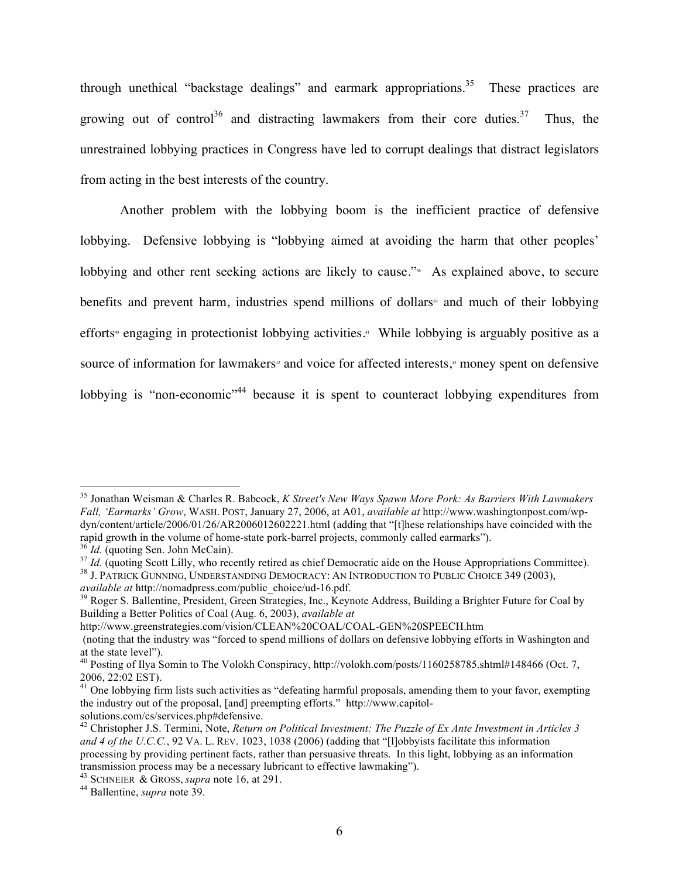through unethical "backstage dealings" and earmark appropriations.[35] These practices are growing out of control[36] and distracting lawmakers from their core duties.[37] Thus, the unrestrained lobbying practices in Congress have led to corrupt dealings that distract legislators from acting in the best interests of the country.

Another problem with the lobbying boom is the inefficient practice of defensive lobbying. Defensive lobbying is "lobbying aimed at avoiding the harm that other peoples' lobbying and other rent seeking actions are likely to cause."[38] As explained above, to secure benefits and prevent harm, industries spend millions of dollars[39] and much of their lobbying efforts[40] engaging in protectionist lobbying activities.[41] While lobbying is arguably positive as a source of information for lawmakers[42] and voice for affected interests,[43] money spent on defensive lobbying is "non-economic"[44] because it is spent to counteract lobbying expenditures from

---

[35] Jonathan Weisman & Charles R. Babcock, *K Street's New Ways Spawn More Pork: As Barriers With Lawmakers Fall, 'Earmarks' Grow*, WASH. POST, January 27, 2006, at A01, *available at* http://www.washingtonpost.com/wp-dyn/content/article/2006/01/26/AR2006012602221.html (adding that "[t]hese relationships have coincided with the rapid growth in the volume of home-state pork-barrel projects, commonly called earmarks").

[36] *Id.* (quoting Sen. John McCain).

[37] *Id.* (quoting Scott Lilly, who recently retired as chief Democratic aide on the House Appropriations Committee).

[38] J. PATRICK GUNNING, UNDERSTANDING DEMOCRACY: AN INTRODUCTION TO PUBLIC CHOICE 349 (2003), *available at* http://nomadpress.com/public_choice/ud-16.pdf.

[39] Roger S. Ballentine, President, Green Strategies, Inc., Keynote Address, Building a Brighter Future for Coal by Building a Better Politics of Coal (Aug. 6, 2003), *available at* http://www.greenstrategies.com/vision/CLEAN%20COAL/COAL-GEN%20SPEECH.htm (noting that the industry was "forced to spend millions of dollars on defensive lobbying efforts in Washington and at the state level").

[40] Posting of Ilya Somin to The Volokh Conspiracy, http://volokh.com/posts/1160258785.shtml#148466 (Oct. 7, 2006, 22:02 EST).

[41] One lobbying firm lists such activities as "defeating harmful proposals, amending them to your favor, exempting the industry out of the proposal, [and] preempting efforts." http://www.capitol-solutions.com/cs/services.php#defensive.

[42] Christopher J.S. Termini, Note, *Return on Political Investment: The Puzzle of Ex Ante Investment in Articles 3 and 4 of the U.C.C.*, 92 VA. L. REV. 1023, 1038 (2006) (adding that "[l]obbyists facilitate this information processing by providing pertinent facts, rather than persuasive threats. In this light, lobbying as an information transmission process may be a necessary lubricant to effective lawmaking").

[43] SCHNEIER & GROSS, *supra* note 16, at 291.

[44] Ballentine, *supra* note 39.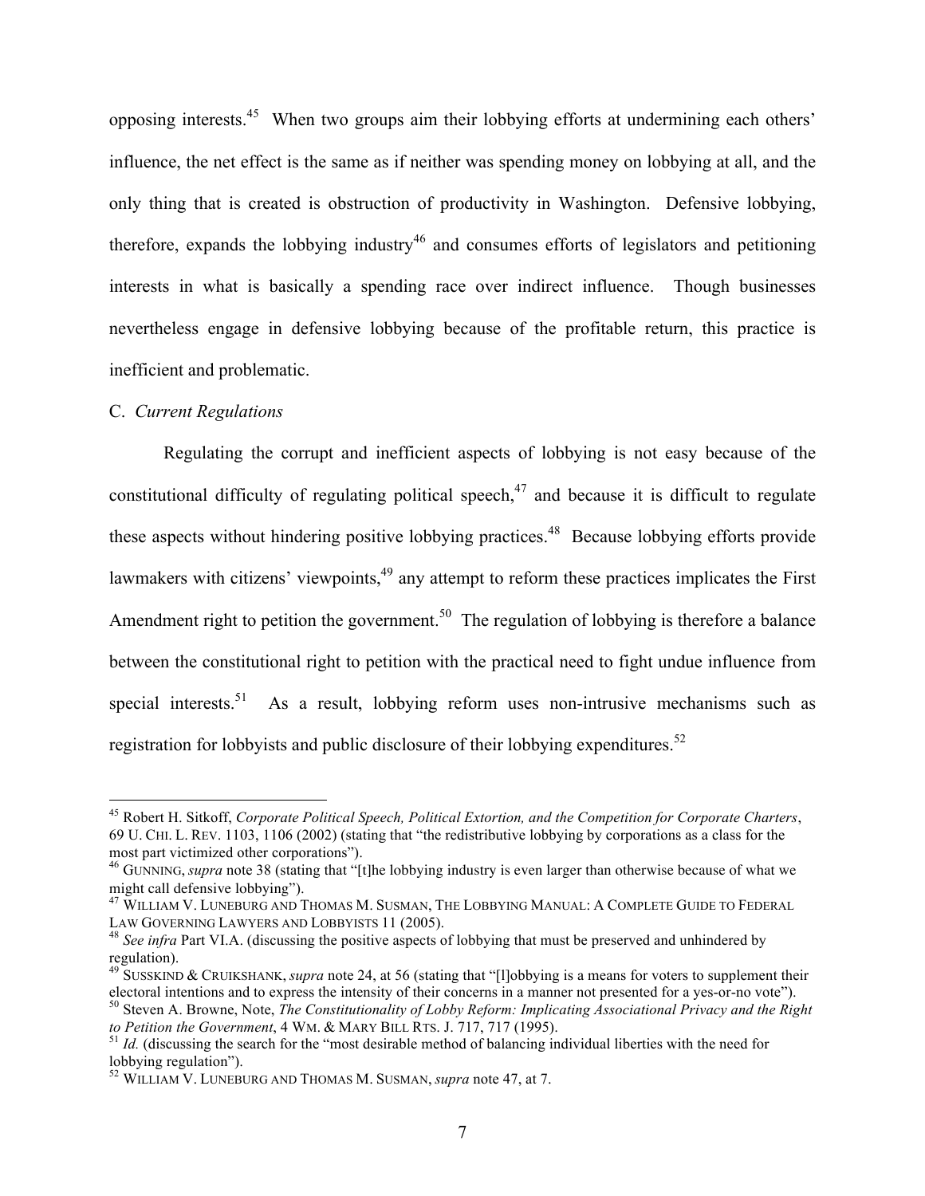opposing interests.[45] When two groups aim their lobbying efforts at undermining each others' influence, the net effect is the same as if neither was spending money on lobbying at all, and the only thing that is created is obstruction of productivity in Washington. Defensive lobbying, therefore, expands the lobbying industry[46] and consumes efforts of legislators and petitioning interests in what is basically a spending race over indirect influence. Though businesses nevertheless engage in defensive lobbying because of the profitable return, this practice is inefficient and problematic.

### C. *Current Regulations*

Regulating the corrupt and inefficient aspects of lobbying is not easy because of the constitutional difficulty of regulating political speech,[47] and because it is difficult to regulate these aspects without hindering positive lobbying practices.[48] Because lobbying efforts provide lawmakers with citizens' viewpoints,[49] any attempt to reform these practices implicates the First Amendment right to petition the government.[50] The regulation of lobbying is therefore a balance between the constitutional right to petition with the practical need to fight undue influence from special interests.[51] As a result, lobbying reform uses non-intrusive mechanisms such as registration for lobbyists and public disclosure of their lobbying expenditures.[52]

---

[45] Robert H. Sitkoff, *Corporate Political Speech, Political Extortion, and the Competition for Corporate Charters*, 69 U. CHI. L. REV. 1103, 1106 (2002) (stating that "the redistributive lobbying by corporations as a class for the most part victimized other corporations").

[46] GUNNING, *supra* note 38 (stating that "[t]he lobbying industry is even larger than otherwise because of what we might call defensive lobbying").

[47] WILLIAM V. LUNEBURG AND THOMAS M. SUSMAN, THE LOBBYING MANUAL: A COMPLETE GUIDE TO FEDERAL LAW GOVERNING LAWYERS AND LOBBYISTS 11 (2005).

[48] *See infra* Part VI.A. (discussing the positive aspects of lobbying that must be preserved and unhindered by regulation).

[49] SUSSKIND & CRUIKSHANK, *supra* note 24, at 56 (stating that "[l]obbying is a means for voters to supplement their electoral intentions and to express the intensity of their concerns in a manner not presented for a yes-or-no vote").

[50] Steven A. Browne, Note, *The Constitutionality of Lobby Reform: Implicating Associational Privacy and the Right to Petition the Government*, 4 WM. & MARY BILL RTS. J. 717, 717 (1995).

[51] *Id.* (discussing the search for the "most desirable method of balancing individual liberties with the need for lobbying regulation").

[52] WILLIAM V. LUNEBURG AND THOMAS M. SUSMAN, *supra* note 47, at 7.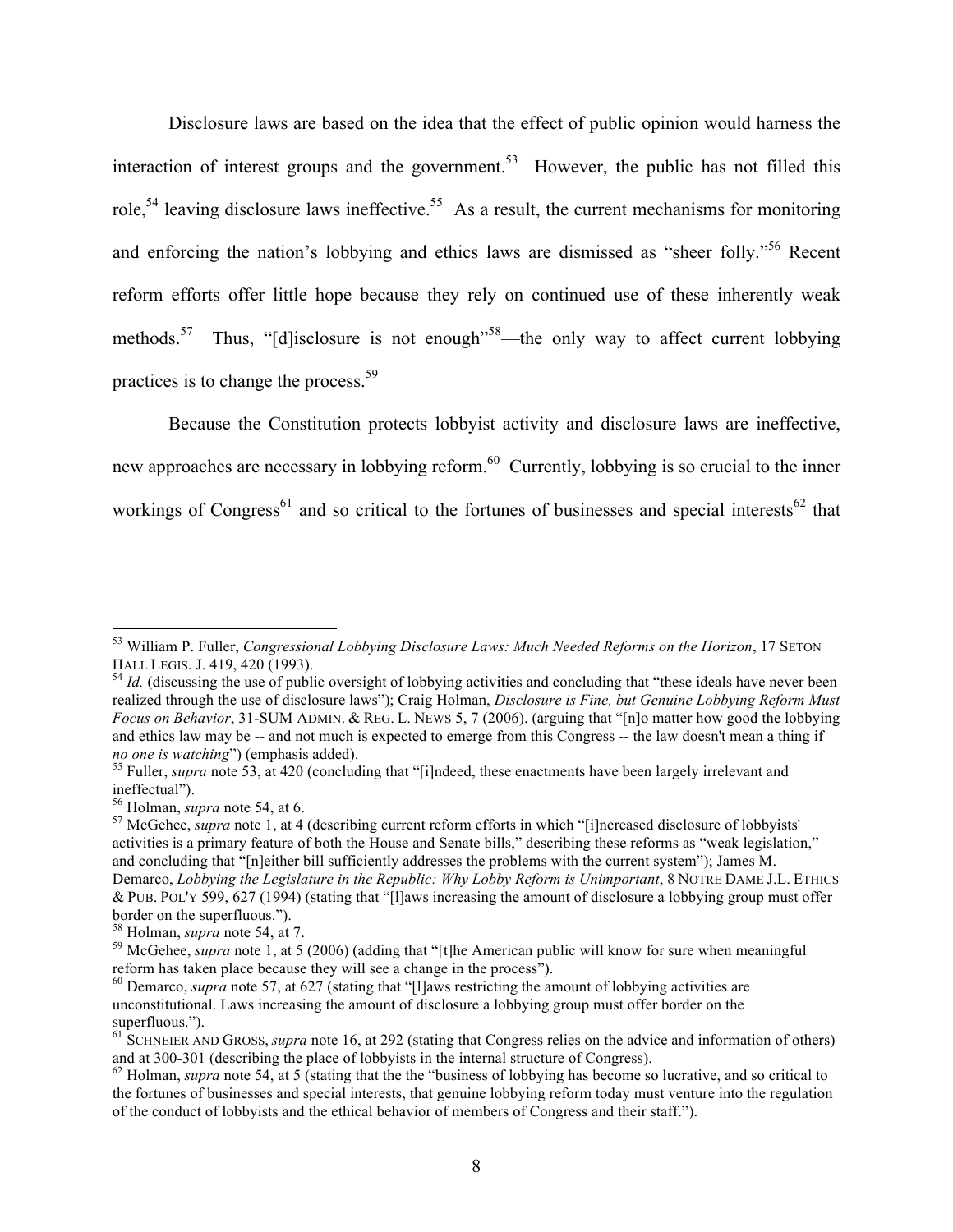Disclosure laws are based on the idea that the effect of public opinion would harness the interaction of interest groups and the government.[53] However, the public has not filled this role,[54] leaving disclosure laws ineffective.[55] As a result, the current mechanisms for monitoring and enforcing the nation's lobbying and ethics laws are dismissed as "sheer folly."[56] Recent reform efforts offer little hope because they rely on continued use of these inherently weak methods.[57] Thus, "[d]isclosure is not enough"[58]—the only way to affect current lobbying practices is to change the process.[59]

Because the Constitution protects lobbyist activity and disclosure laws are ineffective, new approaches are necessary in lobbying reform.[60] Currently, lobbying is so crucial to the inner workings of Congress[61] and so critical to the fortunes of businesses and special interests[62] that

---

[53] William P. Fuller, *Congressional Lobbying Disclosure Laws: Much Needed Reforms on the Horizon*, 17 SETON HALL LEGIS. J. 419, 420 (1993).

[54] *Id.* (discussing the use of public oversight of lobbying activities and concluding that "these ideals have never been realized through the use of disclosure laws"); Craig Holman, *Disclosure is Fine, but Genuine Lobbying Reform Must Focus on Behavior*, 31-SUM ADMIN. & REG. L. NEWS 5, 7 (2006). (arguing that "[n]o matter how good the lobbying and ethics law may be -- and not much is expected to emerge from this Congress -- the law doesn't mean a thing if *no one is watching*") (emphasis added).

[55] Fuller, *supra* note 53, at 420 (concluding that "[i]ndeed, these enactments have been largely irrelevant and ineffectual").

[56] Holman, *supra* note 54, at 6.

[57] McGehee, *supra* note 1, at 4 (describing current reform efforts in which "[i]ncreased disclosure of lobbyists' activities is a primary feature of both the House and Senate bills," describing these reforms as "weak legislation," and concluding that "[n]either bill sufficiently addresses the problems with the current system"); James M. Demarco, *Lobbying the Legislature in the Republic: Why Lobby Reform is Unimportant*, 8 NOTRE DAME J.L. ETHICS & PUB. POL'Y 599, 627 (1994) (stating that "[l]aws increasing the amount of disclosure a lobbying group must offer border on the superfluous.").

[58] Holman, *supra* note 54, at 7.

[59] McGehee, *supra* note 1, at 5 (2006) (adding that "[t]he American public will know for sure when meaningful reform has taken place because they will see a change in the process").

[60] Demarco, *supra* note 57, at 627 (stating that "[l]aws restricting the amount of lobbying activities are unconstitutional. Laws increasing the amount of disclosure a lobbying group must offer border on the superfluous.").

[61] SCHNEIER AND GROSS, *supra* note 16, at 292 (stating that Congress relies on the advice and information of others) and at 300-301 (describing the place of lobbyists in the internal structure of Congress).

[62] Holman, *supra* note 54, at 5 (stating that the the "business of lobbying has become so lucrative, and so critical to the fortunes of businesses and special interests, that genuine lobbying reform today must venture into the regulation of the conduct of lobbyists and the ethical behavior of members of Congress and their staff.").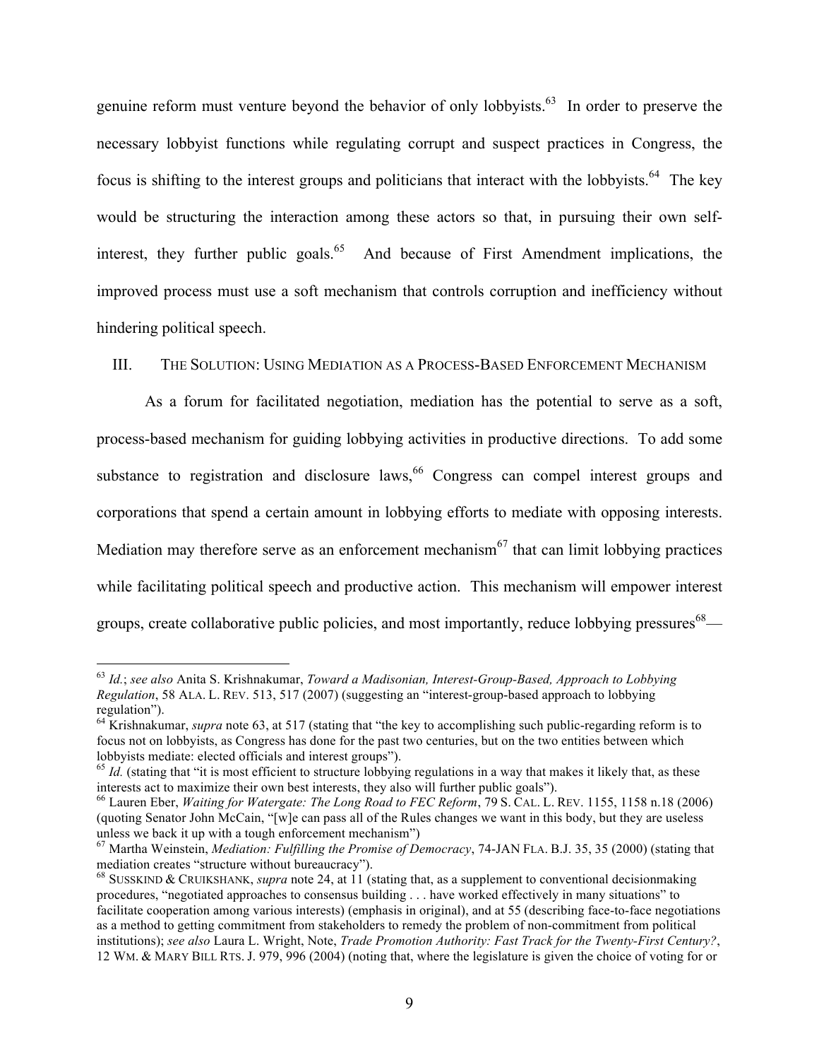genuine reform must venture beyond the behavior of only lobbyists.[63] In order to preserve the necessary lobbyist functions while regulating corrupt and suspect practices in Congress, the focus is shifting to the interest groups and politicians that interact with the lobbyists.[64] The key would be structuring the interaction among these actors so that, in pursuing their own self-interest, they further public goals.[65] And because of First Amendment implications, the improved process must use a soft mechanism that controls corruption and inefficiency without hindering political speech.

## III. THE SOLUTION: USING MEDIATION AS A PROCESS-BASED ENFORCEMENT MECHANISM

As a forum for facilitated negotiation, mediation has the potential to serve as a soft, process-based mechanism for guiding lobbying activities in productive directions. To add some substance to registration and disclosure laws,[66] Congress can compel interest groups and corporations that spend a certain amount in lobbying efforts to mediate with opposing interests. Mediation may therefore serve as an enforcement mechanism[67] that can limit lobbying practices while facilitating political speech and productive action. This mechanism will empower interest groups, create collaborative public policies, and most importantly, reduce lobbying pressures[68]—

---

[63] *Id.*; *see also* Anita S. Krishnakumar, *Toward a Madisonian, Interest-Group-Based, Approach to Lobbying Regulation*, 58 ALA. L. REV. 513, 517 (2007) (suggesting an "interest-group-based approach to lobbying regulation").

[64] Krishnakumar, *supra* note 63, at 517 (stating that "the key to accomplishing such public-regarding reform is to focus not on lobbyists, as Congress has done for the past two centuries, but on the two entities between which lobbyists mediate: elected officials and interest groups").

[65] *Id.* (stating that "it is most efficient to structure lobbying regulations in a way that makes it likely that, as these interests act to maximize their own best interests, they also will further public goals").

[66] Lauren Eber, *Waiting for Watergate: The Long Road to FEC Reform*, 79 S. CAL. L. REV. 1155, 1158 n.18 (2006) (quoting Senator John McCain, "[w]e can pass all of the Rules changes we want in this body, but they are useless unless we back it up with a tough enforcement mechanism")

[67] Martha Weinstein, *Mediation: Fulfilling the Promise of Democracy*, 74-JAN FLA. B.J. 35, 35 (2000) (stating that mediation creates "structure without bureaucracy").

[68] SUSSKIND & CRUIKSHANK, *supra* note 24, at 11 (stating that, as a supplement to conventional decisionmaking procedures, "negotiated approaches to consensus building . . . have worked effectively in many situations" to facilitate cooperation among various interests) (emphasis in original), and at 55 (describing face-to-face negotiations as a method to getting commitment from stakeholders to remedy the problem of non-commitment from political institutions); *see also* Laura L. Wright, Note, *Trade Promotion Authority: Fast Track for the Twenty-First Century?*, 12 WM. & MARY BILL RTS. J. 979, 996 (2004) (noting that, where the legislature is given the choice of voting for or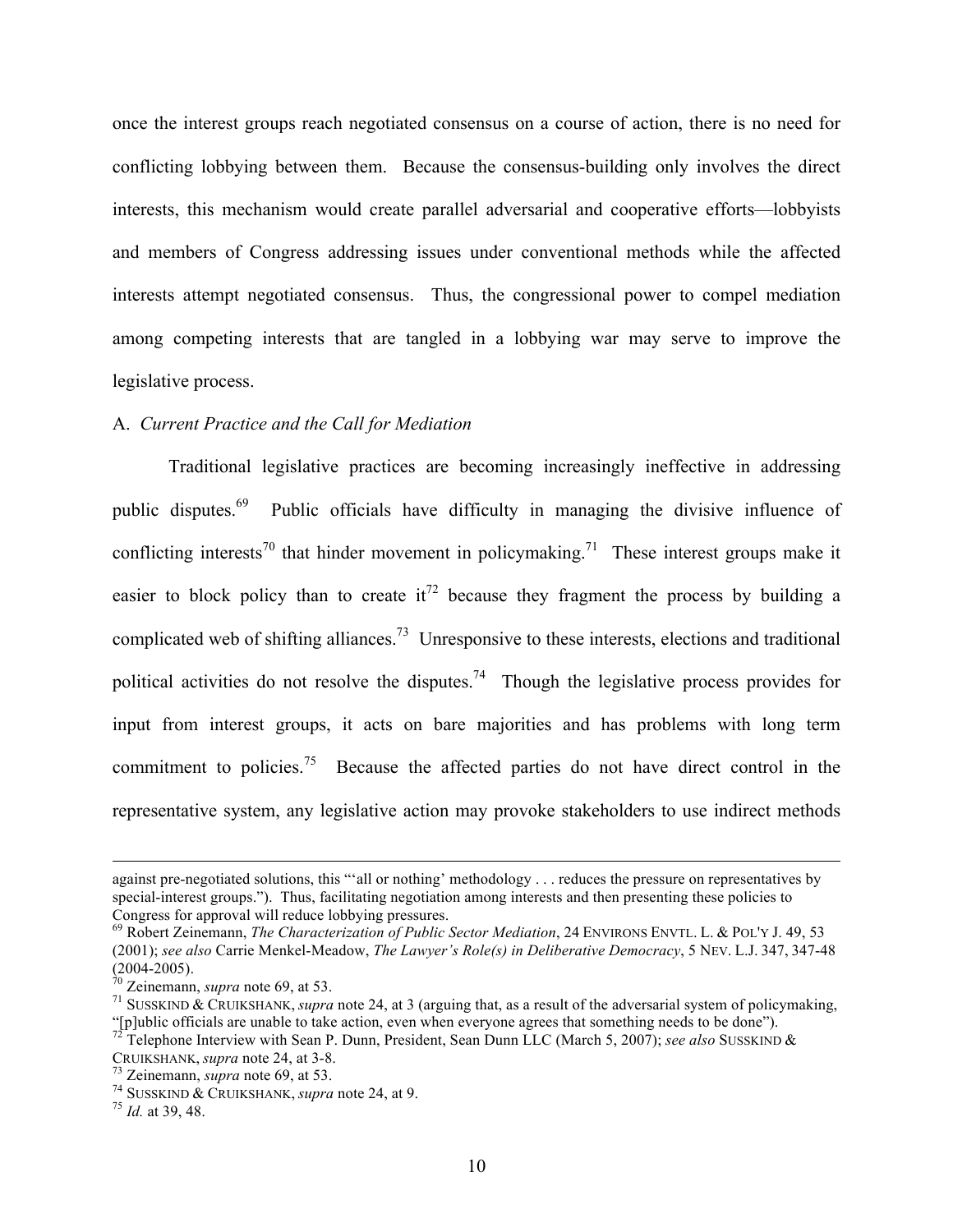once the interest groups reach negotiated consensus on a course of action, there is no need for conflicting lobbying between them. Because the consensus-building only involves the direct interests, this mechanism would create parallel adversarial and cooperative efforts—lobbyists and members of Congress addressing issues under conventional methods while the affected interests attempt negotiated consensus. Thus, the congressional power to compel mediation among competing interests that are tangled in a lobbying war may serve to improve the legislative process.

A. *Current Practice and the Call for Mediation*

Traditional legislative practices are becoming increasingly ineffective in addressing public disputes.[69] Public officials have difficulty in managing the divisive influence of conflicting interests[70] that hinder movement in policymaking.[71] These interest groups make it easier to block policy than to create it[72] because they fragment the process by building a complicated web of shifting alliances.[73] Unresponsive to these interests, elections and traditional political activities do not resolve the disputes.[74] Though the legislative process provides for input from interest groups, it acts on bare majorities and has problems with long term commitment to policies.[75] Because the affected parties do not have direct control in the representative system, any legislative action may provoke stakeholders to use indirect methods

---

against pre-negotiated solutions, this "'all or nothing' methodology . . . reduces the pressure on representatives by special-interest groups."). Thus, facilitating negotiation among interests and then presenting these policies to Congress for approval will reduce lobbying pressures.

[69] Robert Zeinemann, *The Characterization of Public Sector Mediation*, 24 ENVIRONS ENVTL. L. & POL'Y J. 49, 53 (2001); *see also* Carrie Menkel-Meadow, *The Lawyer's Role(s) in Deliberative Democracy*, 5 NEV. L.J. 347, 347-48 (2004-2005).

[70] Zeinemann, *supra* note 69, at 53.

[71] SUSSKIND & CRUIKSHANK, *supra* note 24, at 3 (arguing that, as a result of the adversarial system of policymaking, "[p]ublic officials are unable to take action, even when everyone agrees that something needs to be done").

[72] Telephone Interview with Sean P. Dunn, President, Sean Dunn LLC (March 5, 2007); *see also* SUSSKIND & CRUIKSHANK, *supra* note 24, at 3-8.

[73] Zeinemann, *supra* note 69, at 53.

[74] SUSSKIND & CRUIKSHANK, *supra* note 24, at 9.

[75] *Id.* at 39, 48.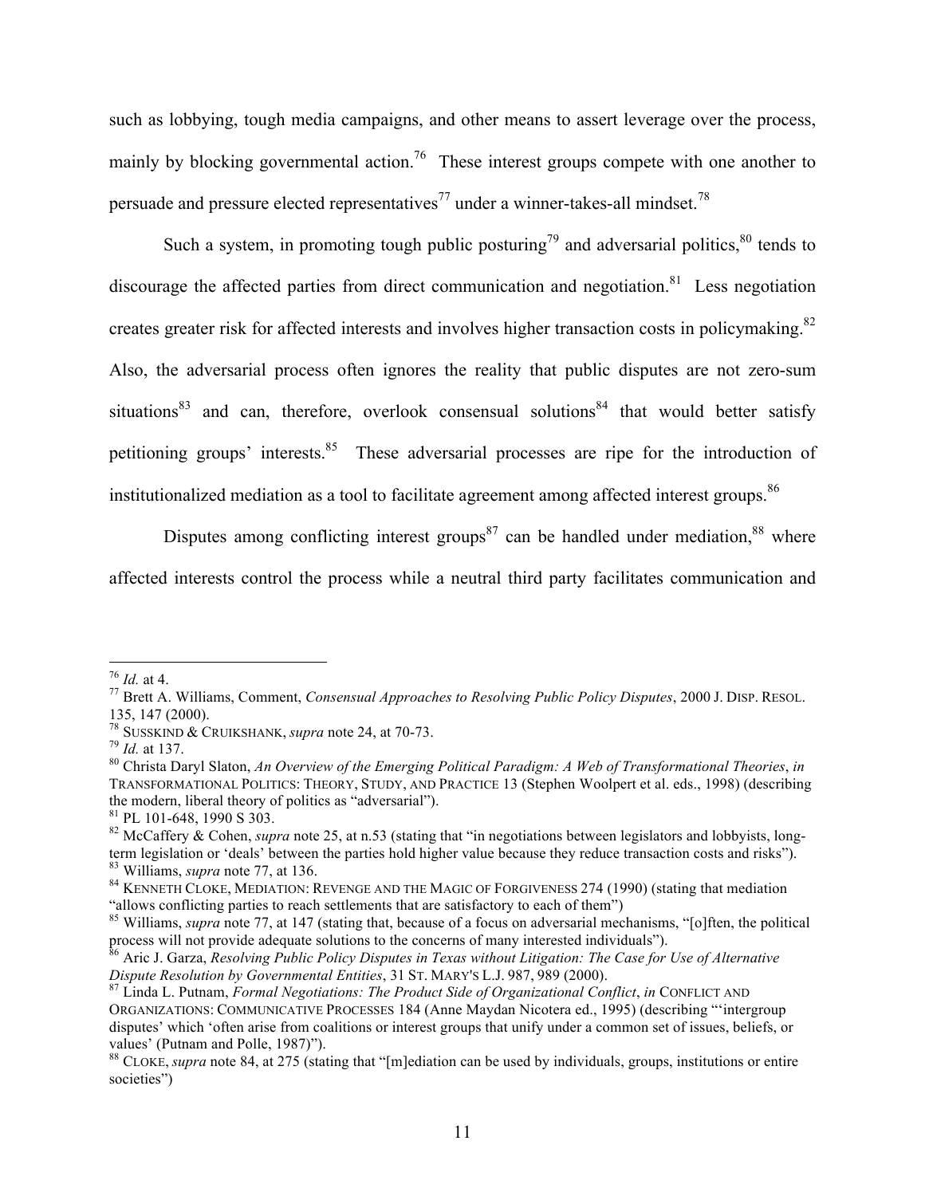such as lobbying, tough media campaigns, and other means to assert leverage over the process, mainly by blocking governmental action.[76] These interest groups compete with one another to persuade and pressure elected representatives[77] under a winner-takes-all mindset.[78]

Such a system, in promoting tough public posturing[79] and adversarial politics,[80] tends to discourage the affected parties from direct communication and negotiation.[81] Less negotiation creates greater risk for affected interests and involves higher transaction costs in policymaking.[82] Also, the adversarial process often ignores the reality that public disputes are not zero-sum situations[83] and can, therefore, overlook consensual solutions[84] that would better satisfy petitioning groups' interests.[85] These adversarial processes are ripe for the introduction of institutionalized mediation as a tool to facilitate agreement among affected interest groups.[86]

Disputes among conflicting interest groups[87] can be handled under mediation,[88] where affected interests control the process while a neutral third party facilitates communication and

---

[76] *Id.* at 4.

[77] Brett A. Williams, Comment, *Consensual Approaches to Resolving Public Policy Disputes*, 2000 J. DISP. RESOL. 135, 147 (2000).

[78] SUSSKIND & CRUIKSHANK, *supra* note 24, at 70-73.

[79] *Id.* at 137.

[80] Christa Daryl Slaton, *An Overview of the Emerging Political Paradigm: A Web of Transformational Theories*, *in* TRANSFORMATIONAL POLITICS: THEORY, STUDY, AND PRACTICE 13 (Stephen Woolpert et al. eds., 1998) (describing the modern, liberal theory of politics as "adversarial").

[81] PL 101-648, 1990 S 303.

[82] McCaffery & Cohen, *supra* note 25, at n.53 (stating that "in negotiations between legislators and lobbyists, long-term legislation or 'deals' between the parties hold higher value because they reduce transaction costs and risks").

[83] Williams, *supra* note 77, at 136.

[84] KENNETH CLOKE, MEDIATION: REVENGE AND THE MAGIC OF FORGIVENESS 274 (1990) (stating that mediation "allows conflicting parties to reach settlements that are satisfactory to each of them")

[85] Williams, *supra* note 77, at 147 (stating that, because of a focus on adversarial mechanisms, "[o]ften, the political process will not provide adequate solutions to the concerns of many interested individuals").

[86] Aric J. Garza, *Resolving Public Policy Disputes in Texas without Litigation: The Case for Use of Alternative Dispute Resolution by Governmental Entities*, 31 ST. MARY'S L.J. 987, 989 (2000).

[87] Linda L. Putnam, *Formal Negotiations: The Product Side of Organizational Conflict*, *in* CONFLICT AND ORGANIZATIONS: COMMUNICATIVE PROCESSES 184 (Anne Maydan Nicotera ed., 1995) (describing "'intergroup disputes' which 'often arise from coalitions or interest groups that unify under a common set of issues, beliefs, or values' (Putnam and Polle, 1987)").

[88] CLOKE, *supra* note 84, at 275 (stating that "[m]ediation can be used by individuals, groups, institutions or entire societies")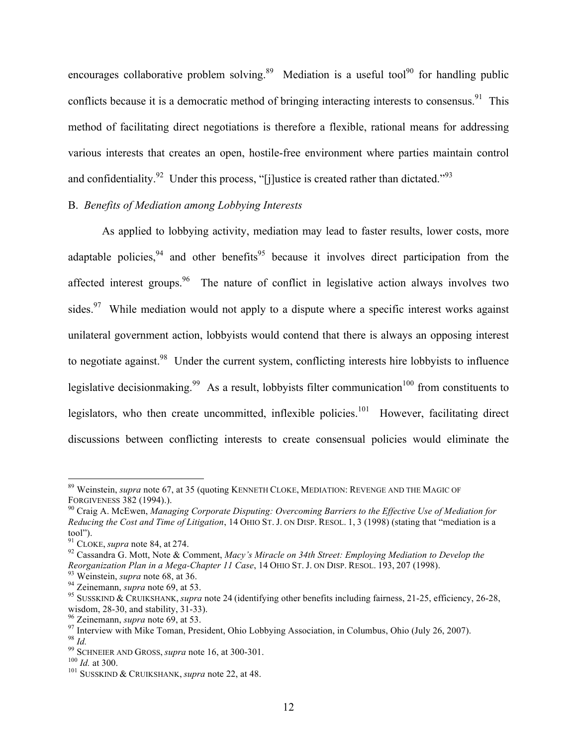encourages collaborative problem solving.[89] Mediation is a useful tool[90] for handling public conflicts because it is a democratic method of bringing interacting interests to consensus.[91] This method of facilitating direct negotiations is therefore a flexible, rational means for addressing various interests that creates an open, hostile-free environment where parties maintain control and confidentiality.[92] Under this process, "[j]ustice is created rather than dictated."[93]

B. *Benefits of Mediation among Lobbying Interests*

As applied to lobbying activity, mediation may lead to faster results, lower costs, more adaptable policies,[94] and other benefits[95] because it involves direct participation from the affected interest groups.[96] The nature of conflict in legislative action always involves two sides.[97] While mediation would not apply to a dispute where a specific interest works against unilateral government action, lobbyists would contend that there is always an opposing interest to negotiate against.[98] Under the current system, conflicting interests hire lobbyists to influence legislative decisionmaking.[99] As a result, lobbyists filter communication[100] from constituents to legislators, who then create uncommitted, inflexible policies.[101] However, facilitating direct discussions between conflicting interests to create consensual policies would eliminate the

---

[89] Weinstein, *supra* note 67, at 35 (quoting KENNETH CLOKE, MEDIATION: REVENGE AND THE MAGIC OF FORGIVENESS 382 (1994).).

[90] Craig A. McEwen, *Managing Corporate Disputing: Overcoming Barriers to the Effective Use of Mediation for Reducing the Cost and Time of Litigation*, 14 OHIO ST. J. ON DISP. RESOL. 1, 3 (1998) (stating that "mediation is a tool").

[91] CLOKE, *supra* note 84, at 274.

[92] Cassandra G. Mott, Note & Comment, *Macy's Miracle on 34th Street: Employing Mediation to Develop the Reorganization Plan in a Mega-Chapter 11 Case*, 14 OHIO ST. J. ON DISP. RESOL. 193, 207 (1998).

[93] Weinstein, *supra* note 68, at 36.

[94] Zeinemann, *supra* note 69, at 53.

[95] SUSSKIND & CRUIKSHANK, *supra* note 24 (identifying other benefits including fairness, 21-25, efficiency, 26-28, wisdom, 28-30, and stability, 31-33).

[96] Zeinemann, *supra* note 69, at 53.

[97] Interview with Mike Toman, President, Ohio Lobbying Association, in Columbus, Ohio (July 26, 2007).

[98] *Id.*

[99] SCHNEIER AND GROSS, *supra* note 16, at 300-301.

[100] *Id.* at 300.

[101] SUSSKIND & CRUIKSHANK, *supra* note 22, at 48.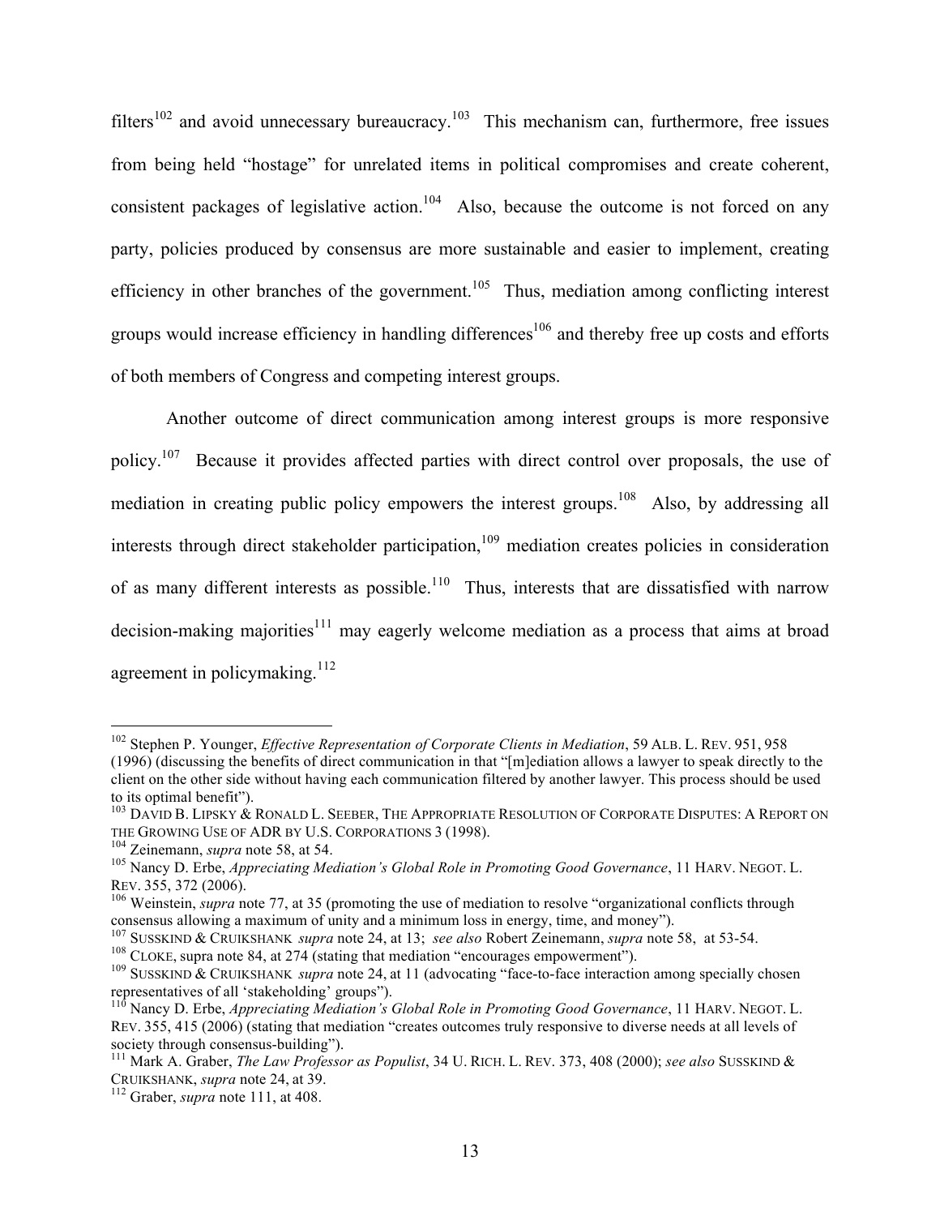filters[102] and avoid unnecessary bureaucracy.[103] This mechanism can, furthermore, free issues from being held "hostage" for unrelated items in political compromises and create coherent, consistent packages of legislative action.[104] Also, because the outcome is not forced on any party, policies produced by consensus are more sustainable and easier to implement, creating efficiency in other branches of the government.[105] Thus, mediation among conflicting interest groups would increase efficiency in handling differences[106] and thereby free up costs and efforts of both members of Congress and competing interest groups.

Another outcome of direct communication among interest groups is more responsive policy.[107] Because it provides affected parties with direct control over proposals, the use of mediation in creating public policy empowers the interest groups.[108] Also, by addressing all interests through direct stakeholder participation,[109] mediation creates policies in consideration of as many different interests as possible.[110] Thus, interests that are dissatisfied with narrow decision-making majorities[111] may eagerly welcome mediation as a process that aims at broad agreement in policymaking.[112]

---

[102] Stephen P. Younger, *Effective Representation of Corporate Clients in Mediation*, 59 ALB. L. REV. 951, 958 (1996) (discussing the benefits of direct communication in that "[m]ediation allows a lawyer to speak directly to the client on the other side without having each communication filtered by another lawyer. This process should be used to its optimal benefit").

[103] DAVID B. LIPSKY & RONALD L. SEEBER, THE APPROPRIATE RESOLUTION OF CORPORATE DISPUTES: A REPORT ON THE GROWING USE OF ADR BY U.S. CORPORATIONS 3 (1998).

[104] Zeinemann, *supra* note 58, at 54.

[105] Nancy D. Erbe, *Appreciating Mediation's Global Role in Promoting Good Governance*, 11 HARV. NEGOT. L. REV. 355, 372 (2006).

[106] Weinstein, *supra* note 77, at 35 (promoting the use of mediation to resolve "organizational conflicts through consensus allowing a maximum of unity and a minimum loss in energy, time, and money").

[107] SUSSKIND & CRUIKSHANK *supra* note 24, at 13; *see also* Robert Zeinemann, *supra* note 58, at 53-54.

[108] CLOKE, supra note 84, at 274 (stating that mediation "encourages empowerment").

[109] SUSSKIND & CRUIKSHANK *supra* note 24, at 11 (advocating "face-to-face interaction among specially chosen representatives of all 'stakeholding' groups").

[110] Nancy D. Erbe, *Appreciating Mediation's Global Role in Promoting Good Governance*, 11 HARV. NEGOT. L. REV. 355, 415 (2006) (stating that mediation "creates outcomes truly responsive to diverse needs at all levels of society through consensus-building").

[111] Mark A. Graber, *The Law Professor as Populist*, 34 U. RICH. L. REV. 373, 408 (2000); *see also* SUSSKIND & CRUIKSHANK, *supra* note 24, at 39.

[112] Graber, *supra* note 111, at 408.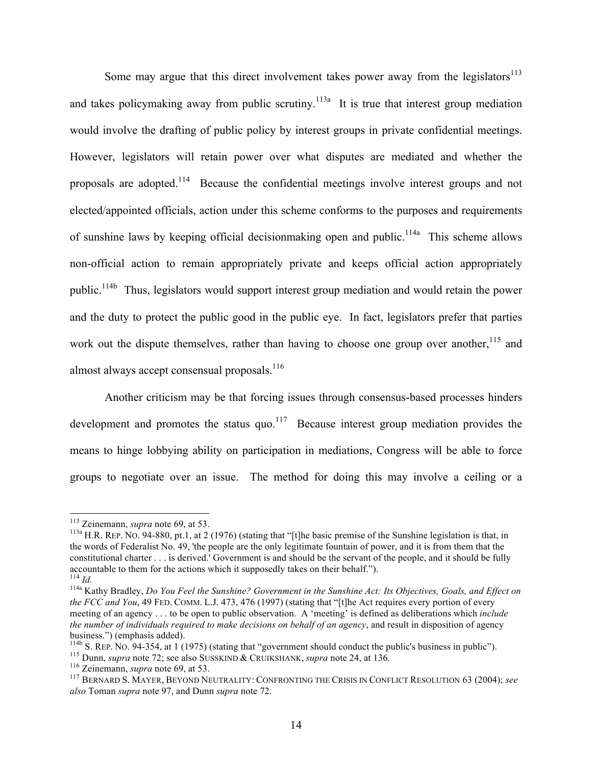Some may argue that this direct involvement takes power away from the legislators[113] and takes policymaking away from public scrutiny.[113a] It is true that interest group mediation would involve the drafting of public policy by interest groups in private confidential meetings. However, legislators will retain power over what disputes are mediated and whether the proposals are adopted.[114] Because the confidential meetings involve interest groups and not elected/appointed officials, action under this scheme conforms to the purposes and requirements of sunshine laws by keeping official decisionmaking open and public.[114a] This scheme allows non-official action to remain appropriately private and keeps official action appropriately public.[114b] Thus, legislators would support interest group mediation and would retain the power and the duty to protect the public good in the public eye. In fact, legislators prefer that parties work out the dispute themselves, rather than having to choose one group over another,[115] and almost always accept consensual proposals.[116]

Another criticism may be that forcing issues through consensus-based processes hinders development and promotes the status quo.[117] Because interest group mediation provides the means to hinge lobbying ability on participation in mediations, Congress will be able to force groups to negotiate over an issue. The method for doing this may involve a ceiling or a

---

[113] Zeinemann, *supra* note 69, at 53.

[113a] H.R. REP. NO. 94-880, pt.1, at 2 (1976) (stating that "[t]he basic premise of the Sunshine legislation is that, in the words of Federalist No. 49, 'the people are the only legitimate fountain of power, and it is from them that the constitutional charter . . . is derived.' Government is and should be the servant of the people, and it should be fully accountable to them for the actions which it supposedly takes on their behalf.").

[114] *Id.*

[114a] Kathy Bradley, *Do You Feel the Sunshine? Government in the Sunshine Act: Its Objectives, Goals, and Effect on the FCC and You*, 49 FED. COMM. L.J. 473, 476 (1997) (stating that "[t]he Act requires every portion of every meeting of an agency . . . to be open to public observation. A 'meeting' is defined as deliberations which *include the number of individuals required to make decisions on behalf of an agency*, and result in disposition of agency business.") (emphasis added).

[114b] S. REP. NO. 94-354, at 1 (1975) (stating that "government should conduct the public's business in public").

[115] Dunn, *supra* note 72; see also SUSSKIND & CRUIKSHANK, *supra* note 24, at 136.

[116] Zeinemann, *supra* note 69, at 53.

[117] BERNARD S. MAYER, BEYOND NEUTRALITY: CONFRONTING THE CRISIS IN CONFLICT RESOLUTION 63 (2004); *see also* Toman *supra* note 97, and Dunn *supra* note 72.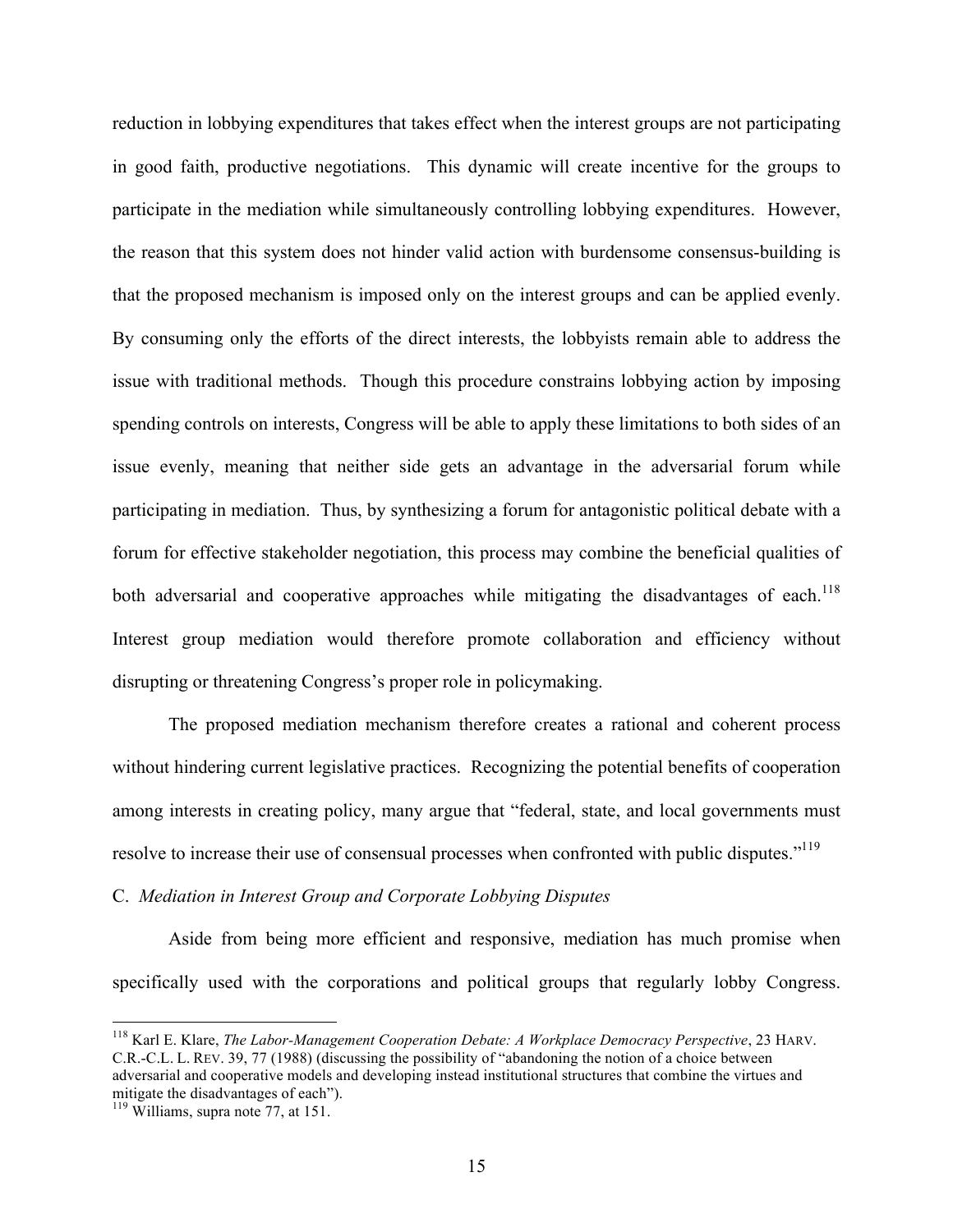reduction in lobbying expenditures that takes effect when the interest groups are not participating in good faith, productive negotiations. This dynamic will create incentive for the groups to participate in the mediation while simultaneously controlling lobbying expenditures. However, the reason that this system does not hinder valid action with burdensome consensus-building is that the proposed mechanism is imposed only on the interest groups and can be applied evenly. By consuming only the efforts of the direct interests, the lobbyists remain able to address the issue with traditional methods. Though this procedure constrains lobbying action by imposing spending controls on interests, Congress will be able to apply these limitations to both sides of an issue evenly, meaning that neither side gets an advantage in the adversarial forum while participating in mediation. Thus, by synthesizing a forum for antagonistic political debate with a forum for effective stakeholder negotiation, this process may combine the beneficial qualities of both adversarial and cooperative approaches while mitigating the disadvantages of each.[118] Interest group mediation would therefore promote collaboration and efficiency without disrupting or threatening Congress's proper role in policymaking.

The proposed mediation mechanism therefore creates a rational and coherent process without hindering current legislative practices. Recognizing the potential benefits of cooperation among interests in creating policy, many argue that "federal, state, and local governments must resolve to increase their use of consensual processes when confronted with public disputes."[119]

C. *Mediation in Interest Group and Corporate Lobbying Disputes*

Aside from being more efficient and responsive, mediation has much promise when specifically used with the corporations and political groups that regularly lobby Congress.

---

[118] Karl E. Klare, *The Labor-Management Cooperation Debate: A Workplace Democracy Perspective*, 23 HARV. C.R.-C.L. L. REV. 39, 77 (1988) (discussing the possibility of "abandoning the notion of a choice between adversarial and cooperative models and developing instead institutional structures that combine the virtues and mitigate the disadvantages of each").

[119] Williams, supra note 77, at 151.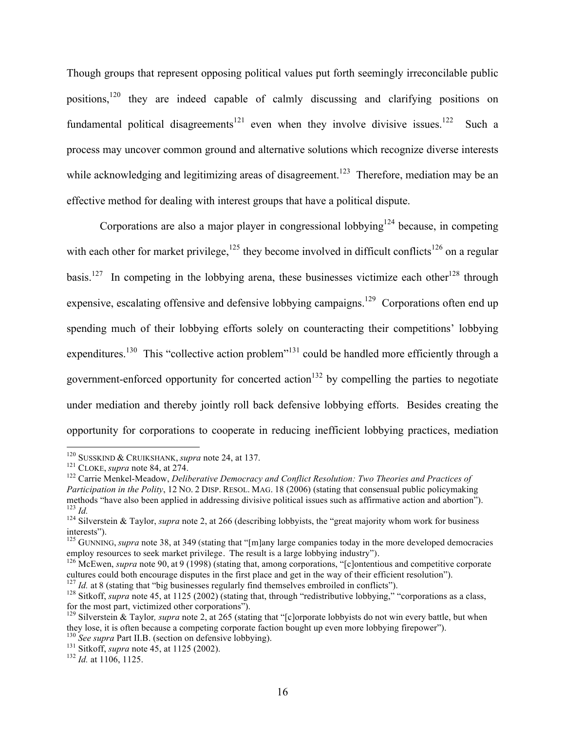Though groups that represent opposing political values put forth seemingly irreconcilable public positions,[120] they are indeed capable of calmly discussing and clarifying positions on fundamental political disagreements[121] even when they involve divisive issues.[122] Such a process may uncover common ground and alternative solutions which recognize diverse interests while acknowledging and legitimizing areas of disagreement.[123] Therefore, mediation may be an effective method for dealing with interest groups that have a political dispute.

Corporations are also a major player in congressional lobbying[124] because, in competing with each other for market privilege,[125] they become involved in difficult conflicts[126] on a regular basis.[127] In competing in the lobbying arena, these businesses victimize each other[128] through expensive, escalating offensive and defensive lobbying campaigns.[129] Corporations often end up spending much of their lobbying efforts solely on counteracting their competitions' lobbying expenditures.[130] This "collective action problem"[131] could be handled more efficiently through a government-enforced opportunity for concerted action[132] by compelling the parties to negotiate under mediation and thereby jointly roll back defensive lobbying efforts. Besides creating the opportunity for corporations to cooperate in reducing inefficient lobbying practices, mediation

---

[120] SUSSKIND & CRUIKSHANK, *supra* note 24, at 137.

[121] CLOKE, *supra* note 84, at 274.

[122] Carrie Menkel-Meadow, *Deliberative Democracy and Conflict Resolution: Two Theories and Practices of Participation in the Polity*, 12 NO. 2 DISP. RESOL. MAG. 18 (2006) (stating that consensual public policymaking methods "have also been applied in addressing divisive political issues such as affirmative action and abortion").

[123] *Id.*

[124] Silverstein & Taylor, *supra* note 2, at 266 (describing lobbyists, the "great majority whom work for business interests").

[125] GUNNING, *supra* note 38, at 349 (stating that "[m]any large companies today in the more developed democracies employ resources to seek market privilege. The result is a large lobbying industry").

[126] McEwen, *supra* note 90, at 9 (1998) (stating that, among corporations, "[c]ontentious and competitive corporate cultures could both encourage disputes in the first place and get in the way of their efficient resolution").

[127] *Id.* at 8 (stating that "big businesses regularly find themselves embroiled in conflicts").

[128] Sitkoff, *supra* note 45, at 1125 (2002) (stating that, through "redistributive lobbying," "corporations as a class, for the most part, victimized other corporations").

[129] Silverstein & Taylor*, supra* note 2, at 265 (stating that "[c]orporate lobbyists do not win every battle, but when they lose, it is often because a competing corporate faction bought up even more lobbying firepower").

[130] *See supra* Part II.B. (section on defensive lobbying).

[131] Sitkoff, *supra* note 45, at 1125 (2002).

[132] *Id.* at 1106, 1125.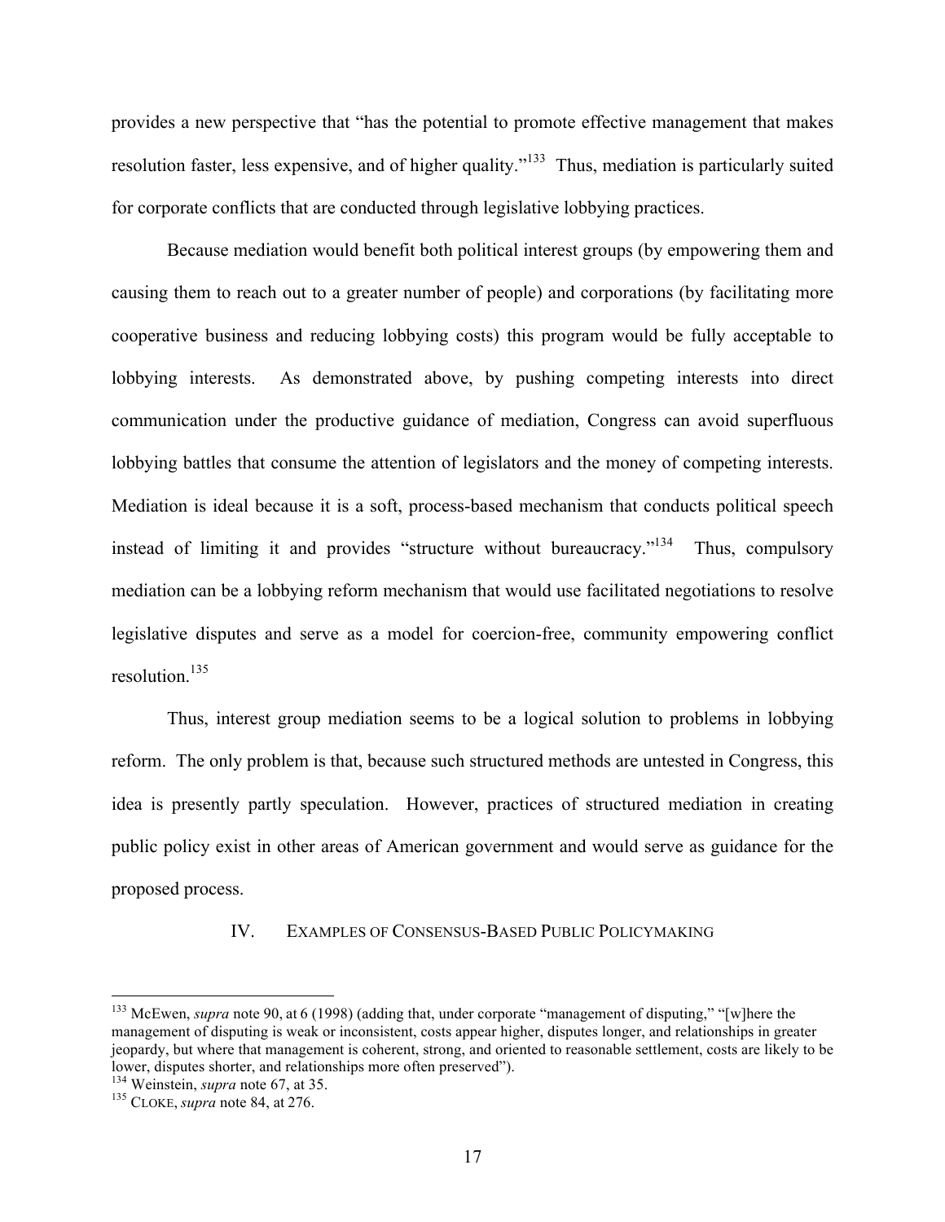provides a new perspective that "has the potential to promote effective management that makes resolution faster, less expensive, and of higher quality."[133] Thus, mediation is particularly suited for corporate conflicts that are conducted through legislative lobbying practices.

Because mediation would benefit both political interest groups (by empowering them and causing them to reach out to a greater number of people) and corporations (by facilitating more cooperative business and reducing lobbying costs) this program would be fully acceptable to lobbying interests. As demonstrated above, by pushing competing interests into direct communication under the productive guidance of mediation, Congress can avoid superfluous lobbying battles that consume the attention of legislators and the money of competing interests. Mediation is ideal because it is a soft, process-based mechanism that conducts political speech instead of limiting it and provides "structure without bureaucracy."[134] Thus, compulsory mediation can be a lobbying reform mechanism that would use facilitated negotiations to resolve legislative disputes and serve as a model for coercion-free, community empowering conflict resolution.[135]

Thus, interest group mediation seems to be a logical solution to problems in lobbying reform. The only problem is that, because such structured methods are untested in Congress, this idea is presently partly speculation. However, practices of structured mediation in creating public policy exist in other areas of American government and would serve as guidance for the proposed process.

## IV. EXAMPLES OF CONSENSUS-BASED PUBLIC POLICYMAKING

---

[133] McEwen, *supra* note 90, at 6 (1998) (adding that, under corporate "management of disputing," "[w]here the management of disputing is weak or inconsistent, costs appear higher, disputes longer, and relationships in greater jeopardy, but where that management is coherent, strong, and oriented to reasonable settlement, costs are likely to be lower, disputes shorter, and relationships more often preserved").

[134] Weinstein, *supra* note 67, at 35.

[135] CLOKE, *supra* note 84, at 276.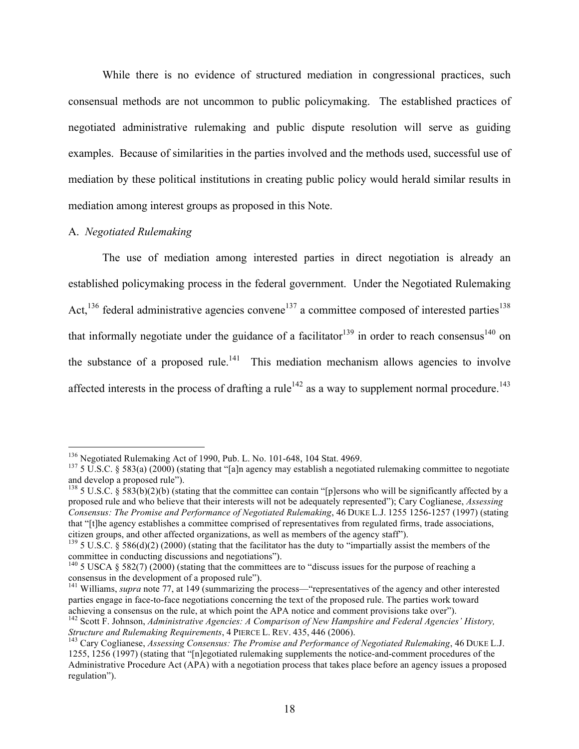While there is no evidence of structured mediation in congressional practices, such consensual methods are not uncommon to public policymaking. The established practices of negotiated administrative rulemaking and public dispute resolution will serve as guiding examples. Because of similarities in the parties involved and the methods used, successful use of mediation by these political institutions in creating public policy would herald similar results in mediation among interest groups as proposed in this Note.

A. *Negotiated Rulemaking*

The use of mediation among interested parties in direct negotiation is already an established policymaking process in the federal government. Under the Negotiated Rulemaking Act,[136] federal administrative agencies convene[137] a committee composed of interested parties[138] that informally negotiate under the guidance of a facilitator[139] in order to reach consensus[140] on the substance of a proposed rule.[141] This mediation mechanism allows agencies to involve affected interests in the process of drafting a rule[142] as a way to supplement normal procedure.[143]

---

[136] Negotiated Rulemaking Act of 1990, Pub. L. No. 101-648, 104 Stat. 4969.

[137] 5 U.S.C. § 583(a) (2000) (stating that "[a]n agency may establish a negotiated rulemaking committee to negotiate and develop a proposed rule").

[138] 5 U.S.C. § 583(b)(2)(b) (stating that the committee can contain "[p]ersons who will be significantly affected by a proposed rule and who believe that their interests will not be adequately represented"); Cary Coglianese, *Assessing Consensus: The Promise and Performance of Negotiated Rulemaking*, 46 DUKE L.J. 1255 1256-1257 (1997) (stating that "[t]he agency establishes a committee comprised of representatives from regulated firms, trade associations, citizen groups, and other affected organizations, as well as members of the agency staff").

[139] 5 U.S.C. § 586(d)(2) (2000) (stating that the facilitator has the duty to "impartially assist the members of the committee in conducting discussions and negotiations").

[140] 5 USCA § 582(7) (2000) (stating that the committees are to "discuss issues for the purpose of reaching a consensus in the development of a proposed rule").

[141] Williams, *supra* note 77, at 149 (summarizing the process—"representatives of the agency and other interested parties engage in face-to-face negotiations concerning the text of the proposed rule. The parties work toward achieving a consensus on the rule, at which point the APA notice and comment provisions take over").

[142] Scott F. Johnson, *Administrative Agencies: A Comparison of New Hampshire and Federal Agencies' History, Structure and Rulemaking Requirements*, 4 PIERCE L. REV. 435, 446 (2006).

[143] Cary Coglianese, *Assessing Consensus: The Promise and Performance of Negotiated Rulemaking*, 46 DUKE L.J. 1255, 1256 (1997) (stating that "[n]egotiated rulemaking supplements the notice-and-comment procedures of the Administrative Procedure Act (APA) with a negotiation process that takes place before an agency issues a proposed regulation").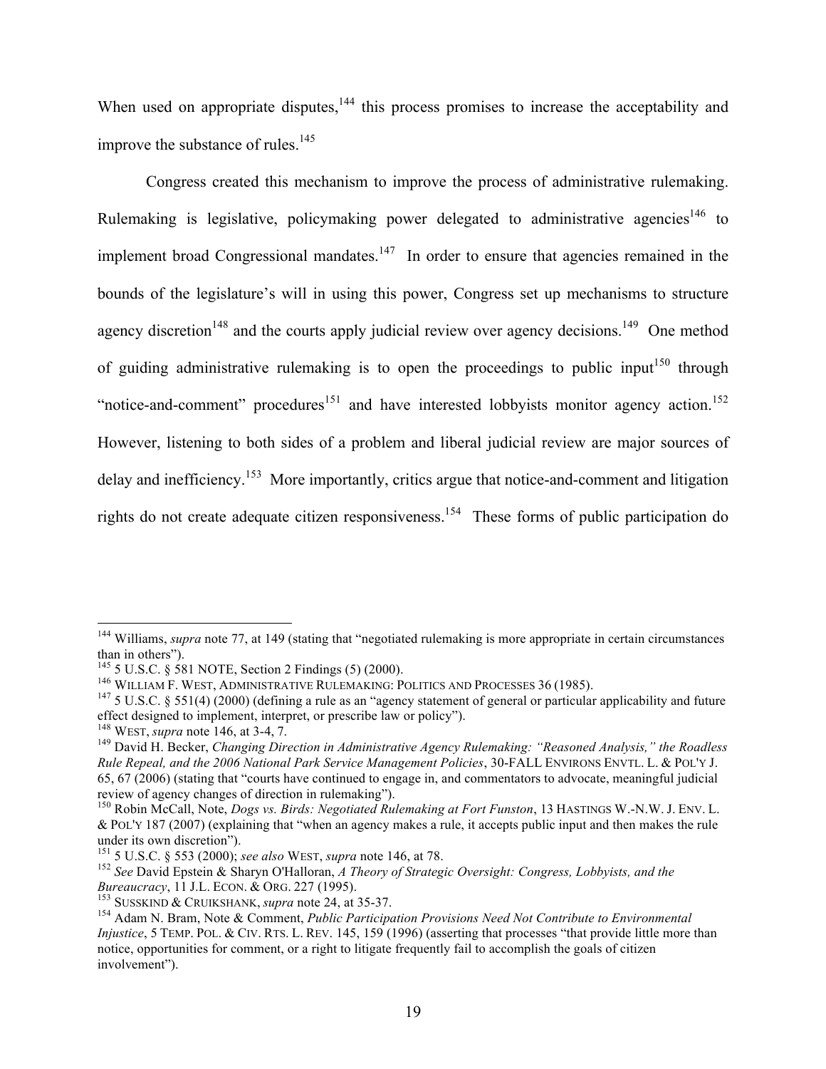When used on appropriate disputes,[144] this process promises to increase the acceptability and improve the substance of rules.[145]

Congress created this mechanism to improve the process of administrative rulemaking. Rulemaking is legislative, policymaking power delegated to administrative agencies[146] to implement broad Congressional mandates.[147] In order to ensure that agencies remained in the bounds of the legislature's will in using this power, Congress set up mechanisms to structure agency discretion[148] and the courts apply judicial review over agency decisions.[149] One method of guiding administrative rulemaking is to open the proceedings to public input[150] through "notice-and-comment" procedures[151] and have interested lobbyists monitor agency action.[152] However, listening to both sides of a problem and liberal judicial review are major sources of delay and inefficiency.[153] More importantly, critics argue that notice-and-comment and litigation rights do not create adequate citizen responsiveness.[154] These forms of public participation do

---

[144] Williams, *supra* note 77, at 149 (stating that "negotiated rulemaking is more appropriate in certain circumstances than in others").

[145] 5 U.S.C. § 581 NOTE, Section 2 Findings (5) (2000).

[146] WILLIAM F. WEST, ADMINISTRATIVE RULEMAKING: POLITICS AND PROCESSES 36 (1985).

[147] 5 U.S.C. § 551(4) (2000) (defining a rule as an "agency statement of general or particular applicability and future effect designed to implement, interpret, or prescribe law or policy").

[148] WEST, *supra* note 146, at 3-4, 7.

[149] David H. Becker, *Changing Direction in Administrative Agency Rulemaking: "Reasoned Analysis," the Roadless Rule Repeal, and the 2006 National Park Service Management Policies*, 30-FALL ENVIRONS ENVTL. L. & POL'Y J. 65, 67 (2006) (stating that "courts have continued to engage in, and commentators to advocate, meaningful judicial review of agency changes of direction in rulemaking").

[150] Robin McCall, Note, *Dogs vs. Birds: Negotiated Rulemaking at Fort Funston*, 13 HASTINGS W.-N.W. J. ENV. L. & POL'Y 187 (2007) (explaining that "when an agency makes a rule, it accepts public input and then makes the rule under its own discretion").

[151] 5 U.S.C. § 553 (2000); *see also* WEST, *supra* note 146, at 78.

[152] *See* David Epstein & Sharyn O'Halloran, *A Theory of Strategic Oversight: Congress, Lobbyists, and the Bureaucracy*, 11 J.L. ECON. & ORG. 227 (1995).

[153] SUSSKIND & CRUIKSHANK, *supra* note 24, at 35-37.

[154] Adam N. Bram, Note & Comment, *Public Participation Provisions Need Not Contribute to Environmental Injustice*, 5 TEMP. POL. & CIV. RTS. L. REV. 145, 159 (1996) (asserting that processes "that provide little more than notice, opportunities for comment, or a right to litigate frequently fail to accomplish the goals of citizen involvement").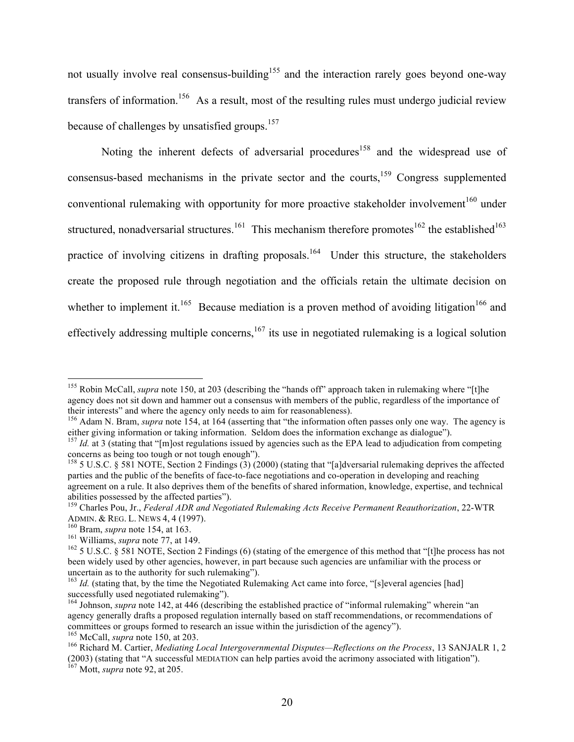not usually involve real consensus-building[155] and the interaction rarely goes beyond one-way transfers of information.[156] As a result, most of the resulting rules must undergo judicial review because of challenges by unsatisfied groups.[157]

Noting the inherent defects of adversarial procedures[158] and the widespread use of consensus-based mechanisms in the private sector and the courts,[159] Congress supplemented conventional rulemaking with opportunity for more proactive stakeholder involvement[160] under structured, nonadversarial structures.[161] This mechanism therefore promotes[162] the established[163] practice of involving citizens in drafting proposals.[164] Under this structure, the stakeholders create the proposed rule through negotiation and the officials retain the ultimate decision on whether to implement it.[165] Because mediation is a proven method of avoiding litigation[166] and effectively addressing multiple concerns,[167] its use in negotiated rulemaking is a logical solution

---

[155] Robin McCall, *supra* note 150, at 203 (describing the "hands off" approach taken in rulemaking where "[t]he agency does not sit down and hammer out a consensus with members of the public, regardless of the importance of their interests" and where the agency only needs to aim for reasonableness).

[156] Adam N. Bram, *supra* note 154, at 164 (asserting that "the information often passes only one way. The agency is either giving information or taking information. Seldom does the information exchange as dialogue").

[157] *Id.* at 3 (stating that "[m]ost regulations issued by agencies such as the EPA lead to adjudication from competing concerns as being too tough or not tough enough").

[158] 5 U.S.C. § 581 NOTE, Section 2 Findings (3) (2000) (stating that "[a]dversarial rulemaking deprives the affected parties and the public of the benefits of face-to-face negotiations and co-operation in developing and reaching agreement on a rule. It also deprives them of the benefits of shared information, knowledge, expertise, and technical abilities possessed by the affected parties").

[159] Charles Pou, Jr., *Federal ADR and Negotiated Rulemaking Acts Receive Permanent Reauthorization*, 22-WTR ADMIN. & REG. L. NEWS 4, 4 (1997).

[160] Bram, *supra* note 154, at 163.

[161] Williams, *supra* note 77, at 149.

[162] 5 U.S.C. § 581 NOTE, Section 2 Findings (6) (stating of the emergence of this method that "[t]he process has not been widely used by other agencies, however, in part because such agencies are unfamiliar with the process or uncertain as to the authority for such rulemaking").

[163] *Id.* (stating that, by the time the Negotiated Rulemaking Act came into force, "[s]everal agencies [had] successfully used negotiated rulemaking").

[164] Johnson, *supra* note 142, at 446 (describing the established practice of "informal rulemaking" wherein "an agency generally drafts a proposed regulation internally based on staff recommendations, or recommendations of committees or groups formed to research an issue within the jurisdiction of the agency").

[165] McCall, *supra* note 150, at 203.

[166] Richard M. Cartier, *Mediating Local Intergovernmental Disputes—Reflections on the Process*, 13 SANJALR 1, 2 (2003) (stating that "A successful MEDIATION can help parties avoid the acrimony associated with litigation").

[167] Mott, *supra* note 92, at 205.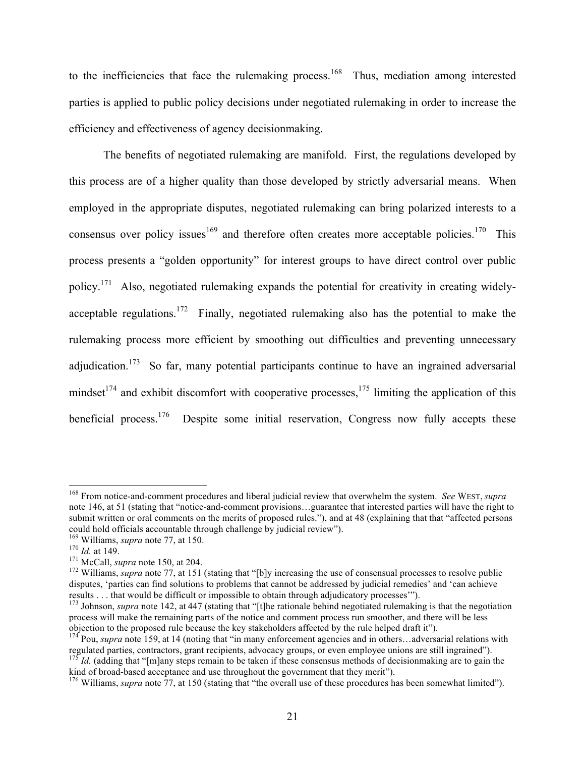to the inefficiencies that face the rulemaking process.[168] Thus, mediation among interested parties is applied to public policy decisions under negotiated rulemaking in order to increase the efficiency and effectiveness of agency decisionmaking.

The benefits of negotiated rulemaking are manifold. First, the regulations developed by this process are of a higher quality than those developed by strictly adversarial means. When employed in the appropriate disputes, negotiated rulemaking can bring polarized interests to a consensus over policy issues[169] and therefore often creates more acceptable policies.[170] This process presents a "golden opportunity" for interest groups to have direct control over public policy.[171] Also, negotiated rulemaking expands the potential for creativity in creating widely-acceptable regulations.[172] Finally, negotiated rulemaking also has the potential to make the rulemaking process more efficient by smoothing out difficulties and preventing unnecessary adjudication.[173] So far, many potential participants continue to have an ingrained adversarial mindset[174] and exhibit discomfort with cooperative processes,[175] limiting the application of this beneficial process.[176] Despite some initial reservation, Congress now fully accepts these

---

[168] From notice-and-comment procedures and liberal judicial review that overwhelm the system. *See* WEST, *supra* note 146, at 51 (stating that "notice-and-comment provisions…guarantee that interested parties will have the right to submit written or oral comments on the merits of proposed rules."), and at 48 (explaining that that "affected persons could hold officials accountable through challenge by judicial review").

[169] Williams, *supra* note 77, at 150.

[170] *Id.* at 149.

[171] McCall, *supra* note 150, at 204.

[172] Williams, *supra* note 77, at 151 (stating that "[b]y increasing the use of consensual processes to resolve public disputes, 'parties can find solutions to problems that cannot be addressed by judicial remedies' and 'can achieve results . . . that would be difficult or impossible to obtain through adjudicatory processes'").

[173] Johnson, *supra* note 142, at 447 (stating that "[t]he rationale behind negotiated rulemaking is that the negotiation process will make the remaining parts of the notice and comment process run smoother, and there will be less objection to the proposed rule because the key stakeholders affected by the rule helped draft it").

[174] Pou, *supra* note 159, at 14 (noting that "in many enforcement agencies and in others…adversarial relations with regulated parties, contractors, grant recipients, advocacy groups, or even employee unions are still ingrained").

[175] *Id.* (adding that "[m]any steps remain to be taken if these consensus methods of decisionmaking are to gain the kind of broad-based acceptance and use throughout the government that they merit").

[176] Williams, *supra* note 77, at 150 (stating that "the overall use of these procedures has been somewhat limited").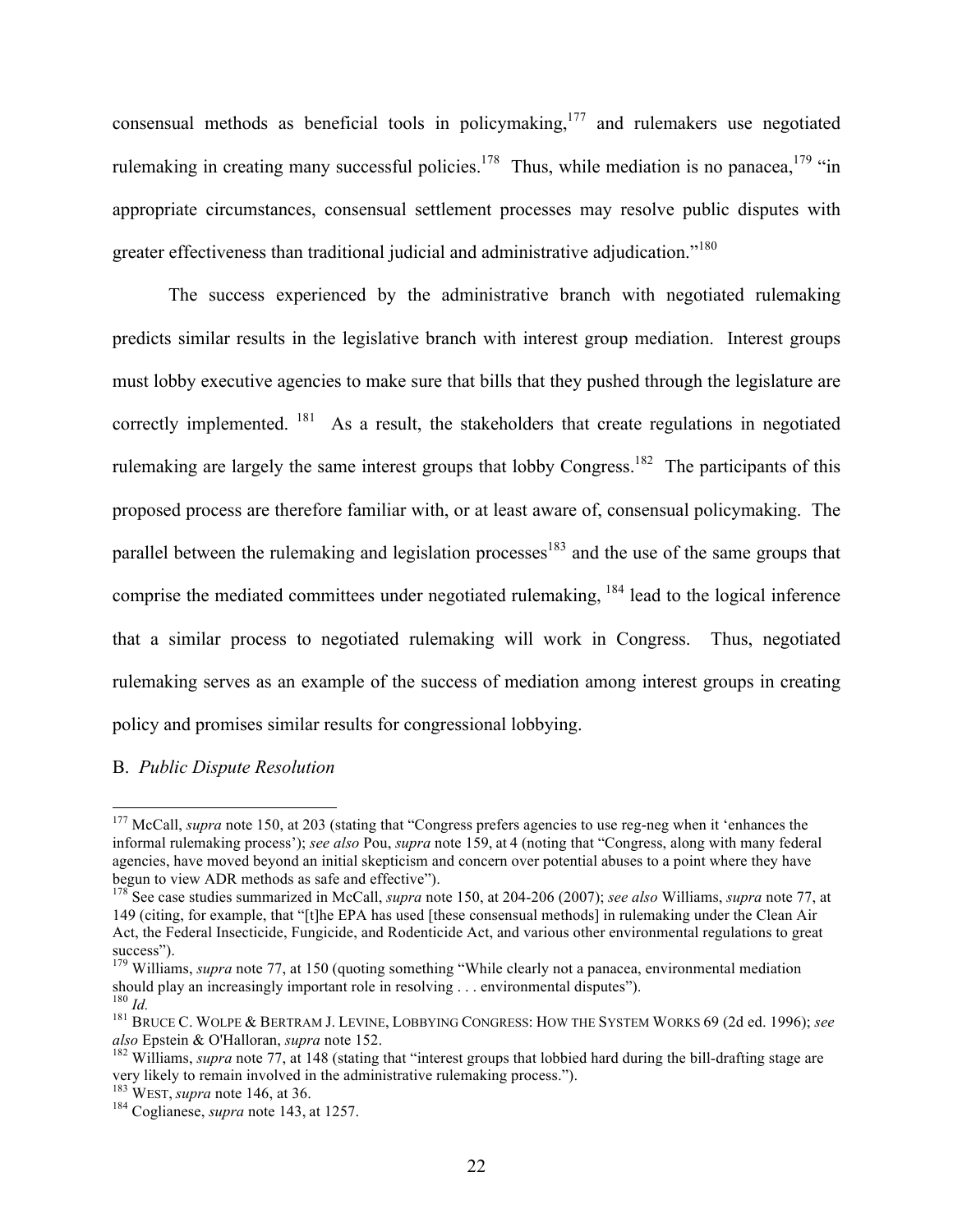consensual methods as beneficial tools in policymaking,[177] and rulemakers use negotiated rulemaking in creating many successful policies.[178] Thus, while mediation is no panacea,[179] "in appropriate circumstances, consensual settlement processes may resolve public disputes with greater effectiveness than traditional judicial and administrative adjudication."[180]

The success experienced by the administrative branch with negotiated rulemaking predicts similar results in the legislative branch with interest group mediation. Interest groups must lobby executive agencies to make sure that bills that they pushed through the legislature are correctly implemented. [181] As a result, the stakeholders that create regulations in negotiated rulemaking are largely the same interest groups that lobby Congress.[182] The participants of this proposed process are therefore familiar with, or at least aware of, consensual policymaking. The parallel between the rulemaking and legislation processes[183] and the use of the same groups that comprise the mediated committees under negotiated rulemaking, [184] lead to the logical inference that a similar process to negotiated rulemaking will work in Congress. Thus, negotiated rulemaking serves as an example of the success of mediation among interest groups in creating policy and promises similar results for congressional lobbying.

B. *Public Dispute Resolution*

---

[177] McCall, *supra* note 150, at 203 (stating that "Congress prefers agencies to use reg-neg when it 'enhances the informal rulemaking process'); *see also* Pou, *supra* note 159, at 4 (noting that "Congress, along with many federal agencies, have moved beyond an initial skepticism and concern over potential abuses to a point where they have begun to view ADR methods as safe and effective").

[178] See case studies summarized in McCall, *supra* note 150, at 204-206 (2007); *see also* Williams, *supra* note 77, at 149 (citing, for example, that "[t]he EPA has used [these consensual methods] in rulemaking under the Clean Air Act, the Federal Insecticide, Fungicide, and Rodenticide Act, and various other environmental regulations to great success").

[179] Williams, *supra* note 77, at 150 (quoting something "While clearly not a panacea, environmental mediation should play an increasingly important role in resolving . . . environmental disputes").

[180] *Id.*

[181] BRUCE C. WOLPE & BERTRAM J. LEVINE, LOBBYING CONGRESS: HOW THE SYSTEM WORKS 69 (2d ed. 1996); *see also* Epstein & O'Halloran, *supra* note 152.

[182] Williams, *supra* note 77, at 148 (stating that "interest groups that lobbied hard during the bill-drafting stage are very likely to remain involved in the administrative rulemaking process.").

[183] WEST, *supra* note 146, at 36.

[184] Coglianese, *supra* note 143, at 1257.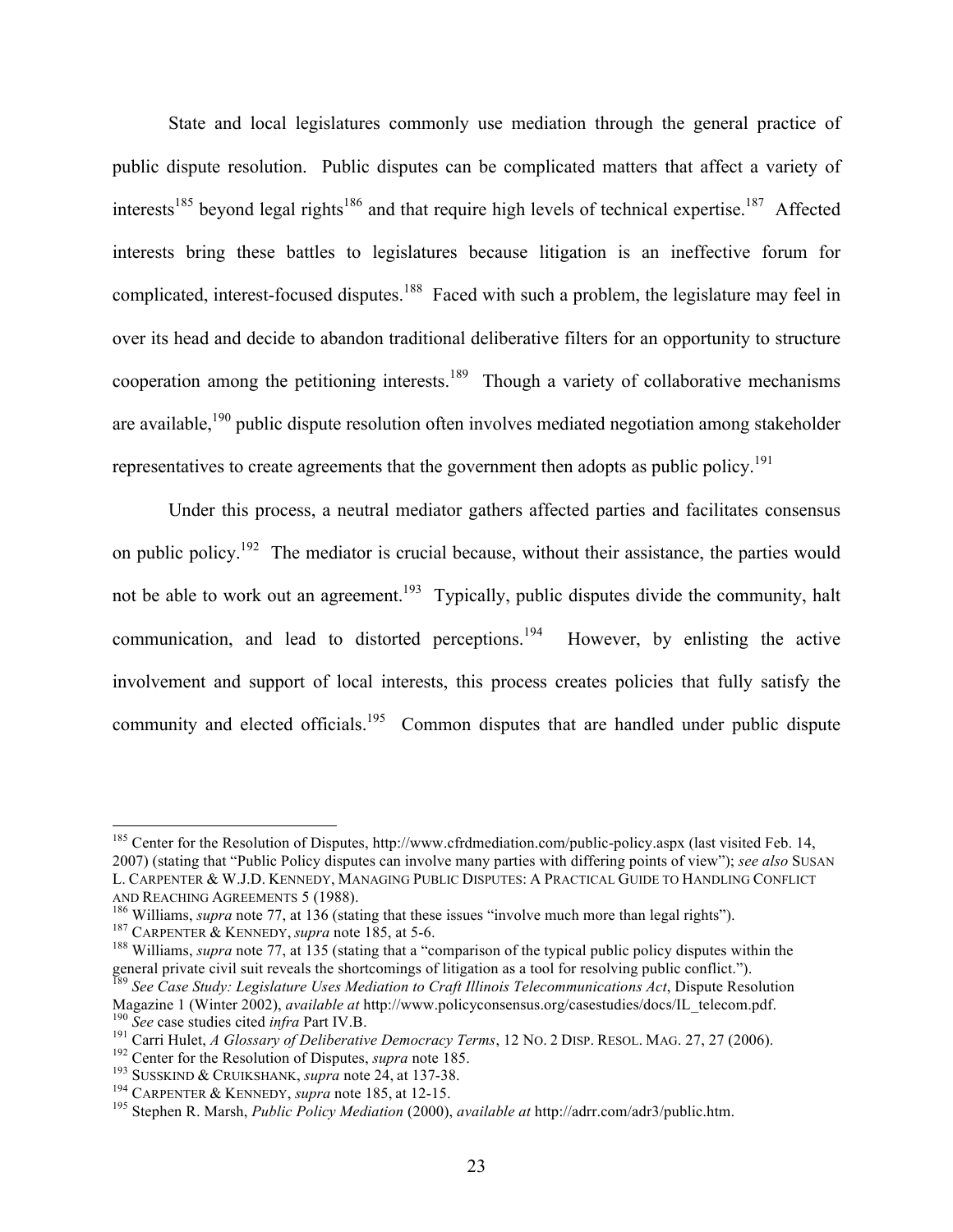State and local legislatures commonly use mediation through the general practice of public dispute resolution. Public disputes can be complicated matters that affect a variety of interests[185] beyond legal rights[186] and that require high levels of technical expertise.[187] Affected interests bring these battles to legislatures because litigation is an ineffective forum for complicated, interest-focused disputes.[188] Faced with such a problem, the legislature may feel in over its head and decide to abandon traditional deliberative filters for an opportunity to structure cooperation among the petitioning interests.[189] Though a variety of collaborative mechanisms are available,[190] public dispute resolution often involves mediated negotiation among stakeholder representatives to create agreements that the government then adopts as public policy.[191]

Under this process, a neutral mediator gathers affected parties and facilitates consensus on public policy.[192] The mediator is crucial because, without their assistance, the parties would not be able to work out an agreement.[193] Typically, public disputes divide the community, halt communication, and lead to distorted perceptions.[194] However, by enlisting the active involvement and support of local interests, this process creates policies that fully satisfy the community and elected officials.[195] Common disputes that are handled under public dispute

---

[185] Center for the Resolution of Disputes, http://www.cfrdmediation.com/public-policy.aspx (last visited Feb. 14, 2007) (stating that "Public Policy disputes can involve many parties with differing points of view"); *see also* SUSAN L. CARPENTER & W.J.D. KENNEDY, MANAGING PUBLIC DISPUTES: A PRACTICAL GUIDE TO HANDLING CONFLICT AND REACHING AGREEMENTS 5 (1988).

[186] Williams, *supra* note 77, at 136 (stating that these issues "involve much more than legal rights").

[187] CARPENTER & KENNEDY, *supra* note 185, at 5-6.

[188] Williams, *supra* note 77, at 135 (stating that a "comparison of the typical public policy disputes within the general private civil suit reveals the shortcomings of litigation as a tool for resolving public conflict.").

[189] *See Case Study: Legislature Uses Mediation to Craft Illinois Telecommunications Act*, Dispute Resolution Magazine 1 (Winter 2002), *available at* http://www.policyconsensus.org/casestudies/docs/IL_telecom.pdf.

[190] *See* case studies cited *infra* Part IV.B.

[191] Carri Hulet, *A Glossary of Deliberative Democracy Terms*, 12 NO. 2 DISP. RESOL. MAG. 27, 27 (2006).

[192] Center for the Resolution of Disputes, *supra* note 185.

[193] SUSSKIND & CRUIKSHANK, *supra* note 24, at 137-38.

[194] CARPENTER & KENNEDY, *supra* note 185, at 12-15.

[195] Stephen R. Marsh, *Public Policy Mediation* (2000), *available at* http://adrr.com/adr3/public.htm.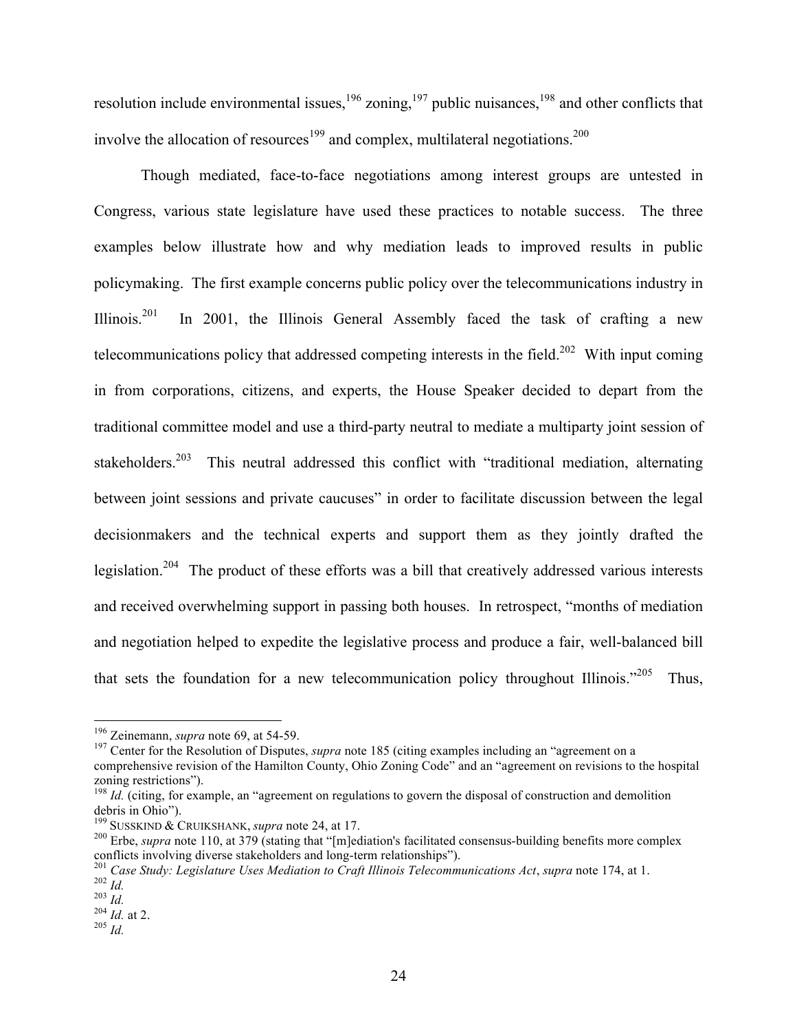resolution include environmental issues,[196] zoning,[197] public nuisances,[198] and other conflicts that involve the allocation of resources[199] and complex, multilateral negotiations.[200]

Though mediated, face-to-face negotiations among interest groups are untested in Congress, various state legislature have used these practices to notable success. The three examples below illustrate how and why mediation leads to improved results in public policymaking. The first example concerns public policy over the telecommunications industry in Illinois.[201] In 2001, the Illinois General Assembly faced the task of crafting a new telecommunications policy that addressed competing interests in the field.[202] With input coming in from corporations, citizens, and experts, the House Speaker decided to depart from the traditional committee model and use a third-party neutral to mediate a multiparty joint session of stakeholders.[203] This neutral addressed this conflict with "traditional mediation, alternating between joint sessions and private caucuses" in order to facilitate discussion between the legal decisionmakers and the technical experts and support them as they jointly drafted the legislation.[204] The product of these efforts was a bill that creatively addressed various interests and received overwhelming support in passing both houses. In retrospect, "months of mediation and negotiation helped to expedite the legislative process and produce a fair, well-balanced bill that sets the foundation for a new telecommunication policy throughout Illinois."[205] Thus,

---

[196] Zeinemann, *supra* note 69, at 54-59.

[197] Center for the Resolution of Disputes, *supra* note 185 (citing examples including an "agreement on a comprehensive revision of the Hamilton County, Ohio Zoning Code" and an "agreement on revisions to the hospital zoning restrictions").

[198] *Id.* (citing, for example, an "agreement on regulations to govern the disposal of construction and demolition debris in Ohio").

[199] SUSSKIND & CRUIKSHANK, *supra* note 24, at 17.

[200] Erbe, *supra* note 110, at 379 (stating that "[m]ediation's facilitated consensus-building benefits more complex conflicts involving diverse stakeholders and long-term relationships").

[201] *Case Study: Legislature Uses Mediation to Craft Illinois Telecommunications Act*, *supra* note 174, at 1.

[202] *Id.*

[203] *Id.*

[204] *Id.* at 2.

[205] *Id.*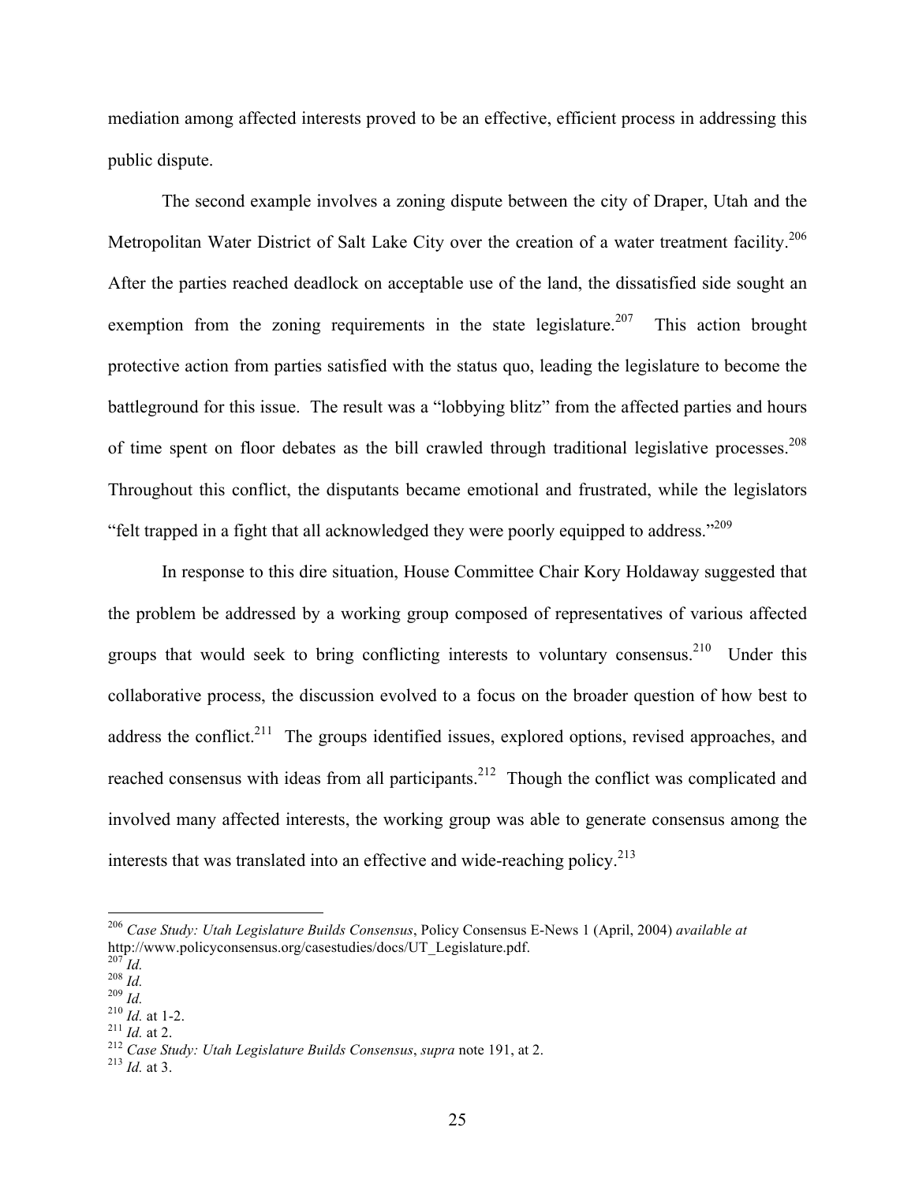mediation among affected interests proved to be an effective, efficient process in addressing this public dispute.

The second example involves a zoning dispute between the city of Draper, Utah and the Metropolitan Water District of Salt Lake City over the creation of a water treatment facility.[206] After the parties reached deadlock on acceptable use of the land, the dissatisfied side sought an exemption from the zoning requirements in the state legislature.[207] This action brought protective action from parties satisfied with the status quo, leading the legislature to become the battleground for this issue. The result was a "lobbying blitz" from the affected parties and hours of time spent on floor debates as the bill crawled through traditional legislative processes.[208] Throughout this conflict, the disputants became emotional and frustrated, while the legislators "felt trapped in a fight that all acknowledged they were poorly equipped to address."[209]

In response to this dire situation, House Committee Chair Kory Holdaway suggested that the problem be addressed by a working group composed of representatives of various affected groups that would seek to bring conflicting interests to voluntary consensus.[210] Under this collaborative process, the discussion evolved to a focus on the broader question of how best to address the conflict.[211] The groups identified issues, explored options, revised approaches, and reached consensus with ideas from all participants.[212] Though the conflict was complicated and involved many affected interests, the working group was able to generate consensus among the interests that was translated into an effective and wide-reaching policy.[213]

---

[206] *Case Study: Utah Legislature Builds Consensus*, Policy Consensus E-News 1 (April, 2004) *available at* http://www.policyconsensus.org/casestudies/docs/UT_Legislature.pdf.

[207] *Id.*

[208] *Id.*

[209] *Id.*

[210] *Id.* at 1-2.

[211] *Id.* at 2.

[212] *Case Study: Utah Legislature Builds Consensus*, *supra* note 191, at 2.

[213] *Id.* at 3.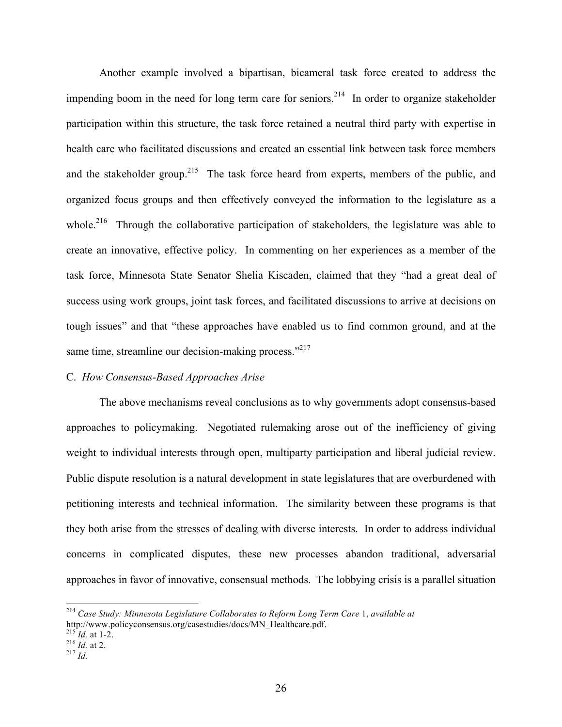Another example involved a bipartisan, bicameral task force created to address the impending boom in the need for long term care for seniors.[214] In order to organize stakeholder participation within this structure, the task force retained a neutral third party with expertise in health care who facilitated discussions and created an essential link between task force members and the stakeholder group.[215] The task force heard from experts, members of the public, and organized focus groups and then effectively conveyed the information to the legislature as a whole.[216] Through the collaborative participation of stakeholders, the legislature was able to create an innovative, effective policy. In commenting on her experiences as a member of the task force, Minnesota State Senator Shelia Kiscaden, claimed that they "had a great deal of success using work groups, joint task forces, and facilitated discussions to arrive at decisions on tough issues" and that "these approaches have enabled us to find common ground, and at the same time, streamline our decision-making process."[217]

### C. *How Consensus-Based Approaches Arise*

The above mechanisms reveal conclusions as to why governments adopt consensus-based approaches to policymaking. Negotiated rulemaking arose out of the inefficiency of giving weight to individual interests through open, multiparty participation and liberal judicial review. Public dispute resolution is a natural development in state legislatures that are overburdened with petitioning interests and technical information. The similarity between these programs is that they both arise from the stresses of dealing with diverse interests. In order to address individual concerns in complicated disputes, these new processes abandon traditional, adversarial approaches in favor of innovative, consensual methods. The lobbying crisis is a parallel situation

---

[214] *Case Study: Minnesota Legislature Collaborates to Reform Long Term Care* 1, *available at* http://www.policyconsensus.org/casestudies/docs/MN_Healthcare.pdf.

[215] *Id.* at 1-2.

[216] *Id.* at 2.

[217] *Id.*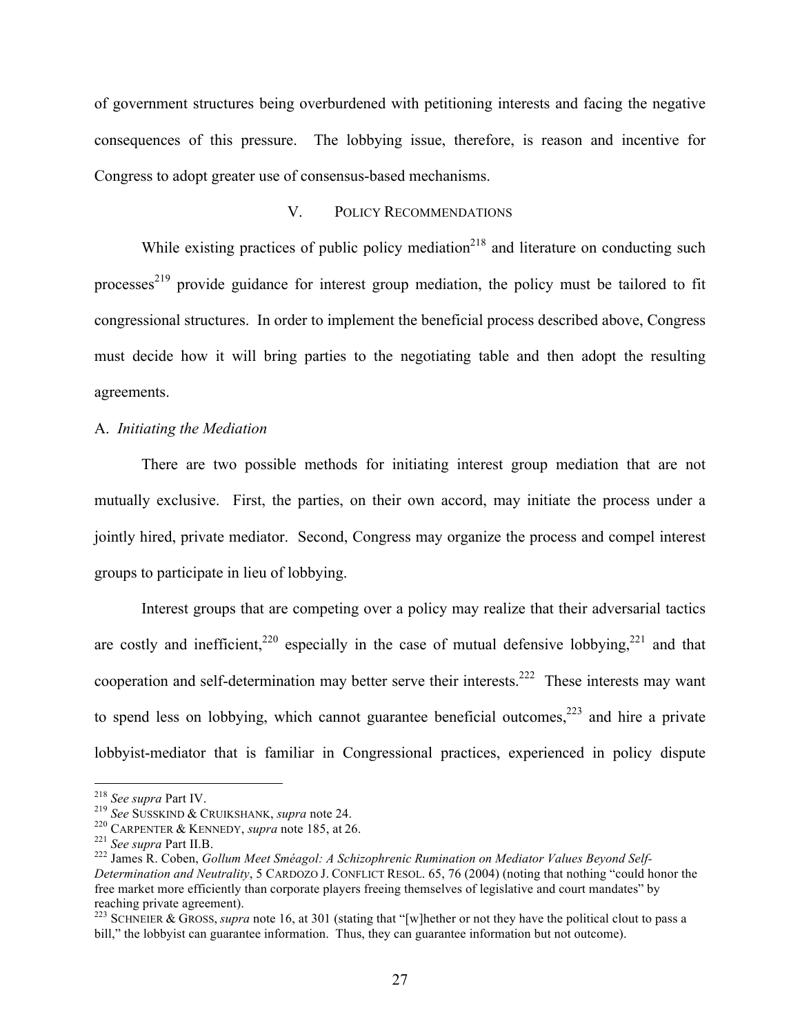of government structures being overburdened with petitioning interests and facing the negative consequences of this pressure. The lobbying issue, therefore, is reason and incentive for Congress to adopt greater use of consensus-based mechanisms.

## V. Policy Recommendations

While existing practices of public policy mediation[218] and literature on conducting such processes[219] provide guidance for interest group mediation, the policy must be tailored to fit congressional structures. In order to implement the beneficial process described above, Congress must decide how it will bring parties to the negotiating table and then adopt the resulting agreements.

### A. *Initiating the Mediation*

There are two possible methods for initiating interest group mediation that are not mutually exclusive. First, the parties, on their own accord, may initiate the process under a jointly hired, private mediator. Second, Congress may organize the process and compel interest groups to participate in lieu of lobbying.

Interest groups that are competing over a policy may realize that their adversarial tactics are costly and inefficient,[220] especially in the case of mutual defensive lobbying,[221] and that cooperation and self-determination may better serve their interests.[222] These interests may want to spend less on lobbying, which cannot guarantee beneficial outcomes,[223] and hire a private lobbyist-mediator that is familiar in Congressional practices, experienced in policy dispute

---

[218] *See supra* Part IV.

[219] *See* Susskind & Cruikshank, *supra* note 24.

[220] Carpenter & Kennedy, *supra* note 185, at 26.

[221] *See supra* Part II.B.

[222] James R. Coben, *Gollum Meet Sméagol: A Schizophrenic Rumination on Mediator Values Beyond Self-Determination and Neutrality*, 5 Cardozo J. Conflict Resol. 65, 76 (2004) (noting that nothing "could honor the free market more efficiently than corporate players freeing themselves of legislative and court mandates" by reaching private agreement).

[223] Schneier & Gross, *supra* note 16, at 301 (stating that "[w]hether or not they have the political clout to pass a bill," the lobbyist can guarantee information. Thus, they can guarantee information but not outcome).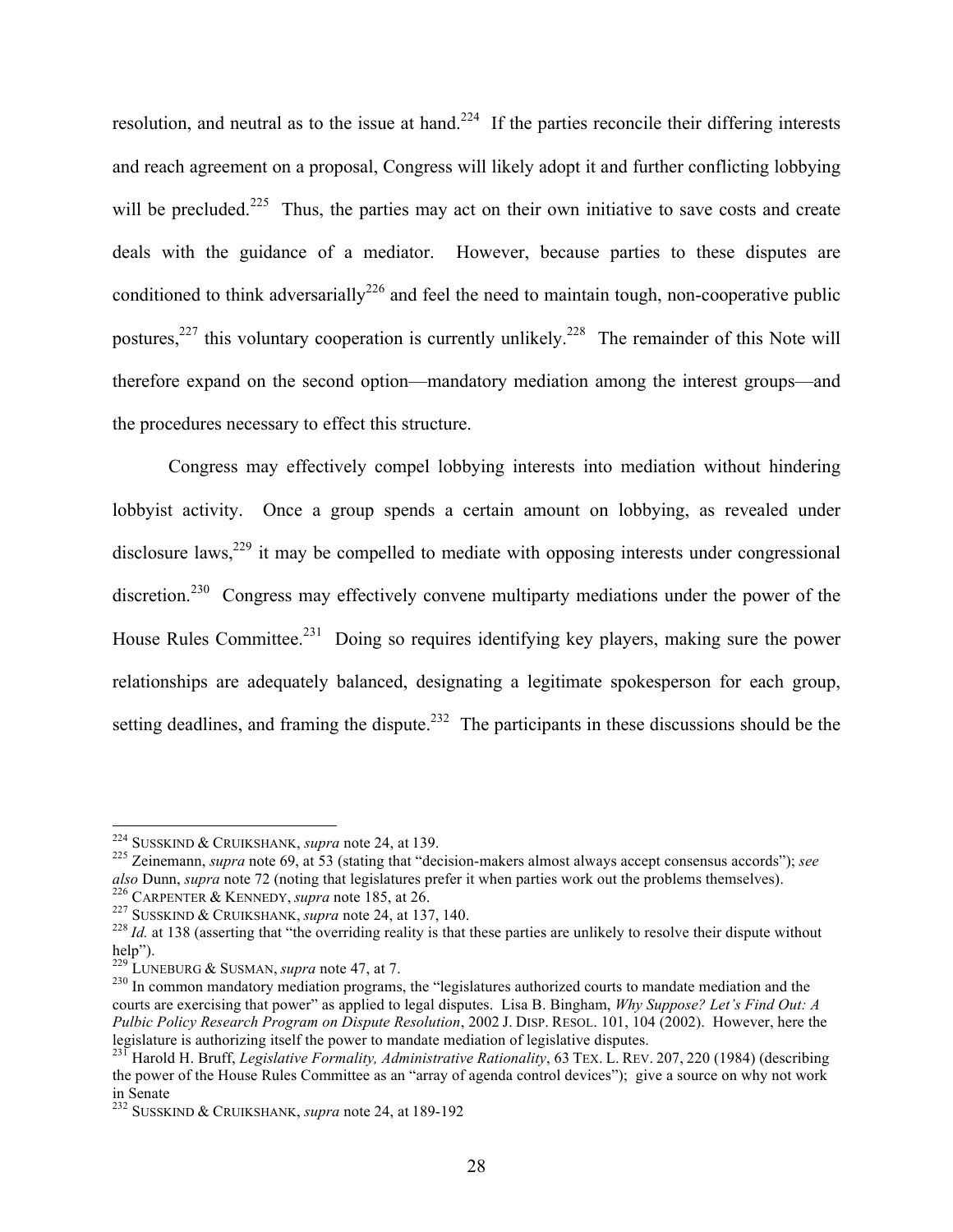resolution, and neutral as to the issue at hand.[224] If the parties reconcile their differing interests and reach agreement on a proposal, Congress will likely adopt it and further conflicting lobbying will be precluded.[225] Thus, the parties may act on their own initiative to save costs and create deals with the guidance of a mediator. However, because parties to these disputes are conditioned to think adversarially[226] and feel the need to maintain tough, non-cooperative public postures,[227] this voluntary cooperation is currently unlikely.[228] The remainder of this Note will therefore expand on the second option—mandatory mediation among the interest groups—and the procedures necessary to effect this structure.

Congress may effectively compel lobbying interests into mediation without hindering lobbyist activity. Once a group spends a certain amount on lobbying, as revealed under disclosure laws,[229] it may be compelled to mediate with opposing interests under congressional discretion.[230] Congress may effectively convene multiparty mediations under the power of the House Rules Committee.[231] Doing so requires identifying key players, making sure the power relationships are adequately balanced, designating a legitimate spokesperson for each group, setting deadlines, and framing the dispute.[232] The participants in these discussions should be the

---

[224] SUSSKIND & CRUIKSHANK, *supra* note 24, at 139.

[225] Zeinemann, *supra* note 69, at 53 (stating that "decision-makers almost always accept consensus accords"); *see also* Dunn, *supra* note 72 (noting that legislatures prefer it when parties work out the problems themselves).

[226] CARPENTER & KENNEDY, *supra* note 185, at 26.

[227] SUSSKIND & CRUIKSHANK, *supra* note 24, at 137, 140.

[228] *Id.* at 138 (asserting that "the overriding reality is that these parties are unlikely to resolve their dispute without help").

[229] LUNEBURG & SUSMAN, *supra* note 47, at 7.

[230] In common mandatory mediation programs, the "legislatures authorized courts to mandate mediation and the courts are exercising that power" as applied to legal disputes. Lisa B. Bingham, *Why Suppose? Let's Find Out: A Pulbic Policy Research Program on Dispute Resolution*, 2002 J. DISP. RESOL. 101, 104 (2002). However, here the legislature is authorizing itself the power to mandate mediation of legislative disputes.

[231] Harold H. Bruff, *Legislative Formality, Administrative Rationality*, 63 TEX. L. REV. 207, 220 (1984) (describing the power of the House Rules Committee as an "array of agenda control devices"); give a source on why not work in Senate

[232] SUSSKIND & CRUIKSHANK, *supra* note 24, at 189-192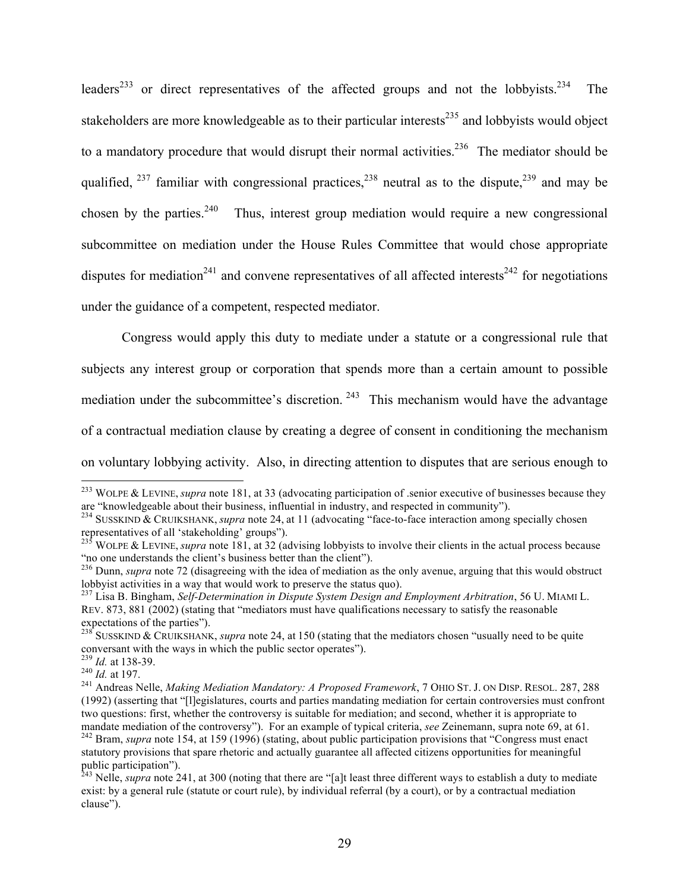leaders[233] or direct representatives of the affected groups and not the lobbyists.[234] The stakeholders are more knowledgeable as to their particular interests[235] and lobbyists would object to a mandatory procedure that would disrupt their normal activities.[236] The mediator should be qualified,[237] familiar with congressional practices,[238] neutral as to the dispute,[239] and may be chosen by the parties.[240] Thus, interest group mediation would require a new congressional subcommittee on mediation under the House Rules Committee that would chose appropriate disputes for mediation[241] and convene representatives of all affected interests[242] for negotiations under the guidance of a competent, respected mediator.

Congress would apply this duty to mediate under a statute or a congressional rule that subjects any interest group or corporation that spends more than a certain amount to possible mediation under the subcommittee's discretion.[243] This mechanism would have the advantage of a contractual mediation clause by creating a degree of consent in conditioning the mechanism on voluntary lobbying activity. Also, in directing attention to disputes that are serious enough to

---

[233] WOLPE & LEVINE, *supra* note 181, at 33 (advocating participation of .senior executive of businesses because they are "knowledgeable about their business, influential in industry, and respected in community").

[234] SUSSKIND & CRUIKSHANK, *supra* note 24, at 11 (advocating "face-to-face interaction among specially chosen representatives of all 'stakeholding' groups").

[235] WOLPE & LEVINE, *supra* note 181, at 32 (advising lobbyists to involve their clients in the actual process because "no one understands the client's business better than the client").

[236] Dunn, *supra* note 72 (disagreeing with the idea of mediation as the only avenue, arguing that this would obstruct lobbyist activities in a way that would work to preserve the status quo).

[237] Lisa B. Bingham, *Self-Determination in Dispute System Design and Employment Arbitration*, 56 U. MIAMI L. REV. 873, 881 (2002) (stating that "mediators must have qualifications necessary to satisfy the reasonable expectations of the parties").

[238] SUSSKIND & CRUIKSHANK, *supra* note 24, at 150 (stating that the mediators chosen "usually need to be quite conversant with the ways in which the public sector operates").

[239] *Id.* at 138-39.

[240] *Id.* at 197.

[241] Andreas Nelle, *Making Mediation Mandatory: A Proposed Framework*, 7 OHIO ST. J. ON DISP. RESOL. 287, 288 (1992) (asserting that "[l]egislatures, courts and parties mandating mediation for certain controversies must confront two questions: first, whether the controversy is suitable for mediation; and second, whether it is appropriate to mandate mediation of the controversy"). For an example of typical criteria, *see* Zeinemann, supra note 69, at 61.

[242] Bram, *supra* note 154, at 159 (1996) (stating, about public participation provisions that "Congress must enact statutory provisions that spare rhetoric and actually guarantee all affected citizens opportunities for meaningful public participation").

[243] Nelle, *supra* note 241, at 300 (noting that there are "[a]t least three different ways to establish a duty to mediate exist: by a general rule (statute or court rule), by individual referral (by a court), or by a contractual mediation clause").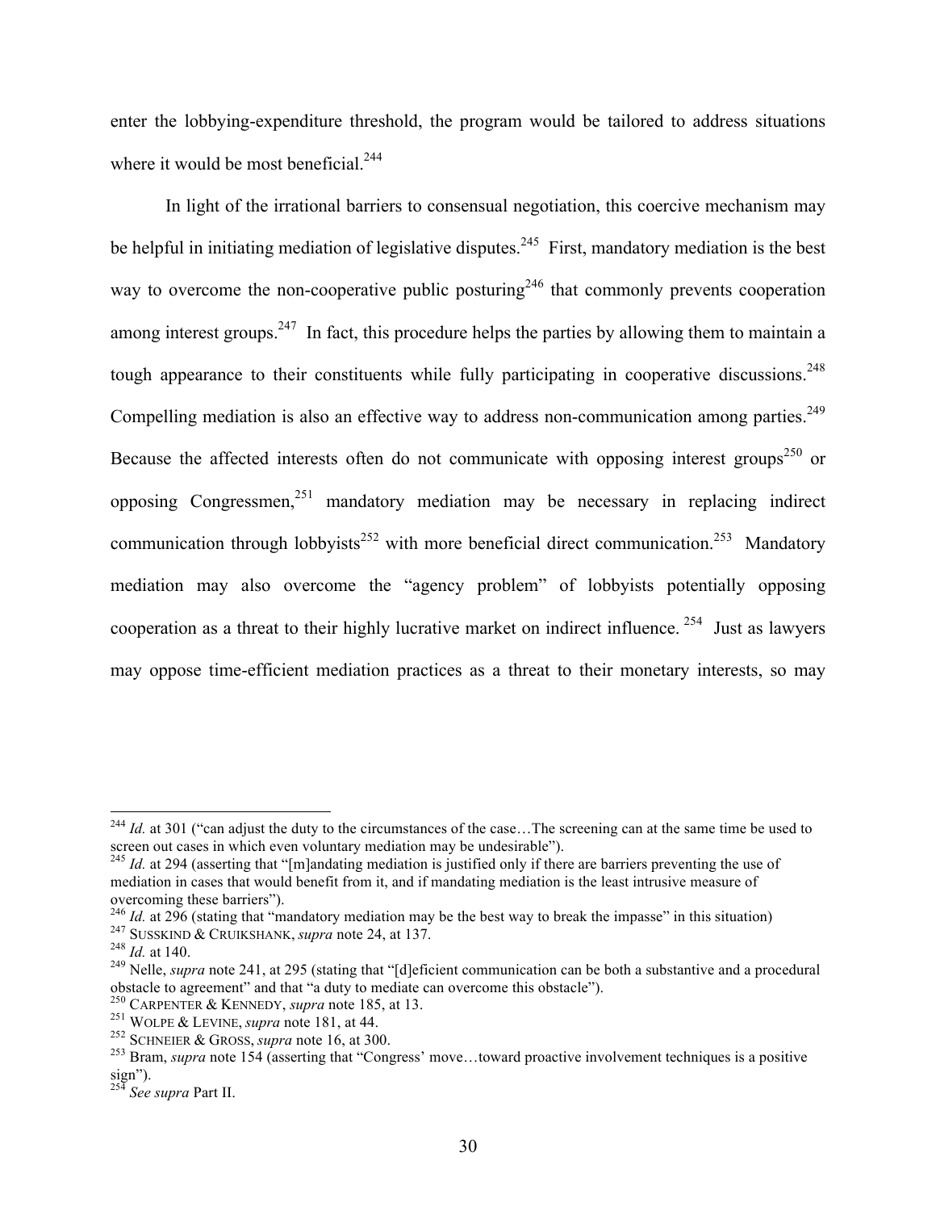enter the lobbying-expenditure threshold, the program would be tailored to address situations where it would be most beneficial.[244]

In light of the irrational barriers to consensual negotiation, this coercive mechanism may be helpful in initiating mediation of legislative disputes.[245] First, mandatory mediation is the best way to overcome the non-cooperative public posturing[246] that commonly prevents cooperation among interest groups.[247] In fact, this procedure helps the parties by allowing them to maintain a tough appearance to their constituents while fully participating in cooperative discussions.[248] Compelling mediation is also an effective way to address non-communication among parties.[249] Because the affected interests often do not communicate with opposing interest groups[250] or opposing Congressmen,[251] mandatory mediation may be necessary in replacing indirect communication through lobbyists[252] with more beneficial direct communication.[253] Mandatory mediation may also overcome the "agency problem" of lobbyists potentially opposing cooperation as a threat to their highly lucrative market on indirect influence.[254] Just as lawyers may oppose time-efficient mediation practices as a threat to their monetary interests, so may

---

[244] *Id.* at 301 ("can adjust the duty to the circumstances of the case…The screening can at the same time be used to screen out cases in which even voluntary mediation may be undesirable").

[245] *Id.* at 294 (asserting that "[m]andating mediation is justified only if there are barriers preventing the use of mediation in cases that would benefit from it, and if mandating mediation is the least intrusive measure of overcoming these barriers").

[246] *Id.* at 296 (stating that "mandatory mediation may be the best way to break the impasse" in this situation)

[247] SUSSKIND & CRUIKSHANK, *supra* note 24, at 137.

[248] *Id.* at 140.

[249] Nelle, *supra* note 241, at 295 (stating that "[d]eficient communication can be both a substantive and a procedural obstacle to agreement" and that "a duty to mediate can overcome this obstacle").

[250] CARPENTER & KENNEDY, *supra* note 185, at 13.

[251] WOLPE & LEVINE, *supra* note 181, at 44.

[252] SCHNEIER & GROSS, *supra* note 16, at 300.

[253] Bram, *supra* note 154 (asserting that "Congress' move…toward proactive involvement techniques is a positive sign").

[254] *See supra* Part II.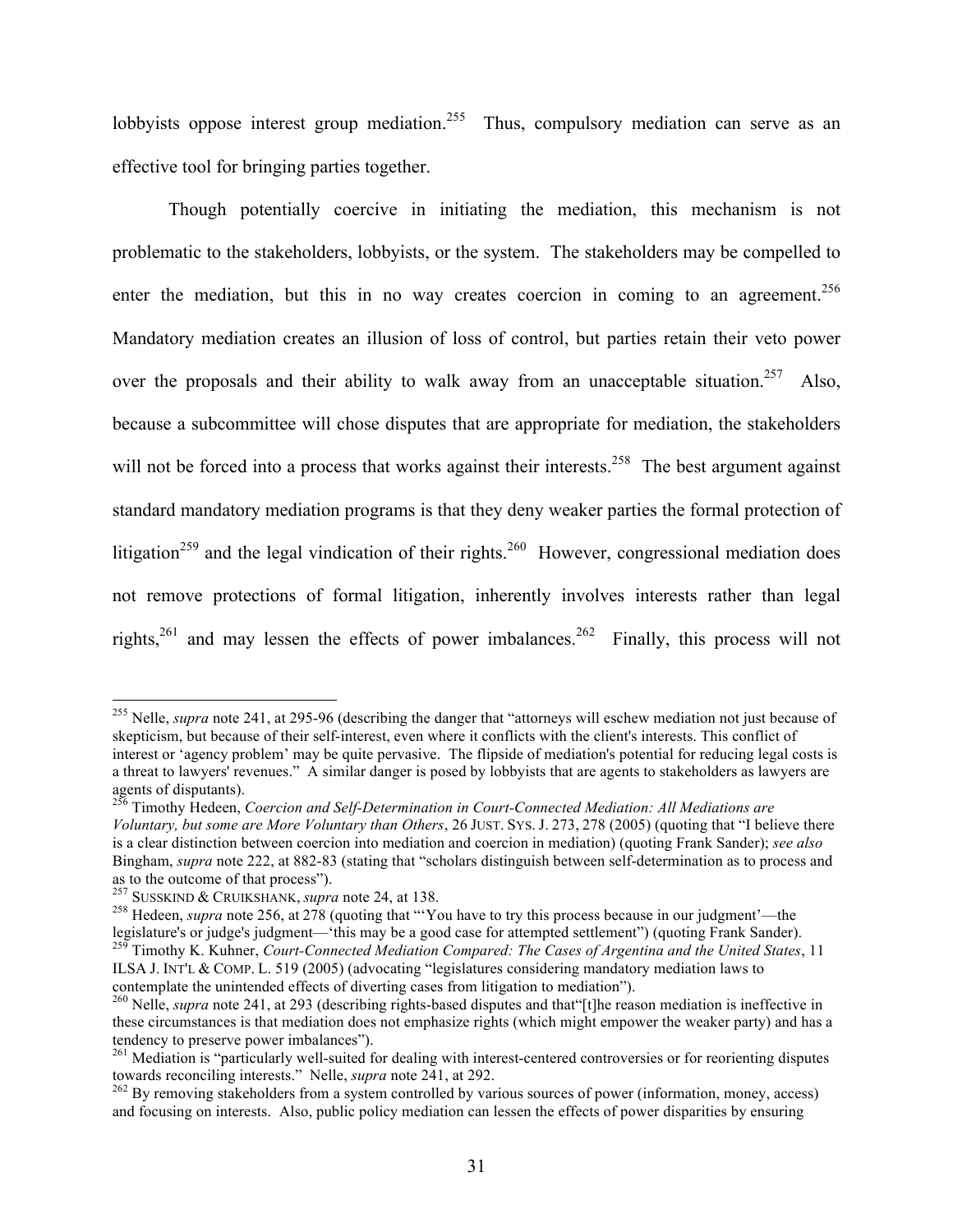lobbyists oppose interest group mediation.[255] Thus, compulsory mediation can serve as an effective tool for bringing parties together.

Though potentially coercive in initiating the mediation, this mechanism is not problematic to the stakeholders, lobbyists, or the system. The stakeholders may be compelled to enter the mediation, but this in no way creates coercion in coming to an agreement.[256] Mandatory mediation creates an illusion of loss of control, but parties retain their veto power over the proposals and their ability to walk away from an unacceptable situation.[257] Also, because a subcommittee will chose disputes that are appropriate for mediation, the stakeholders will not be forced into a process that works against their interests.[258] The best argument against standard mandatory mediation programs is that they deny weaker parties the formal protection of litigation[259] and the legal vindication of their rights.[260] However, congressional mediation does not remove protections of formal litigation, inherently involves interests rather than legal rights,[261] and may lessen the effects of power imbalances.[262] Finally, this process will not

---

[255] Nelle, *supra* note 241, at 295-96 (describing the danger that "attorneys will eschew mediation not just because of skepticism, but because of their self-interest, even where it conflicts with the client's interests. This conflict of interest or 'agency problem' may be quite pervasive. The flipside of mediation's potential for reducing legal costs is a threat to lawyers' revenues." A similar danger is posed by lobbyists that are agents to stakeholders as lawyers are agents of disputants).

[256] Timothy Hedeen, *Coercion and Self-Determination in Court-Connected Mediation: All Mediations are Voluntary, but some are More Voluntary than Others*, 26 JUST. SYS. J. 273, 278 (2005) (quoting that "I believe there is a clear distinction between coercion into mediation and coercion in mediation) (quoting Frank Sander); *see also* Bingham, *supra* note 222, at 882-83 (stating that "scholars distinguish between self-determination as to process and as to the outcome of that process").

[257] SUSSKIND & CRUIKSHANK, *supra* note 24, at 138.

[258] Hedeen, *supra* note 256, at 278 (quoting that "'You have to try this process because in our judgment'—the legislature's or judge's judgment—'this may be a good case for attempted settlement") (quoting Frank Sander).

[259] Timothy K. Kuhner, *Court-Connected Mediation Compared: The Cases of Argentina and the United States*, 11 ILSA J. INT'L & COMP. L. 519 (2005) (advocating "legislatures considering mandatory mediation laws to contemplate the unintended effects of diverting cases from litigation to mediation").

[260] Nelle, *supra* note 241, at 293 (describing rights-based disputes and that"[t]he reason mediation is ineffective in these circumstances is that mediation does not emphasize rights (which might empower the weaker party) and has a tendency to preserve power imbalances").

[261] Mediation is "particularly well-suited for dealing with interest-centered controversies or for reorienting disputes towards reconciling interests." Nelle, *supra* note 241, at 292.

[262] By removing stakeholders from a system controlled by various sources of power (information, money, access) and focusing on interests. Also, public policy mediation can lessen the effects of power disparities by ensuring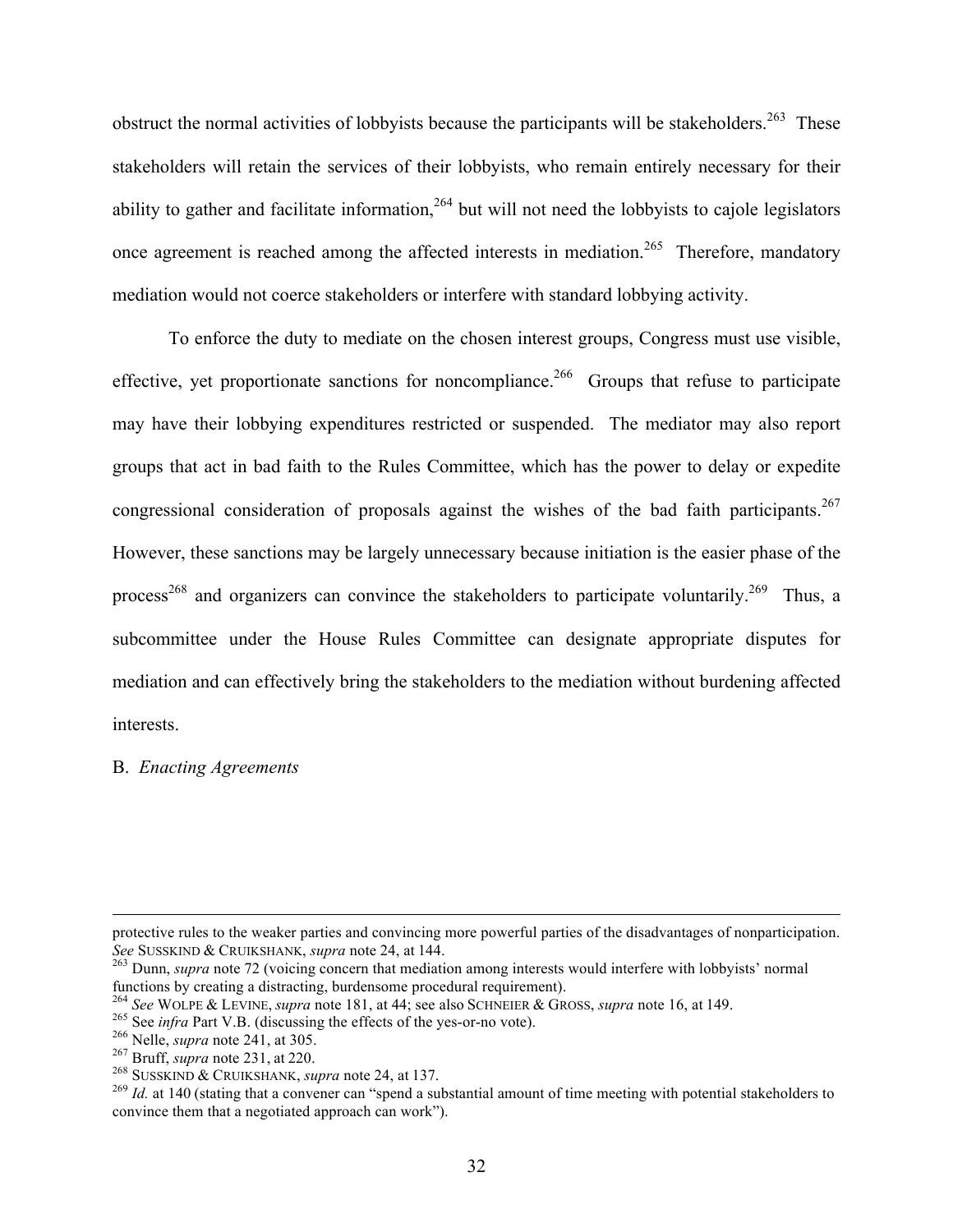obstruct the normal activities of lobbyists because the participants will be stakeholders.[263] These stakeholders will retain the services of their lobbyists, who remain entirely necessary for their ability to gather and facilitate information,[264] but will not need the lobbyists to cajole legislators once agreement is reached among the affected interests in mediation.[265] Therefore, mandatory mediation would not coerce stakeholders or interfere with standard lobbying activity.

To enforce the duty to mediate on the chosen interest groups, Congress must use visible, effective, yet proportionate sanctions for noncompliance.[266] Groups that refuse to participate may have their lobbying expenditures restricted or suspended. The mediator may also report groups that act in bad faith to the Rules Committee, which has the power to delay or expedite congressional consideration of proposals against the wishes of the bad faith participants.[267] However, these sanctions may be largely unnecessary because initiation is the easier phase of the process[268] and organizers can convince the stakeholders to participate voluntarily.[269] Thus, a subcommittee under the House Rules Committee can designate appropriate disputes for mediation and can effectively bring the stakeholders to the mediation without burdening affected interests.

B. *Enacting Agreements*

---

protective rules to the weaker parties and convincing more powerful parties of the disadvantages of nonparticipation. *See* SUSSKIND & CRUIKSHANK, *supra* note 24, at 144.

[263] Dunn, *supra* note 72 (voicing concern that mediation among interests would interfere with lobbyists' normal functions by creating a distracting, burdensome procedural requirement).

[264] *See* WOLPE & LEVINE, *supra* note 181, at 44; see also SCHNEIER & GROSS, *supra* note 16, at 149.

[265] See *infra* Part V.B. (discussing the effects of the yes-or-no vote).

[266] Nelle, *supra* note 241, at 305.

[267] Bruff, *supra* note 231, at 220.

[268] SUSSKIND & CRUIKSHANK, *supra* note 24, at 137.

[269] *Id.* at 140 (stating that a convener can "spend a substantial amount of time meeting with potential stakeholders to convince them that a negotiated approach can work").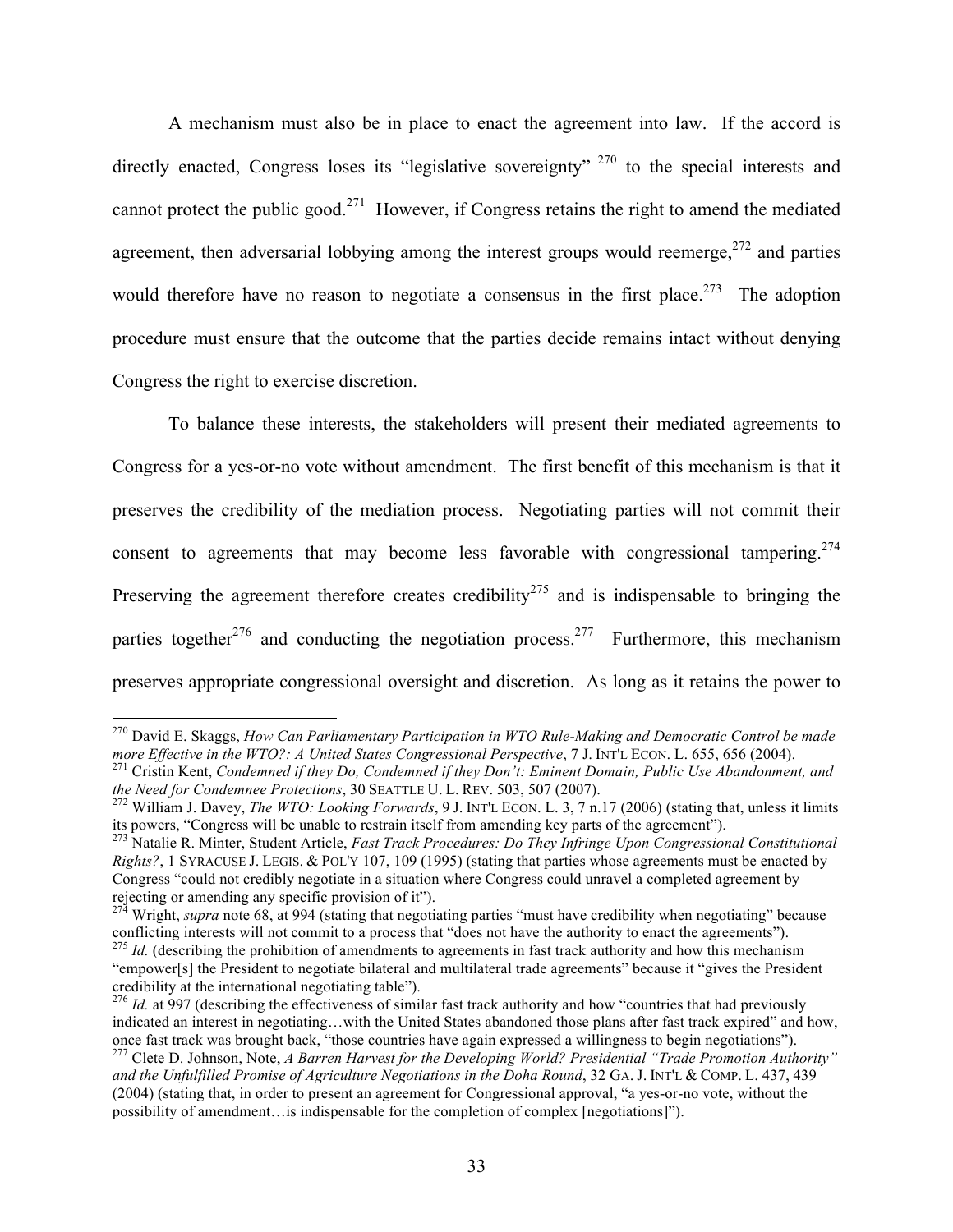A mechanism must also be in place to enact the agreement into law. If the accord is directly enacted, Congress loses its "legislative sovereignty"[270] to the special interests and cannot protect the public good.[271] However, if Congress retains the right to amend the mediated agreement, then adversarial lobbying among the interest groups would reemerge,[272] and parties would therefore have no reason to negotiate a consensus in the first place.[273] The adoption procedure must ensure that the outcome that the parties decide remains intact without denying Congress the right to exercise discretion.

To balance these interests, the stakeholders will present their mediated agreements to Congress for a yes-or-no vote without amendment. The first benefit of this mechanism is that it preserves the credibility of the mediation process. Negotiating parties will not commit their consent to agreements that may become less favorable with congressional tampering.[274] Preserving the agreement therefore creates credibility[275] and is indispensable to bringing the parties together[276] and conducting the negotiation process.[277] Furthermore, this mechanism preserves appropriate congressional oversight and discretion. As long as it retains the power to

---

[270] David E. Skaggs, *How Can Parliamentary Participation in WTO Rule-Making and Democratic Control be made more Effective in the WTO?: A United States Congressional Perspective*, 7 J. INT'L ECON. L. 655, 656 (2004).

[271] Cristin Kent, *Condemned if they Do, Condemned if they Don't: Eminent Domain, Public Use Abandonment, and the Need for Condemnee Protections*, 30 SEATTLE U. L. REV. 503, 507 (2007).

[272] William J. Davey, *The WTO: Looking Forwards*, 9 J. INT'L ECON. L. 3, 7 n.17 (2006) (stating that, unless it limits its powers, "Congress will be unable to restrain itself from amending key parts of the agreement").

[273] Natalie R. Minter, Student Article, *Fast Track Procedures: Do They Infringe Upon Congressional Constitutional Rights?*, 1 SYRACUSE J. LEGIS. & POL'Y 107, 109 (1995) (stating that parties whose agreements must be enacted by Congress "could not credibly negotiate in a situation where Congress could unravel a completed agreement by rejecting or amending any specific provision of it").

[274] Wright, *supra* note 68, at 994 (stating that negotiating parties "must have credibility when negotiating" because conflicting interests will not commit to a process that "does not have the authority to enact the agreements").

[275] *Id.* (describing the prohibition of amendments to agreements in fast track authority and how this mechanism "empower[s] the President to negotiate bilateral and multilateral trade agreements" because it "gives the President credibility at the international negotiating table").

[276] *Id.* at 997 (describing the effectiveness of similar fast track authority and how "countries that had previously indicated an interest in negotiating…with the United States abandoned those plans after fast track expired" and how, once fast track was brought back, "those countries have again expressed a willingness to begin negotiations").

[277] Clete D. Johnson, Note, *A Barren Harvest for the Developing World? Presidential "Trade Promotion Authority" and the Unfulfilled Promise of Agriculture Negotiations in the Doha Round*, 32 GA. J. INT'L & COMP. L. 437, 439 (2004) (stating that, in order to present an agreement for Congressional approval, "a yes-or-no vote, without the possibility of amendment…is indispensable for the completion of complex [negotiations]").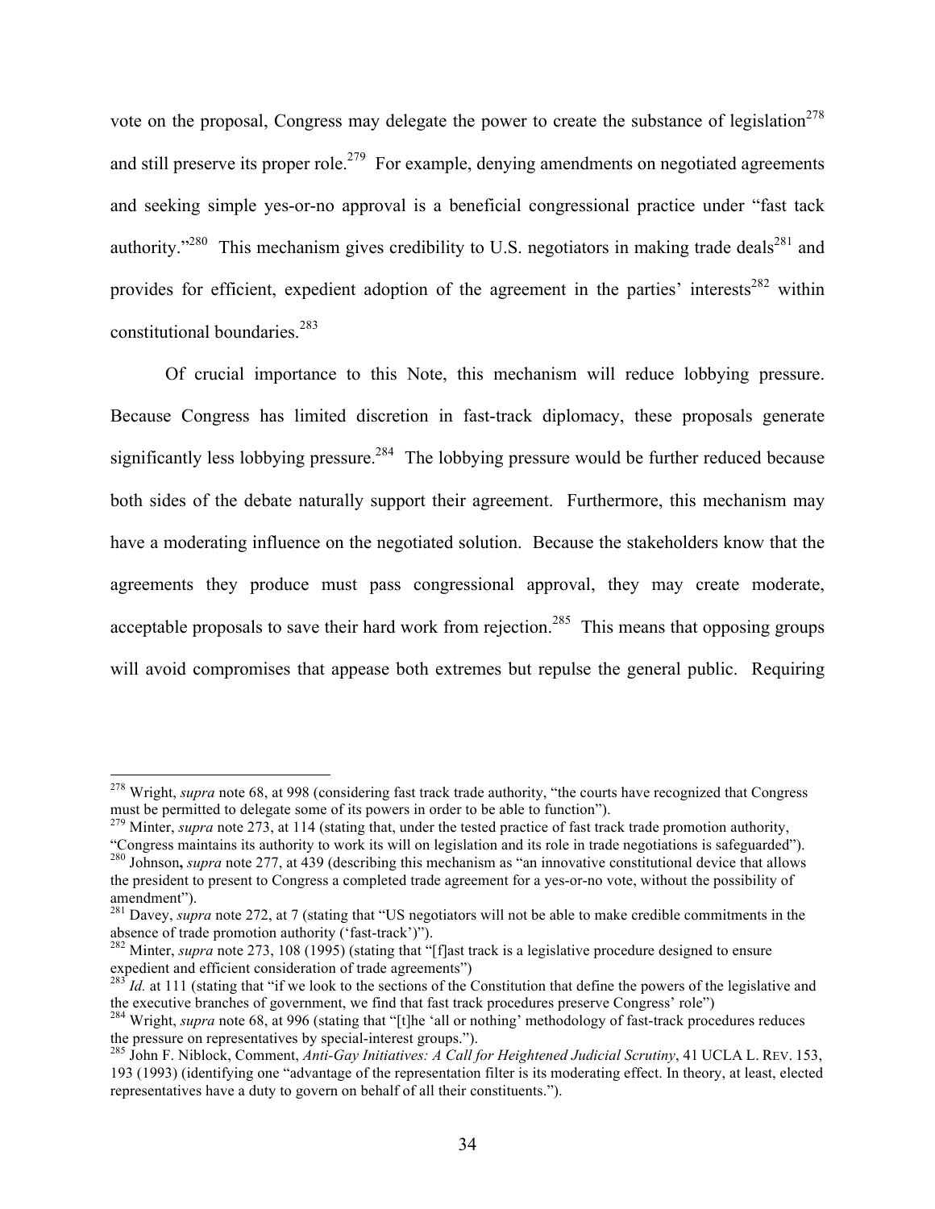vote on the proposal, Congress may delegate the power to create the substance of legislation[278] and still preserve its proper role.[279] For example, denying amendments on negotiated agreements and seeking simple yes-or-no approval is a beneficial congressional practice under "fast tack authority."[280] This mechanism gives credibility to U.S. negotiators in making trade deals[281] and provides for efficient, expedient adoption of the agreement in the parties' interests[282] within constitutional boundaries.[283]

Of crucial importance to this Note, this mechanism will reduce lobbying pressure. Because Congress has limited discretion in fast-track diplomacy, these proposals generate significantly less lobbying pressure.[284] The lobbying pressure would be further reduced because both sides of the debate naturally support their agreement. Furthermore, this mechanism may have a moderating influence on the negotiated solution. Because the stakeholders know that the agreements they produce must pass congressional approval, they may create moderate, acceptable proposals to save their hard work from rejection.[285] This means that opposing groups will avoid compromises that appease both extremes but repulse the general public. Requiring

---

[278] Wright, *supra* note 68, at 998 (considering fast track trade authority, "the courts have recognized that Congress must be permitted to delegate some of its powers in order to be able to function").

[279] Minter, *supra* note 273, at 114 (stating that, under the tested practice of fast track trade promotion authority, "Congress maintains its authority to work its will on legislation and its role in trade negotiations is safeguarded").

[280] Johnson**,** *supra* note 277, at 439 (describing this mechanism as "an innovative constitutional device that allows the president to present to Congress a completed trade agreement for a yes-or-no vote, without the possibility of amendment").

[281] Davey, *supra* note 272, at 7 (stating that "US negotiators will not be able to make credible commitments in the absence of trade promotion authority ('fast-track')").

[282] Minter, *supra* note 273, 108 (1995) (stating that "[f]ast track is a legislative procedure designed to ensure expedient and efficient consideration of trade agreements")

[283] *Id.* at 111 (stating that "if we look to the sections of the Constitution that define the powers of the legislative and the executive branches of government, we find that fast track procedures preserve Congress' role")

[284] Wright, *supra* note 68, at 996 (stating that "[t]he 'all or nothing' methodology of fast-track procedures reduces the pressure on representatives by special-interest groups.").

[285] John F. Niblock, Comment, *Anti-Gay Initiatives: A Call for Heightened Judicial Scrutiny*, 41 UCLA L. REV. 153, 193 (1993) (identifying one "advantage of the representation filter is its moderating effect. In theory, at least, elected representatives have a duty to govern on behalf of all their constituents.").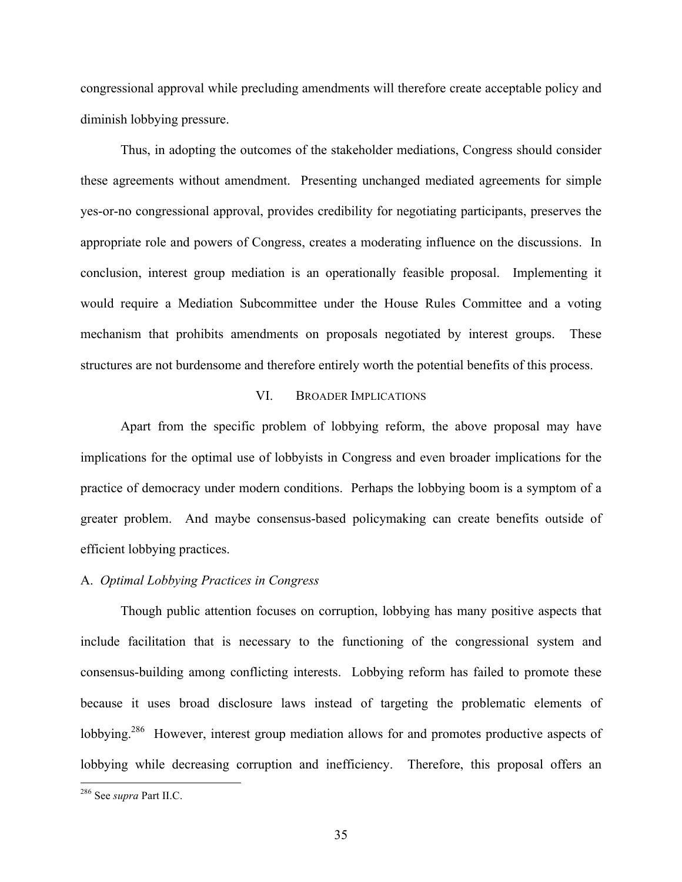congressional approval while precluding amendments will therefore create acceptable policy and diminish lobbying pressure.

Thus, in adopting the outcomes of the stakeholder mediations, Congress should consider these agreements without amendment. Presenting unchanged mediated agreements for simple yes-or-no congressional approval, provides credibility for negotiating participants, preserves the appropriate role and powers of Congress, creates a moderating influence on the discussions. In conclusion, interest group mediation is an operationally feasible proposal. Implementing it would require a Mediation Subcommittee under the House Rules Committee and a voting mechanism that prohibits amendments on proposals negotiated by interest groups. These structures are not burdensome and therefore entirely worth the potential benefits of this process.

## VI. Broader Implications

Apart from the specific problem of lobbying reform, the above proposal may have implications for the optimal use of lobbyists in Congress and even broader implications for the practice of democracy under modern conditions. Perhaps the lobbying boom is a symptom of a greater problem. And maybe consensus-based policymaking can create benefits outside of efficient lobbying practices.

### A. *Optimal Lobbying Practices in Congress*

Though public attention focuses on corruption, lobbying has many positive aspects that include facilitation that is necessary to the functioning of the congressional system and consensus-building among conflicting interests. Lobbying reform has failed to promote these because it uses broad disclosure laws instead of targeting the problematic elements of lobbying.[286] However, interest group mediation allows for and promotes productive aspects of lobbying while decreasing corruption and inefficiency. Therefore, this proposal offers an

[286] See *supra* Part II.C.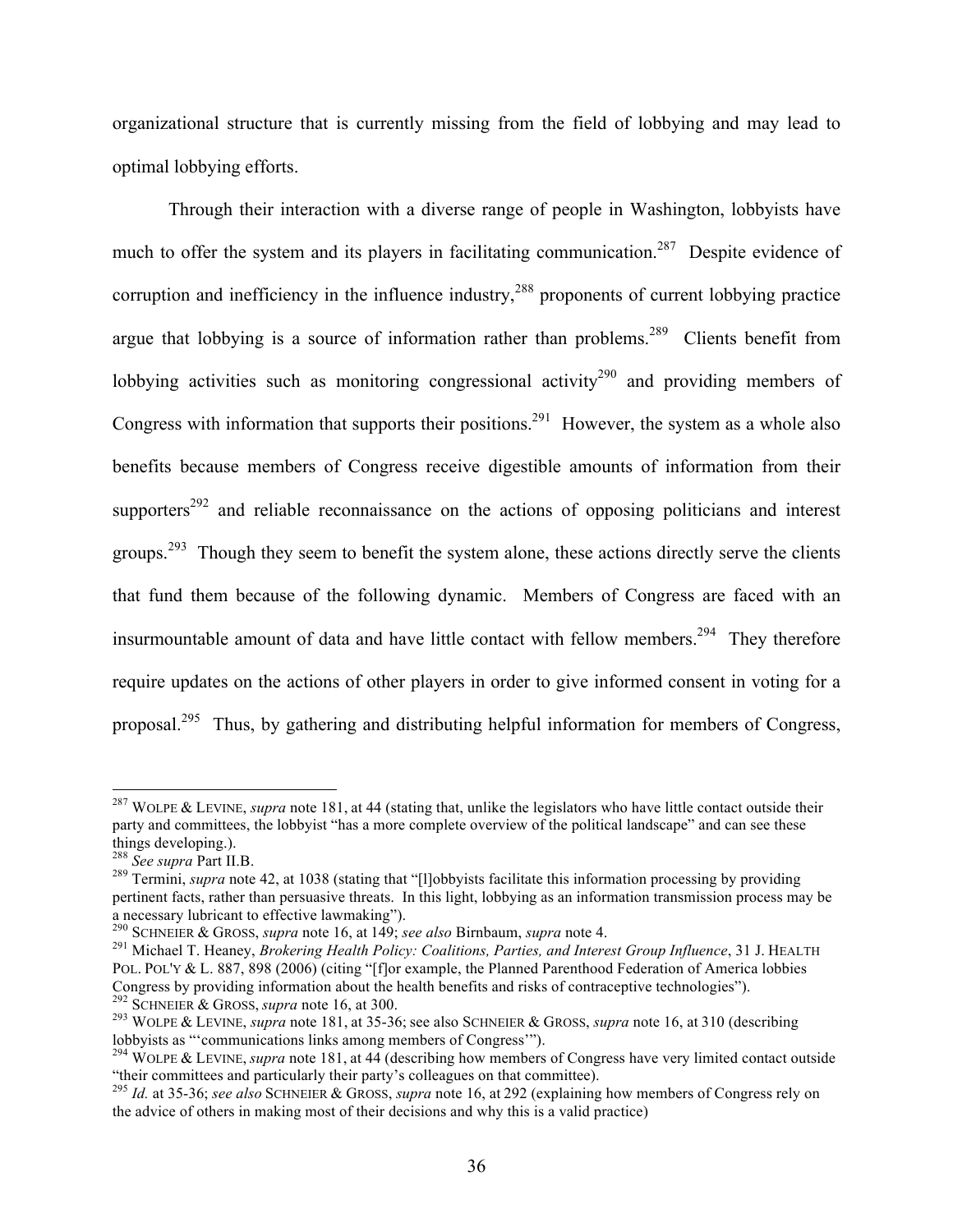organizational structure that is currently missing from the field of lobbying and may lead to optimal lobbying efforts.

Through their interaction with a diverse range of people in Washington, lobbyists have much to offer the system and its players in facilitating communication.[287] Despite evidence of corruption and inefficiency in the influence industry,[288] proponents of current lobbying practice argue that lobbying is a source of information rather than problems.[289] Clients benefit from lobbying activities such as monitoring congressional activity[290] and providing members of Congress with information that supports their positions.[291] However, the system as a whole also benefits because members of Congress receive digestible amounts of information from their supporters[292] and reliable reconnaissance on the actions of opposing politicians and interest groups.[293] Though they seem to benefit the system alone, these actions directly serve the clients that fund them because of the following dynamic. Members of Congress are faced with an insurmountable amount of data and have little contact with fellow members.[294] They therefore require updates on the actions of other players in order to give informed consent in voting for a proposal.[295] Thus, by gathering and distributing helpful information for members of Congress,

---

[287] WOLPE & LEVINE, *supra* note 181, at 44 (stating that, unlike the legislators who have little contact outside their party and committees, the lobbyist "has a more complete overview of the political landscape" and can see these things developing.).

[288] *See supra* Part II.B.

[289] Termini, *supra* note 42, at 1038 (stating that "[l]obbyists facilitate this information processing by providing pertinent facts, rather than persuasive threats. In this light, lobbying as an information transmission process may be a necessary lubricant to effective lawmaking").

[290] SCHNEIER & GROSS, *supra* note 16, at 149; *see also* Birnbaum, *supra* note 4.

[291] Michael T. Heaney, *Brokering Health Policy: Coalitions, Parties, and Interest Group Influence*, 31 J. HEALTH POL. POL'Y & L. 887, 898 (2006) (citing "[f]or example, the Planned Parenthood Federation of America lobbies Congress by providing information about the health benefits and risks of contraceptive technologies").

[292] SCHNEIER & GROSS, *supra* note 16, at 300.

[293] WOLPE & LEVINE, *supra* note 181, at 35-36; see also SCHNEIER & GROSS, *supra* note 16, at 310 (describing lobbyists as "'communications links among members of Congress'").

[294] WOLPE & LEVINE, *supra* note 181, at 44 (describing how members of Congress have very limited contact outside "their committees and particularly their party's colleagues on that committee).

[295] *Id.* at 35-36; *see also* SCHNEIER & GROSS, *supra* note 16, at 292 (explaining how members of Congress rely on the advice of others in making most of their decisions and why this is a valid practice)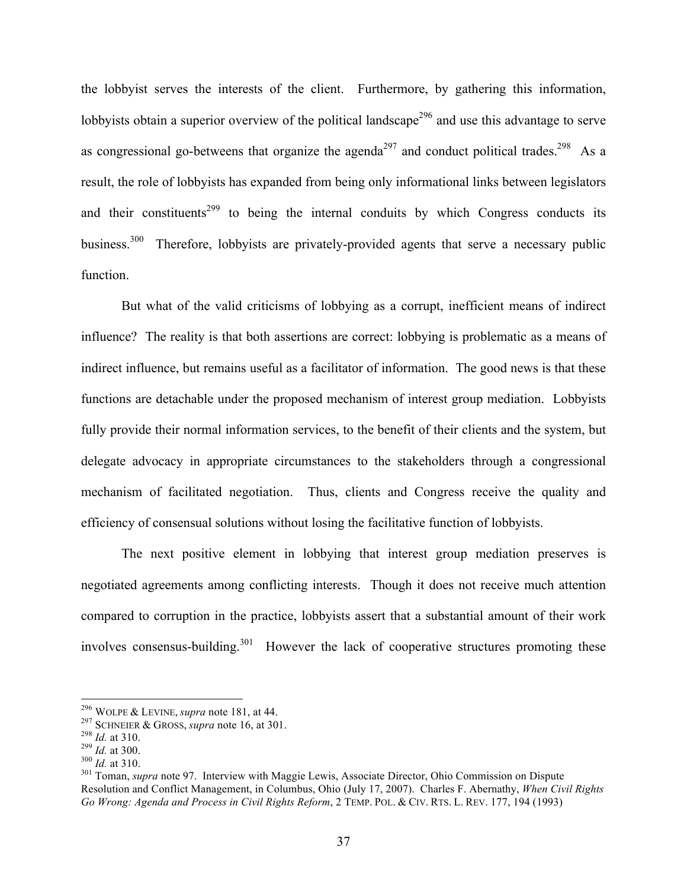the lobbyist serves the interests of the client. Furthermore, by gathering this information, lobbyists obtain a superior overview of the political landscape[296] and use this advantage to serve as congressional go-betweens that organize the agenda[297] and conduct political trades.[298] As a result, the role of lobbyists has expanded from being only informational links between legislators and their constituents[299] to being the internal conduits by which Congress conducts its business.[300] Therefore, lobbyists are privately-provided agents that serve a necessary public function.

But what of the valid criticisms of lobbying as a corrupt, inefficient means of indirect influence? The reality is that both assertions are correct: lobbying is problematic as a means of indirect influence, but remains useful as a facilitator of information. The good news is that these functions are detachable under the proposed mechanism of interest group mediation. Lobbyists fully provide their normal information services, to the benefit of their clients and the system, but delegate advocacy in appropriate circumstances to the stakeholders through a congressional mechanism of facilitated negotiation. Thus, clients and Congress receive the quality and efficiency of consensual solutions without losing the facilitative function of lobbyists.

The next positive element in lobbying that interest group mediation preserves is negotiated agreements among conflicting interests. Though it does not receive much attention compared to corruption in the practice, lobbyists assert that a substantial amount of their work involves consensus-building.[301] However the lack of cooperative structures promoting these

---

[296] WOLPE & LEVINE, *supra* note 181, at 44.
[297] SCHNEIER & GROSS, *supra* note 16, at 301.
[298] *Id.* at 310.
[299] *Id.* at 300.
[300] *Id.* at 310.
[301] Toman, *supra* note 97. Interview with Maggie Lewis, Associate Director, Ohio Commission on Dispute Resolution and Conflict Management, in Columbus, Ohio (July 17, 2007). Charles F. Abernathy, *When Civil Rights Go Wrong: Agenda and Process in Civil Rights Reform*, 2 TEMP. POL. & CIV. RTS. L. REV. 177, 194 (1993)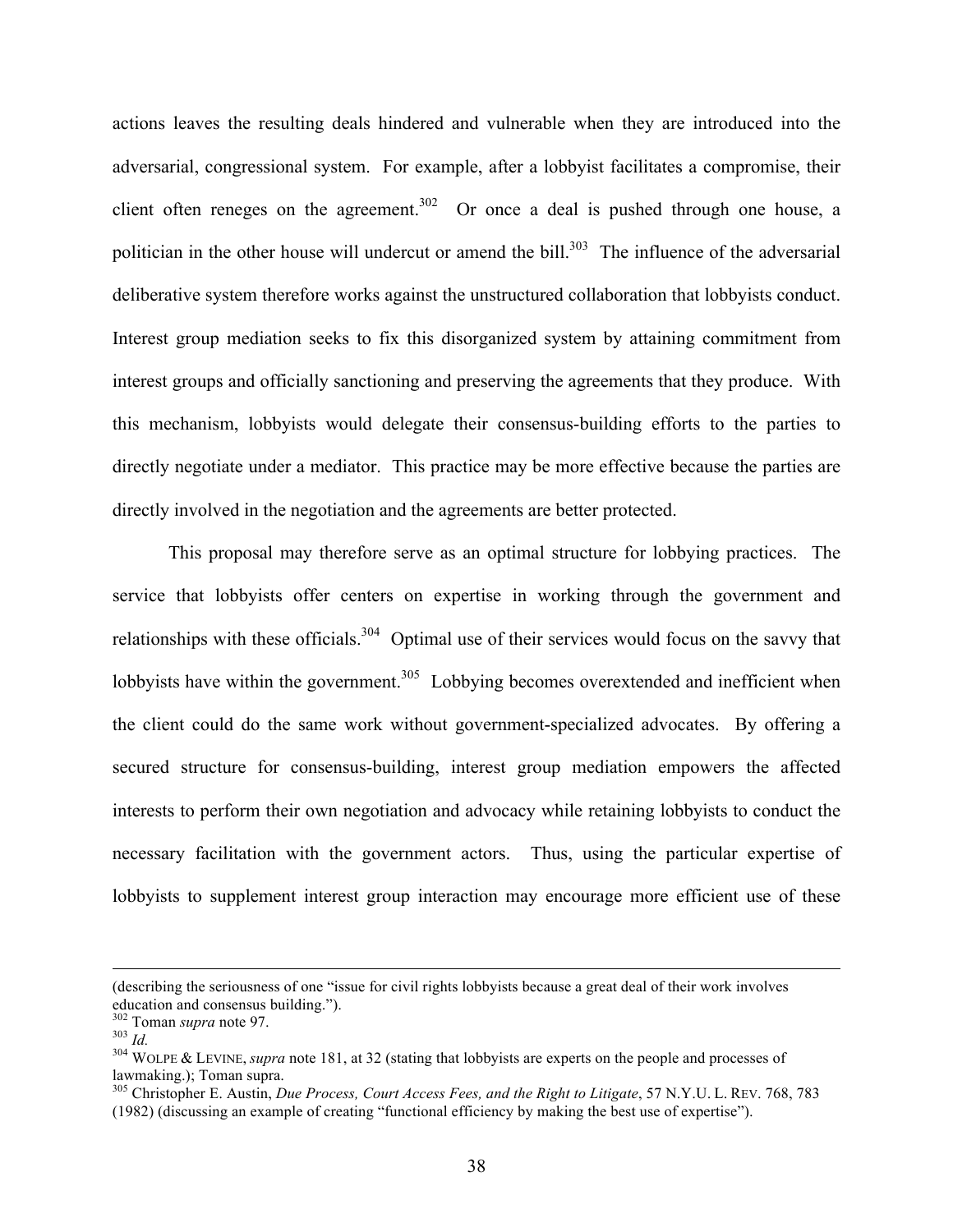actions leaves the resulting deals hindered and vulnerable when they are introduced into the adversarial, congressional system. For example, after a lobbyist facilitates a compromise, their client often reneges on the agreement.[302] Or once a deal is pushed through one house, a politician in the other house will undercut or amend the bill.[303] The influence of the adversarial deliberative system therefore works against the unstructured collaboration that lobbyists conduct. Interest group mediation seeks to fix this disorganized system by attaining commitment from interest groups and officially sanctioning and preserving the agreements that they produce. With this mechanism, lobbyists would delegate their consensus-building efforts to the parties to directly negotiate under a mediator. This practice may be more effective because the parties are directly involved in the negotiation and the agreements are better protected.

This proposal may therefore serve as an optimal structure for lobbying practices. The service that lobbyists offer centers on expertise in working through the government and relationships with these officials.[304] Optimal use of their services would focus on the savvy that lobbyists have within the government.[305] Lobbying becomes overextended and inefficient when the client could do the same work without government-specialized advocates. By offering a secured structure for consensus-building, interest group mediation empowers the affected interests to perform their own negotiation and advocacy while retaining lobbyists to conduct the necessary facilitation with the government actors. Thus, using the particular expertise of lobbyists to supplement interest group interaction may encourage more efficient use of these

---

(describing the seriousness of one "issue for civil rights lobbyists because a great deal of their work involves education and consensus building.").

[302] Toman *supra* note 97.

[303] *Id.*

[304] WOLPE & LEVINE, *supra* note 181, at 32 (stating that lobbyists are experts on the people and processes of lawmaking.); Toman supra.

[305] Christopher E. Austin, *Due Process, Court Access Fees, and the Right to Litigate*, 57 N.Y.U. L. REV. 768, 783 (1982) (discussing an example of creating "functional efficiency by making the best use of expertise").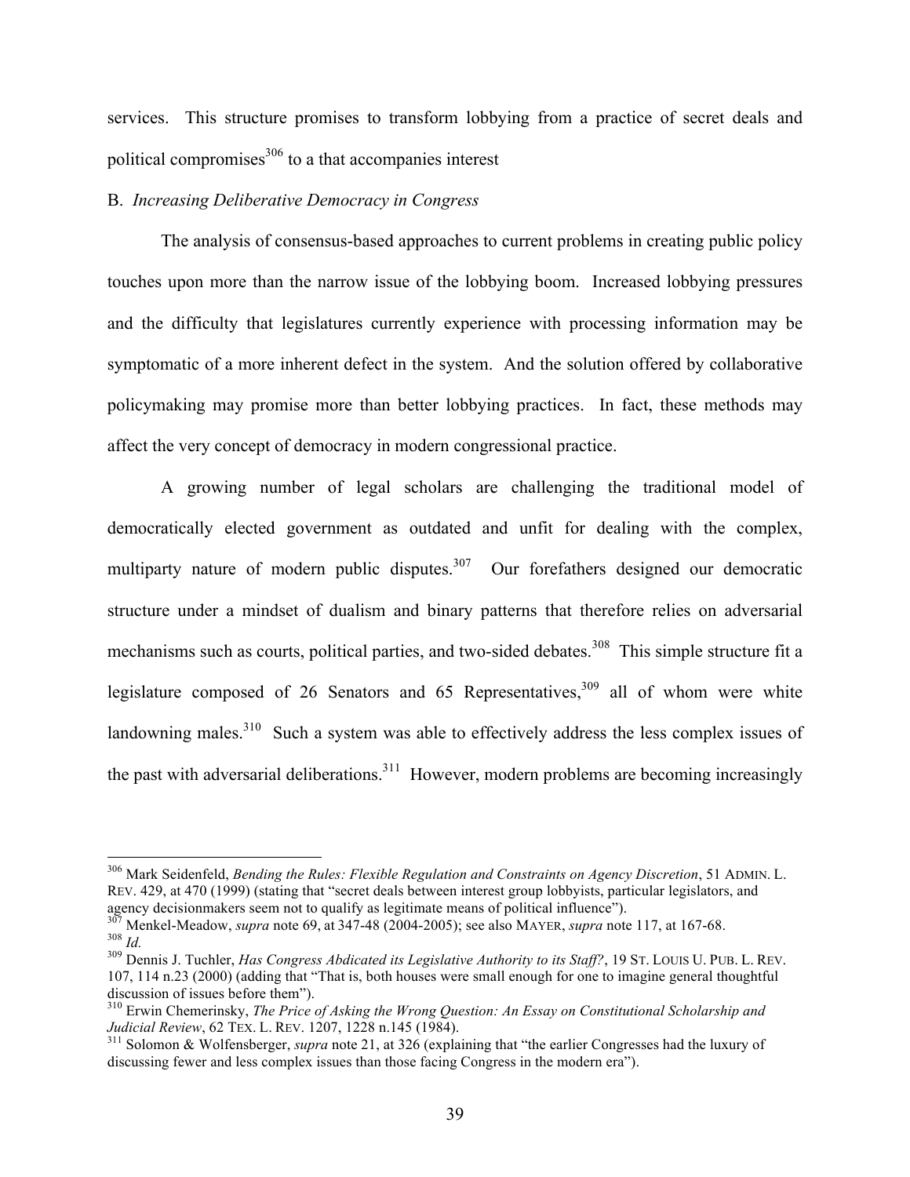services. This structure promises to transform lobbying from a practice of secret deals and political compromises[306] to a that accompanies interest

B. *Increasing Deliberative Democracy in Congress*

The analysis of consensus-based approaches to current problems in creating public policy touches upon more than the narrow issue of the lobbying boom. Increased lobbying pressures and the difficulty that legislatures currently experience with processing information may be symptomatic of a more inherent defect in the system. And the solution offered by collaborative policymaking may promise more than better lobbying practices. In fact, these methods may affect the very concept of democracy in modern congressional practice.

A growing number of legal scholars are challenging the traditional model of democratically elected government as outdated and unfit for dealing with the complex, multiparty nature of modern public disputes.[307] Our forefathers designed our democratic structure under a mindset of dualism and binary patterns that therefore relies on adversarial mechanisms such as courts, political parties, and two-sided debates.[308] This simple structure fit a legislature composed of 26 Senators and 65 Representatives,[309] all of whom were white landowning males.[310] Such a system was able to effectively address the less complex issues of the past with adversarial deliberations.[311] However, modern problems are becoming increasingly

---

[306] Mark Seidenfeld, *Bending the Rules: Flexible Regulation and Constraints on Agency Discretion*, 51 ADMIN. L. REV. 429, at 470 (1999) (stating that "secret deals between interest group lobbyists, particular legislators, and agency decisionmakers seem not to qualify as legitimate means of political influence").

[307] Menkel-Meadow, *supra* note 69, at 347-48 (2004-2005); see also MAYER, *supra* note 117, at 167-68.

[308] *Id.*

[309] Dennis J. Tuchler, *Has Congress Abdicated its Legislative Authority to its Staff?*, 19 ST. LOUIS U. PUB. L. REV. 107, 114 n.23 (2000) (adding that "That is, both houses were small enough for one to imagine general thoughtful discussion of issues before them").

[310] Erwin Chemerinsky, *The Price of Asking the Wrong Question: An Essay on Constitutional Scholarship and Judicial Review*, 62 TEX. L. REV. 1207, 1228 n.145 (1984).

[311] Solomon & Wolfensberger, *supra* note 21, at 326 (explaining that "the earlier Congresses had the luxury of discussing fewer and less complex issues than those facing Congress in the modern era").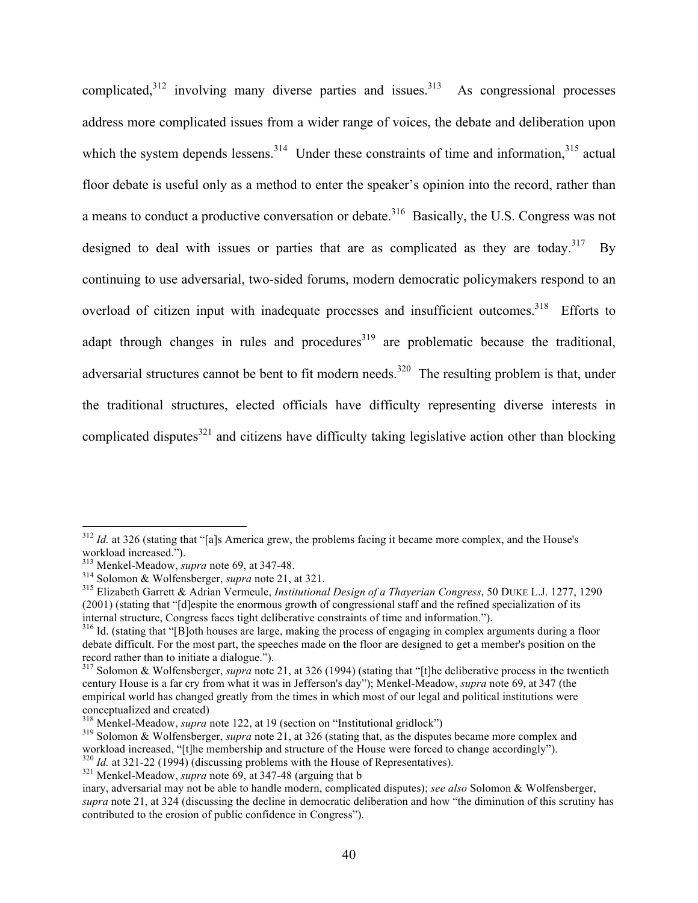complicated,[312] involving many diverse parties and issues.[313] As congressional processes address more complicated issues from a wider range of voices, the debate and deliberation upon which the system depends lessens.[314] Under these constraints of time and information,[315] actual floor debate is useful only as a method to enter the speaker's opinion into the record, rather than a means to conduct a productive conversation or debate.[316] Basically, the U.S. Congress was not designed to deal with issues or parties that are as complicated as they are today.[317] By continuing to use adversarial, two-sided forums, modern democratic policymakers respond to an overload of citizen input with inadequate processes and insufficient outcomes.[318] Efforts to adapt through changes in rules and procedures[319] are problematic because the traditional, adversarial structures cannot be bent to fit modern needs.[320] The resulting problem is that, under the traditional structures, elected officials have difficulty representing diverse interests in complicated disputes[321] and citizens have difficulty taking legislative action other than blocking

---

[312] *Id.* at 326 (stating that "[a]s America grew, the problems facing it became more complex, and the House's workload increased.").

[313] Menkel-Meadow, *supra* note 69, at 347-48.

[314] Solomon & Wolfensberger, *supra* note 21, at 321.

[315] Elizabeth Garrett & Adrian Vermeule, *Institutional Design of a Thayerian Congress*, 50 DUKE L.J. 1277, 1290 (2001) (stating that "[d]espite the enormous growth of congressional staff and the refined specialization of its internal structure, Congress faces tight deliberative constraints of time and information.").

[316] Id. (stating that "[B]oth houses are large, making the process of engaging in complex arguments during a floor debate difficult. For the most part, the speeches made on the floor are designed to get a member's position on the record rather than to initiate a dialogue.").

[317] Solomon & Wolfensberger, *supra* note 21, at 326 (1994) (stating that "[t]he deliberative process in the twentieth century House is a far cry from what it was in Jefferson's day"); Menkel-Meadow, *supra* note 69, at 347 (the empirical world has changed greatly from the times in which most of our legal and political institutions were conceptualized and created)

[318] Menkel-Meadow, *supra* note 122, at 19 (section on "Institutional gridlock")

[319] Solomon & Wolfensberger, *supra* note 21, at 326 (stating that, as the disputes became more complex and workload increased, "[t]he membership and structure of the House were forced to change accordingly").

[320] *Id.* at 321-22 (1994) (discussing problems with the House of Representatives).

[321] Menkel-Meadow, *supra* note 69, at 347-48 (arguing that b

inary, adversarial may not be able to handle modern, complicated disputes); *see also* Solomon & Wolfensberger, *supra* note 21, at 324 (discussing the decline in democratic deliberation and how "the diminution of this scrutiny has contributed to the erosion of public confidence in Congress").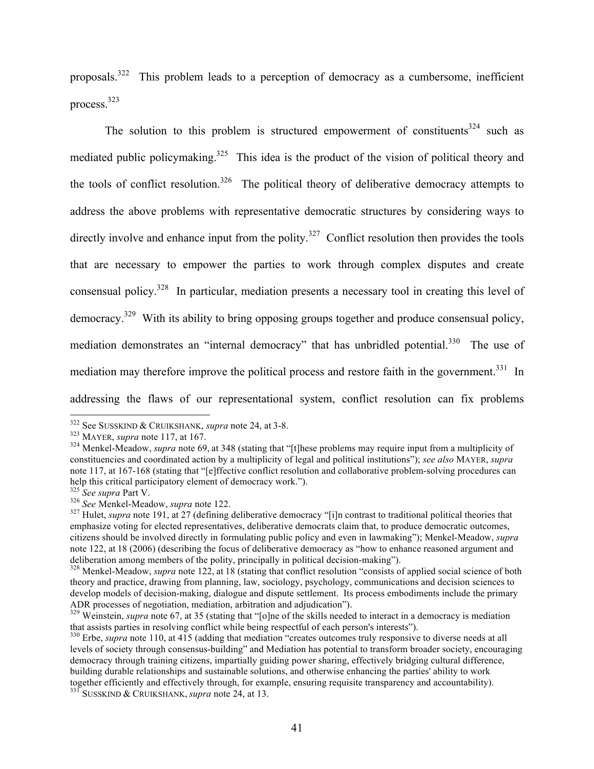proposals.[322] This problem leads to a perception of democracy as a cumbersome, inefficient process.[323]

The solution to this problem is structured empowerment of constituents[324] such as mediated public policymaking.[325] This idea is the product of the vision of political theory and the tools of conflict resolution.[326] The political theory of deliberative democracy attempts to address the above problems with representative democratic structures by considering ways to directly involve and enhance input from the polity.[327] Conflict resolution then provides the tools that are necessary to empower the parties to work through complex disputes and create consensual policy.[328] In particular, mediation presents a necessary tool in creating this level of democracy.[329] With its ability to bring opposing groups together and produce consensual policy, mediation demonstrates an "internal democracy" that has unbridled potential.[330] The use of mediation may therefore improve the political process and restore faith in the government.[331] In addressing the flaws of our representational system, conflict resolution can fix problems

---

[322] See SUSSKIND & CRUIKSHANK, *supra* note 24, at 3-8.

[323] MAYER, *supra* note 117, at 167.

[324] Menkel-Meadow, *supra* note 69, at 348 (stating that "[t]hese problems may require input from a multiplicity of constituencies and coordinated action by a multiplicity of legal and political institutions"); *see also* MAYER, *supra* note 117, at 167-168 (stating that "[e]ffective conflict resolution and collaborative problem-solving procedures can help this critical participatory element of democracy work.").

[325] *See supra* Part V.

[326] *See* Menkel-Meadow, *supra* note 122.

[327] Hulet, *supra* note 191, at 27 (defining deliberative democracy "[i]n contrast to traditional political theories that emphasize voting for elected representatives, deliberative democrats claim that, to produce democratic outcomes, citizens should be involved directly in formulating public policy and even in lawmaking"); Menkel-Meadow, *supra* note 122, at 18 (2006) (describing the focus of deliberative democracy as "how to enhance reasoned argument and deliberation among members of the polity, principally in political decision-making").

[328] Menkel-Meadow, *supra* note 122, at 18 (stating that conflict resolution "consists of applied social science of both theory and practice, drawing from planning, law, sociology, psychology, communications and decision sciences to develop models of decision-making, dialogue and dispute settlement. Its process embodiments include the primary ADR processes of negotiation, mediation, arbitration and adjudication").

[329] Weinstein, *supra* note 67, at 35 (stating that "[o]ne of the skills needed to interact in a democracy is mediation that assists parties in resolving conflict while being respectful of each person's interests").

[330] Erbe, *supra* note 110, at 415 (adding that mediation "creates outcomes truly responsive to diverse needs at all levels of society through consensus-building" and Mediation has potential to transform broader society, encouraging democracy through training citizens, impartially guiding power sharing, effectively bridging cultural difference, building durable relationships and sustainable solutions, and otherwise enhancing the parties' ability to work together efficiently and effectively through, for example, ensuring requisite transparency and accountability).

[331] SUSSKIND & CRUIKSHANK, *supra* note 24, at 13.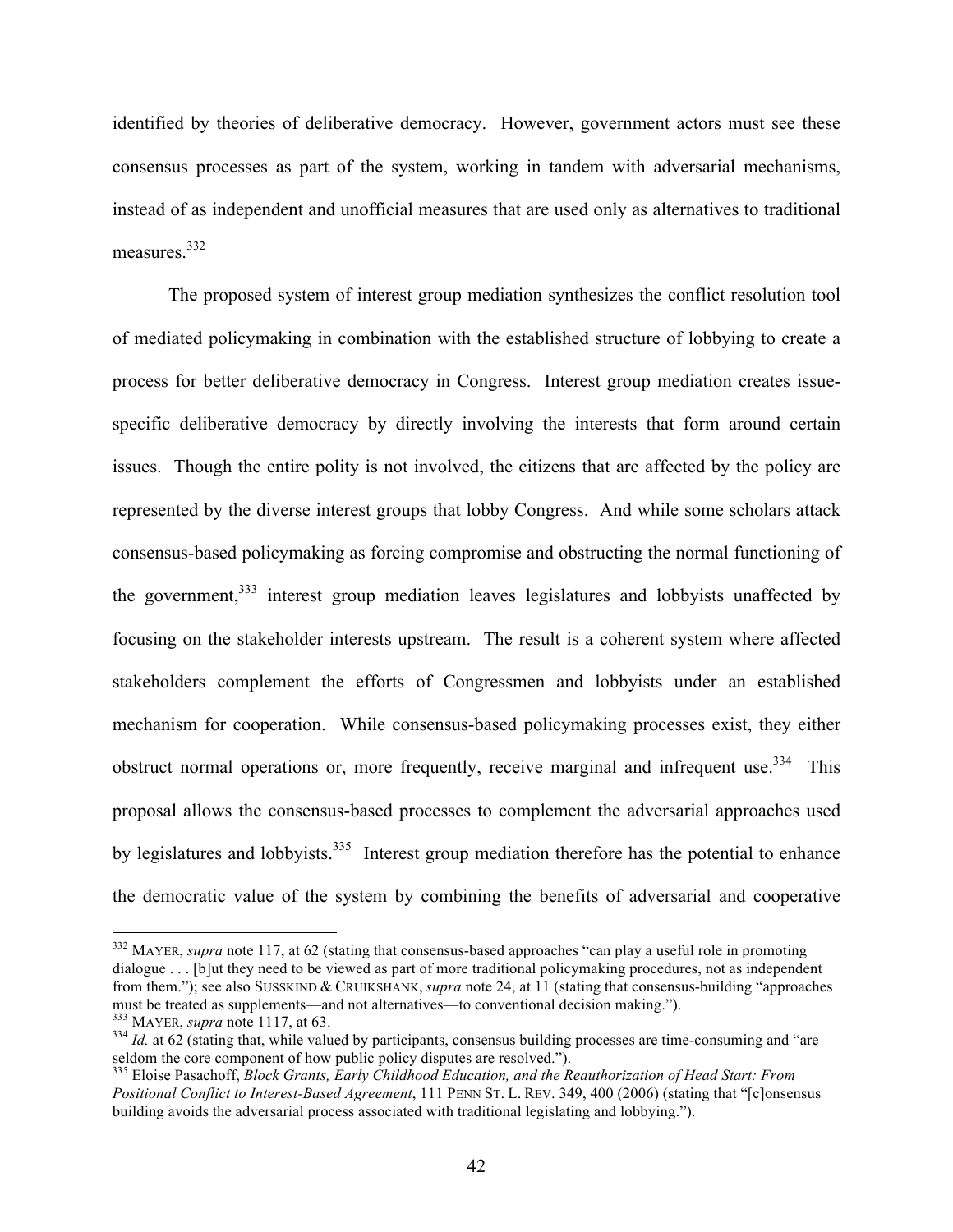identified by theories of deliberative democracy. However, government actors must see these consensus processes as part of the system, working in tandem with adversarial mechanisms, instead of as independent and unofficial measures that are used only as alternatives to traditional measures.[332]

The proposed system of interest group mediation synthesizes the conflict resolution tool of mediated policymaking in combination with the established structure of lobbying to create a process for better deliberative democracy in Congress. Interest group mediation creates issue-specific deliberative democracy by directly involving the interests that form around certain issues. Though the entire polity is not involved, the citizens that are affected by the policy are represented by the diverse interest groups that lobby Congress. And while some scholars attack consensus-based policymaking as forcing compromise and obstructing the normal functioning of the government,[333] interest group mediation leaves legislatures and lobbyists unaffected by focusing on the stakeholder interests upstream. The result is a coherent system where affected stakeholders complement the efforts of Congressmen and lobbyists under an established mechanism for cooperation. While consensus-based policymaking processes exist, they either obstruct normal operations or, more frequently, receive marginal and infrequent use.[334] This proposal allows the consensus-based processes to complement the adversarial approaches used by legislatures and lobbyists.[335] Interest group mediation therefore has the potential to enhance the democratic value of the system by combining the benefits of adversarial and cooperative

---

[332] MAYER, *supra* note 117, at 62 (stating that consensus-based approaches "can play a useful role in promoting dialogue . . . [b]ut they need to be viewed as part of more traditional policymaking procedures, not as independent from them."); see also SUSSKIND & CRUIKSHANK, *supra* note 24, at 11 (stating that consensus-building "approaches must be treated as supplements—and not alternatives—to conventional decision making.").

[333] MAYER, *supra* note 1117, at 63.

[334] *Id.* at 62 (stating that, while valued by participants, consensus building processes are time-consuming and "are seldom the core component of how public policy disputes are resolved.").

[335] Eloise Pasachoff, *Block Grants, Early Childhood Education, and the Reauthorization of Head Start: From Positional Conflict to Interest-Based Agreement*, 111 PENN ST. L. REV. 349, 400 (2006) (stating that "[c]onsensus building avoids the adversarial process associated with traditional legislating and lobbying.").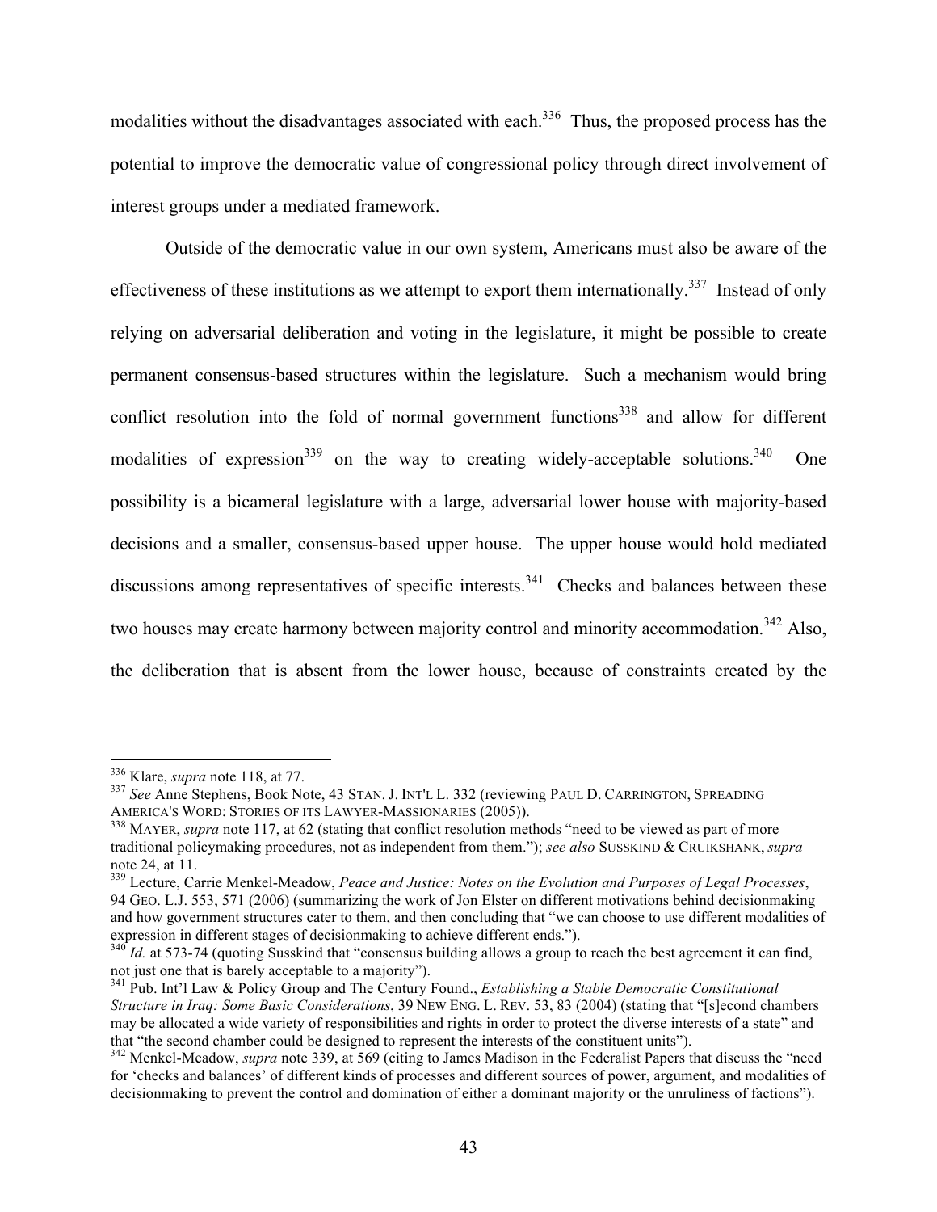modalities without the disadvantages associated with each.[336] Thus, the proposed process has the potential to improve the democratic value of congressional policy through direct involvement of interest groups under a mediated framework.

Outside of the democratic value in our own system, Americans must also be aware of the effectiveness of these institutions as we attempt to export them internationally.[337] Instead of only relying on adversarial deliberation and voting in the legislature, it might be possible to create permanent consensus-based structures within the legislature. Such a mechanism would bring conflict resolution into the fold of normal government functions[338] and allow for different modalities of expression[339] on the way to creating widely-acceptable solutions.[340] One possibility is a bicameral legislature with a large, adversarial lower house with majority-based decisions and a smaller, consensus-based upper house. The upper house would hold mediated discussions among representatives of specific interests.[341] Checks and balances between these two houses may create harmony between majority control and minority accommodation.[342] Also, the deliberation that is absent from the lower house, because of constraints created by the

---

[336] Klare, *supra* note 118, at 77.

[337] *See* Anne Stephens, Book Note, 43 STAN. J. INT'L L. 332 (reviewing PAUL D. CARRINGTON, SPREADING AMERICA'S WORD: STORIES OF ITS LAWYER-MASSIONARIES (2005)).

[338] MAYER, *supra* note 117, at 62 (stating that conflict resolution methods "need to be viewed as part of more traditional policymaking procedures, not as independent from them."); *see also* SUSSKIND & CRUIKSHANK, *supra* note 24, at 11.

[339] Lecture, Carrie Menkel-Meadow, *Peace and Justice: Notes on the Evolution and Purposes of Legal Processes*, 94 GEO. L.J. 553, 571 (2006) (summarizing the work of Jon Elster on different motivations behind decisionmaking and how government structures cater to them, and then concluding that "we can choose to use different modalities of expression in different stages of decisionmaking to achieve different ends.").

[340] *Id.* at 573-74 (quoting Susskind that "consensus building allows a group to reach the best agreement it can find, not just one that is barely acceptable to a majority").

[341] Pub. Int'l Law & Policy Group and The Century Found., *Establishing a Stable Democratic Constitutional Structure in Iraq: Some Basic Considerations*, 39 NEW ENG. L. REV. 53, 83 (2004) (stating that "[s]econd chambers may be allocated a wide variety of responsibilities and rights in order to protect the diverse interests of a state" and that "the second chamber could be designed to represent the interests of the constituent units").

[342] Menkel-Meadow, *supra* note 339, at 569 (citing to James Madison in the Federalist Papers that discuss the "need for 'checks and balances' of different kinds of processes and different sources of power, argument, and modalities of decisionmaking to prevent the control and domination of either a dominant majority or the unruliness of factions").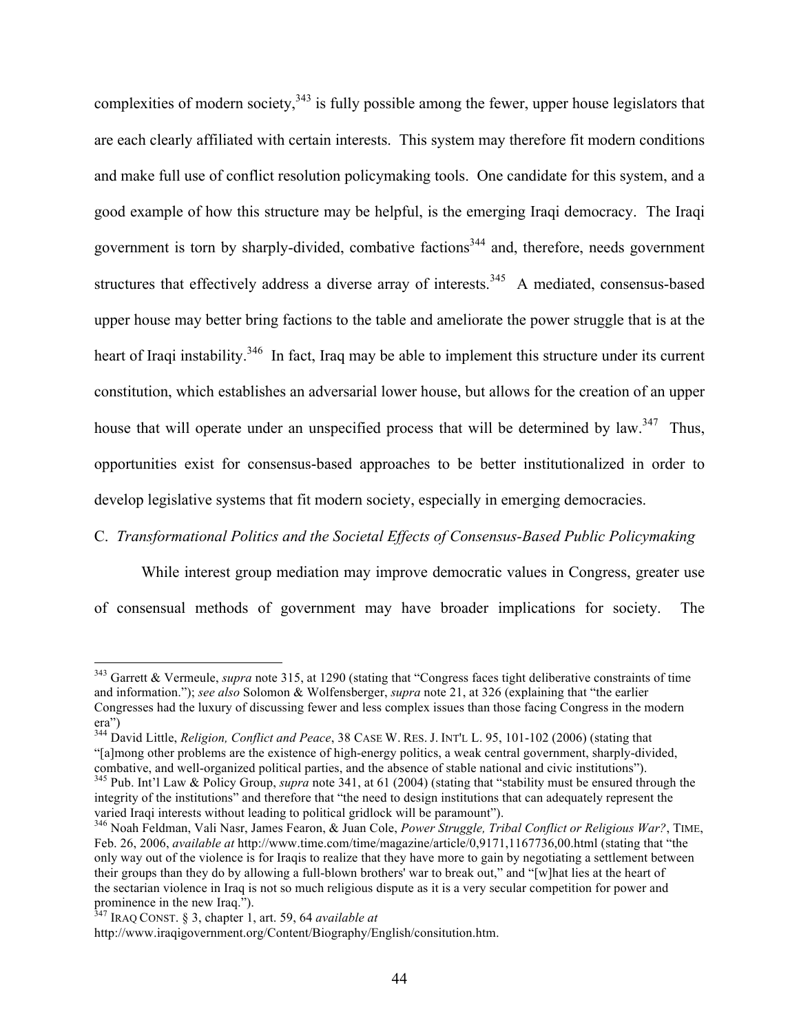complexities of modern society,[343] is fully possible among the fewer, upper house legislators that are each clearly affiliated with certain interests. This system may therefore fit modern conditions and make full use of conflict resolution policymaking tools. One candidate for this system, and a good example of how this structure may be helpful, is the emerging Iraqi democracy. The Iraqi government is torn by sharply-divided, combative factions[344] and, therefore, needs government structures that effectively address a diverse array of interests.[345] A mediated, consensus-based upper house may better bring factions to the table and ameliorate the power struggle that is at the heart of Iraqi instability.[346] In fact, Iraq may be able to implement this structure under its current constitution, which establishes an adversarial lower house, but allows for the creation of an upper house that will operate under an unspecified process that will be determined by law.[347] Thus, opportunities exist for consensus-based approaches to be better institutionalized in order to develop legislative systems that fit modern society, especially in emerging democracies.

C. *Transformational Politics and the Societal Effects of Consensus-Based Public Policymaking*

While interest group mediation may improve democratic values in Congress, greater use of consensual methods of government may have broader implications for society. The

---

[343] Garrett & Vermeule, *supra* note 315, at 1290 (stating that "Congress faces tight deliberative constraints of time and information."); *see also* Solomon & Wolfensberger, *supra* note 21, at 326 (explaining that "the earlier Congresses had the luxury of discussing fewer and less complex issues than those facing Congress in the modern era")

[344] David Little, *Religion, Conflict and Peace*, 38 CASE W. RES. J. INT'L L. 95, 101-102 (2006) (stating that "[a]mong other problems are the existence of high-energy politics, a weak central government, sharply-divided, combative, and well-organized political parties, and the absence of stable national and civic institutions").

[345] Pub. Int'l Law & Policy Group, *supra* note 341, at 61 (2004) (stating that "stability must be ensured through the integrity of the institutions" and therefore that "the need to design institutions that can adequately represent the varied Iraqi interests without leading to political gridlock will be paramount").

[346] Noah Feldman, Vali Nasr, James Fearon, & Juan Cole, *Power Struggle, Tribal Conflict or Religious War?*, TIME, Feb. 26, 2006, *available at* http://www.time.com/time/magazine/article/0,9171,1167736,00.html (stating that "the only way out of the violence is for Iraqis to realize that they have more to gain by negotiating a settlement between their groups than they do by allowing a full-blown brothers' war to break out," and "[w]hat lies at the heart of the sectarian violence in Iraq is not so much religious dispute as it is a very secular competition for power and prominence in the new Iraq.").

[347] IRAQ CONST. § 3, chapter 1, art. 59, 64 *available at* http://www.iraqigovernment.org/Content/Biography/English/consitution.htm.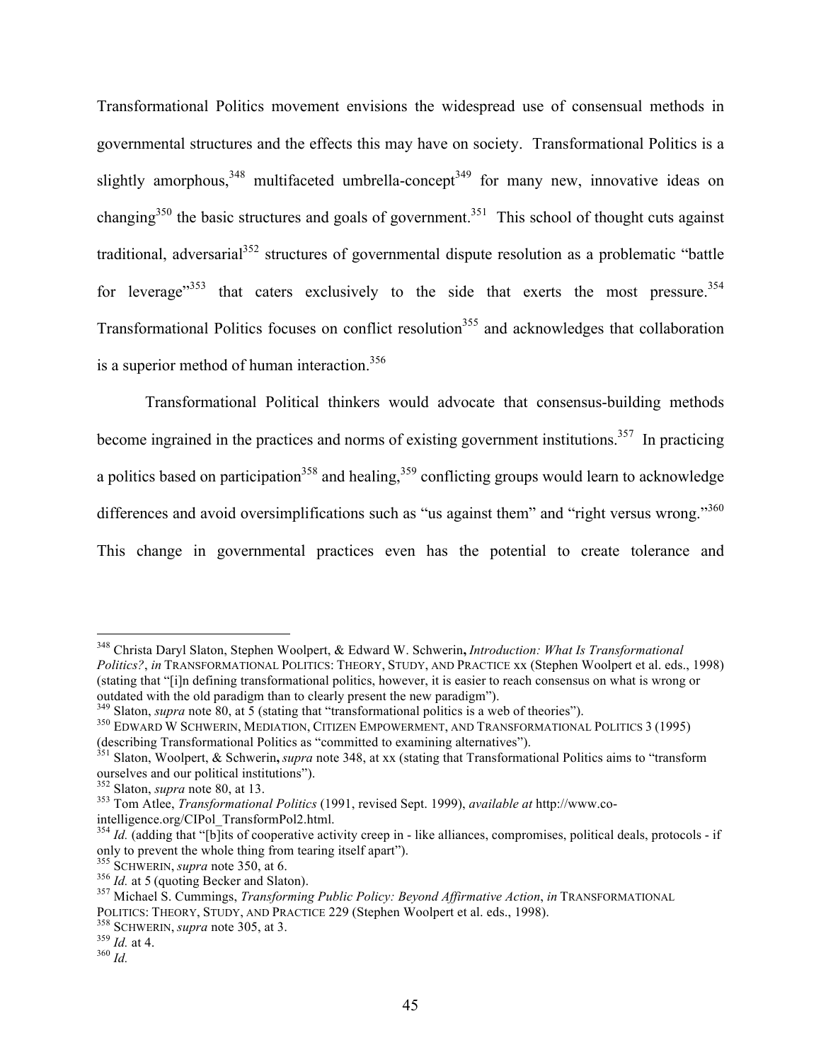Transformational Politics movement envisions the widespread use of consensual methods in governmental structures and the effects this may have on society. Transformational Politics is a slightly amorphous,[348] multifaceted umbrella-concept[349] for many new, innovative ideas on changing[350] the basic structures and goals of government.[351] This school of thought cuts against traditional, adversarial[352] structures of governmental dispute resolution as a problematic "battle for leverage"[353] that caters exclusively to the side that exerts the most pressure.[354] Transformational Politics focuses on conflict resolution[355] and acknowledges that collaboration is a superior method of human interaction.[356]

Transformational Political thinkers would advocate that consensus-building methods become ingrained in the practices and norms of existing government institutions.[357] In practicing a politics based on participation[358] and healing,[359] conflicting groups would learn to acknowledge differences and avoid oversimplifications such as "us against them" and "right versus wrong."[360] This change in governmental practices even has the potential to create tolerance and

---

[348] Christa Daryl Slaton, Stephen Woolpert, & Edward W. Schwerin**,** *Introduction: What Is Transformational Politics?*, *in* TRANSFORMATIONAL POLITICS: THEORY, STUDY, AND PRACTICE xx (Stephen Woolpert et al. eds., 1998) (stating that "[i]n defining transformational politics, however, it is easier to reach consensus on what is wrong or outdated with the old paradigm than to clearly present the new paradigm").

[349] Slaton, *supra* note 80, at 5 (stating that "transformational politics is a web of theories").

[350] EDWARD W SCHWERIN, MEDIATION, CITIZEN EMPOWERMENT, AND TRANSFORMATIONAL POLITICS 3 (1995) (describing Transformational Politics as "committed to examining alternatives").

[351] Slaton, Woolpert, & Schwerin**,** *supra* note 348, at xx (stating that Transformational Politics aims to "transform ourselves and our political institutions").

[352] Slaton, *supra* note 80, at 13.

[353] Tom Atlee, *Transformational Politics* (1991, revised Sept. 1999), *available at* http://www.co-intelligence.org/CIPol_TransformPol2.html.

[354] *Id.* (adding that "[b]its of cooperative activity creep in - like alliances, compromises, political deals, protocols - if only to prevent the whole thing from tearing itself apart").

[355] SCHWERIN, *supra* note 350, at 6.

[356] *Id.* at 5 (quoting Becker and Slaton).

[357] Michael S. Cummings, *Transforming Public Policy: Beyond Affirmative Action*, *in* TRANSFORMATIONAL POLITICS: THEORY, STUDY, AND PRACTICE 229 (Stephen Woolpert et al. eds., 1998).

[358] SCHWERIN, *supra* note 305, at 3.

[359] *Id.* at 4.

[360] *Id.*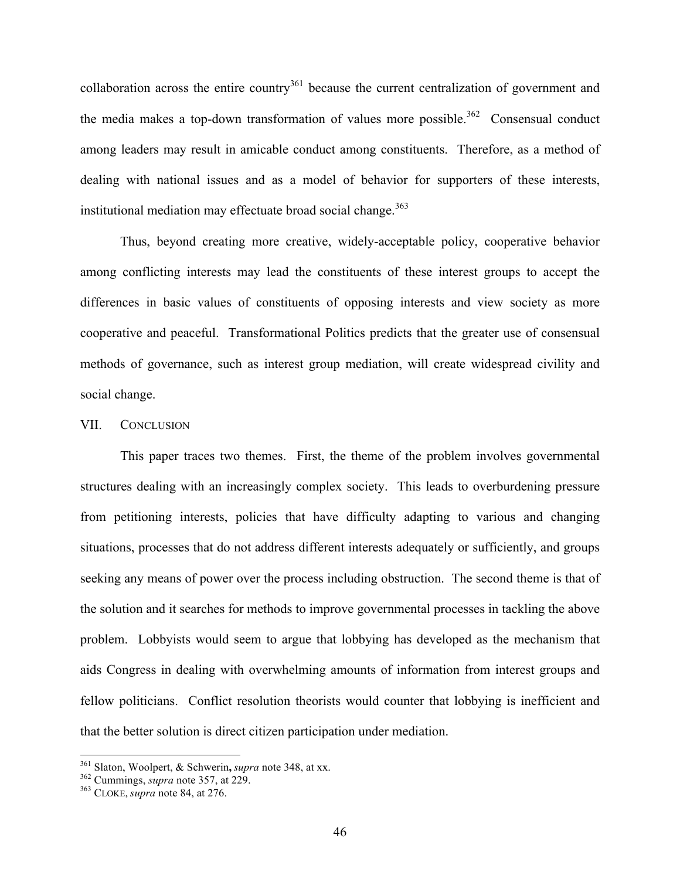collaboration across the entire country[361] because the current centralization of government and the media makes a top-down transformation of values more possible.[362] Consensual conduct among leaders may result in amicable conduct among constituents. Therefore, as a method of dealing with national issues and as a model of behavior for supporters of these interests, institutional mediation may effectuate broad social change.[363]

Thus, beyond creating more creative, widely-acceptable policy, cooperative behavior among conflicting interests may lead the constituents of these interest groups to accept the differences in basic values of constituents of opposing interests and view society as more cooperative and peaceful. Transformational Politics predicts that the greater use of consensual methods of governance, such as interest group mediation, will create widespread civility and social change.

## VII. CONCLUSION

This paper traces two themes. First, the theme of the problem involves governmental structures dealing with an increasingly complex society. This leads to overburdening pressure from petitioning interests, policies that have difficulty adapting to various and changing situations, processes that do not address different interests adequately or sufficiently, and groups seeking any means of power over the process including obstruction. The second theme is that of the solution and it searches for methods to improve governmental processes in tackling the above problem. Lobbyists would seem to argue that lobbying has developed as the mechanism that aids Congress in dealing with overwhelming amounts of information from interest groups and fellow politicians. Conflict resolution theorists would counter that lobbying is inefficient and that the better solution is direct citizen participation under mediation.

---

[361] Slaton, Woolpert, & Schwerin**,** *supra* note 348, at xx.

[362] Cummings, *supra* note 357, at 229.

[363] CLOKE, *supra* note 84, at 276.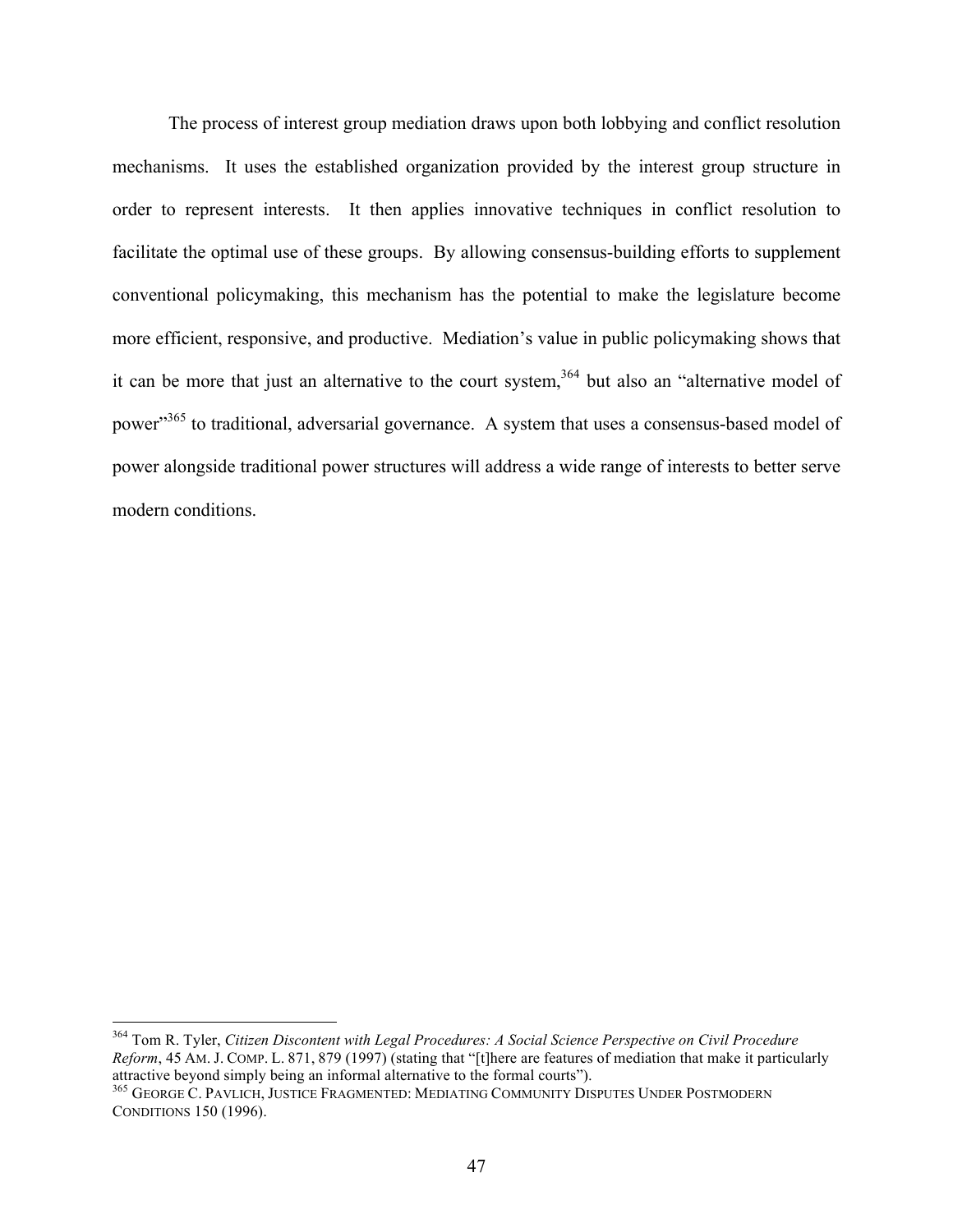The process of interest group mediation draws upon both lobbying and conflict resolution mechanisms. It uses the established organization provided by the interest group structure in order to represent interests. It then applies innovative techniques in conflict resolution to facilitate the optimal use of these groups. By allowing consensus-building efforts to supplement conventional policymaking, this mechanism has the potential to make the legislature become more efficient, responsive, and productive. Mediation's value in public policymaking shows that it can be more that just an alternative to the court system,[364] but also an "alternative model of power"[365] to traditional, adversarial governance. A system that uses a consensus-based model of power alongside traditional power structures will address a wide range of interests to better serve modern conditions.

---

[364] Tom R. Tyler, *Citizen Discontent with Legal Procedures: A Social Science Perspective on Civil Procedure Reform*, 45 AM. J. COMP. L. 871, 879 (1997) (stating that "[t]here are features of mediation that make it particularly attractive beyond simply being an informal alternative to the formal courts").

[365] GEORGE C. PAVLICH, JUSTICE FRAGMENTED: MEDIATING COMMUNITY DISPUTES UNDER POSTMODERN CONDITIONS 150 (1996).